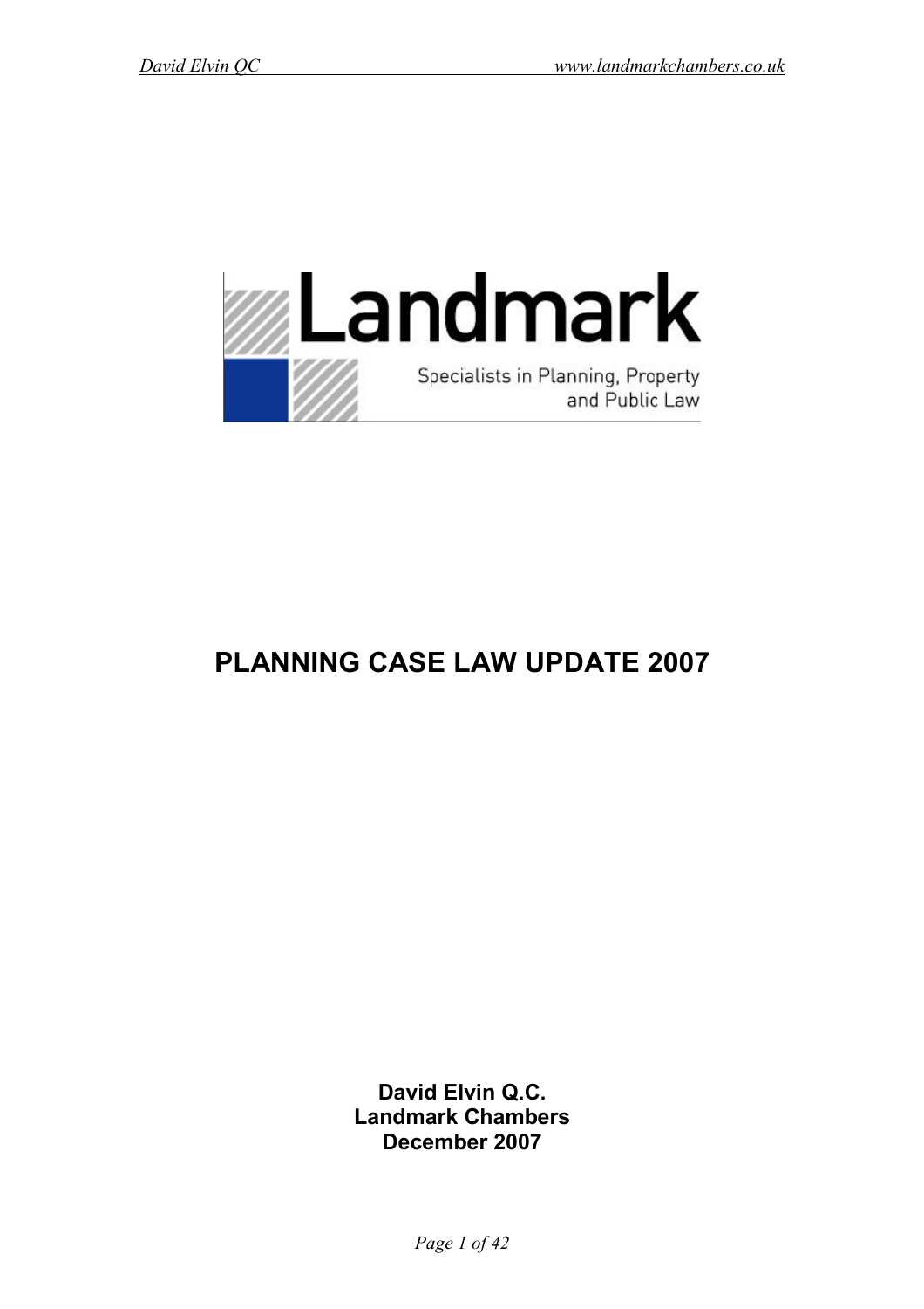Landmark

Specialists in Planning, Property and Public Law

# PLANNING CASE LAW UPDATE 2007

**David Elvin Q.C.**
**Landmark Chambers**
**December 2007**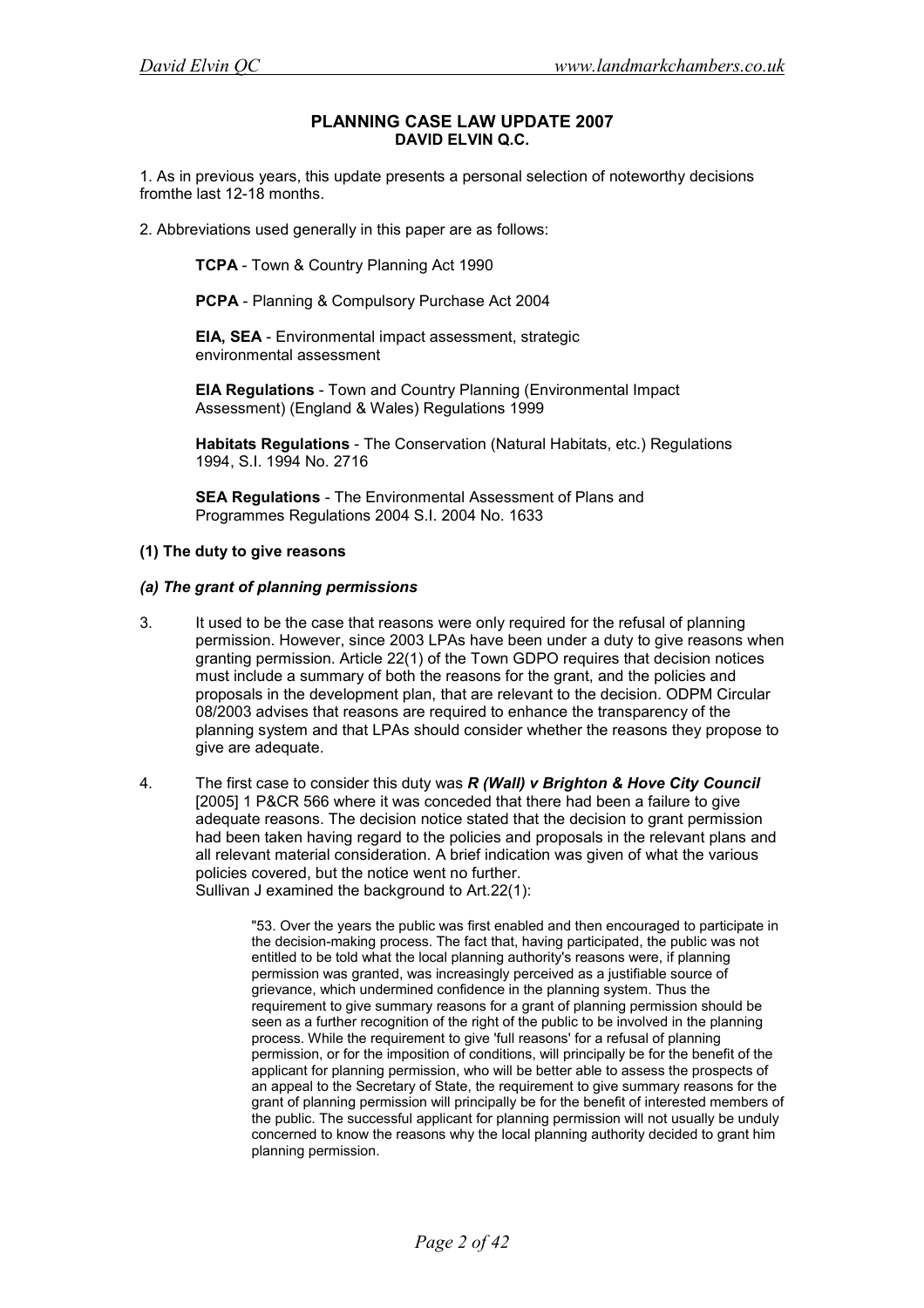## PLANNING CASE LAW UPDATE 2007
**DAVID ELVIN Q.C.**

1. As in previous years, this update presents a personal selection of noteworthy decisions fromthe last 12-18 months.

2. Abbreviations used generally in this paper are as follows:

> **TCPA** - Town & Country Planning Act 1990
>
> **PCPA** - Planning & Compulsory Purchase Act 2004
>
> **EIA, SEA** - Environmental impact assessment, strategic environmental assessment
>
> **EIA Regulations** - Town and Country Planning (Environmental Impact Assessment) (England & Wales) Regulations 1999
>
> **Habitats Regulations** - The Conservation (Natural Habitats, etc.) Regulations 1994, S.I. 1994 No. 2716
>
> **SEA Regulations** - The Environmental Assessment of Plans and Programmes Regulations 2004 S.I. 2004 No. 1633

### (1) The duty to give reasons

#### *(a) The grant of planning permissions*

3. It used to be the case that reasons were only required for the refusal of planning permission. However, since 2003 LPAs have been under a duty to give reasons when granting permission. Article 22(1) of the Town GDPO requires that decision notices must include a summary of both the reasons for the grant, and the policies and proposals in the development plan, that are relevant to the decision. ODPM Circular 08/2003 advises that reasons are required to enhance the transparency of the planning system and that LPAs should consider whether the reasons they propose to give are adequate.

4. The first case to consider this duty was ***R (Wall) v Brighton & Hove City Council*** [2005] 1 P&CR 566 where it was conceded that there had been a failure to give adequate reasons. The decision notice stated that the decision to grant permission had been taken having regard to the policies and proposals in the relevant plans and all relevant material consideration. A brief indication was given of what the various policies covered, but the notice went no further.
Sullivan J examined the background to Art.22(1):

> "53. Over the years the public was first enabled and then encouraged to participate in the decision-making process. The fact that, having participated, the public was not entitled to be told what the local planning authority's reasons were, if planning permission was granted, was increasingly perceived as a justifiable source of grievance, which undermined confidence in the planning system. Thus the requirement to give summary reasons for a grant of planning permission should be seen as a further recognition of the right of the public to be involved in the planning process. While the requirement to give 'full reasons' for a refusal of planning permission, or for the imposition of conditions, will principally be for the benefit of the applicant for planning permission, who will be better able to assess the prospects of an appeal to the Secretary of State, the requirement to give summary reasons for the grant of planning permission will principally be for the benefit of interested members of the public. The successful applicant for planning permission will not usually be unduly concerned to know the reasons why the local planning authority decided to grant him planning permission.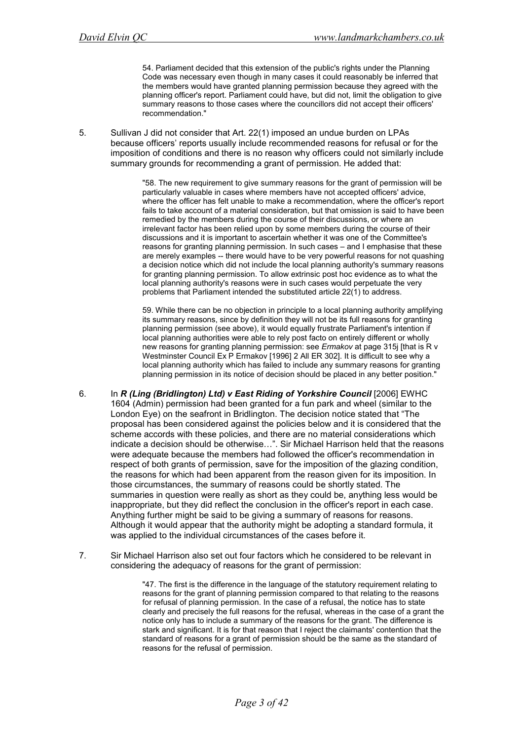> 54. Parliament decided that this extension of the public's rights under the Planning Code was necessary even though in many cases it could reasonably be inferred that the members would have granted planning permission because they agreed with the planning officer's report. Parliament could have, but did not, limit the obligation to give summary reasons to those cases where the councillors did not accept their officers' recommendation."

5. Sullivan J did not consider that Art. 22(1) imposed an undue burden on LPAs because officers' reports usually include recommended reasons for refusal or for the imposition of conditions and there is no reason why officers could not similarly include summary grounds for recommending a grant of permission. He added that:

> "58. The new requirement to give summary reasons for the grant of permission will be particularly valuable in cases where members have not accepted officers' advice, where the officer has felt unable to make a recommendation, where the officer's report fails to take account of a material consideration, but that omission is said to have been remedied by the members during the course of their discussions, or where an irrelevant factor has been relied upon by some members during the course of their discussions and it is important to ascertain whether it was one of the Committee's reasons for granting planning permission. In such cases – and I emphasise that these are merely examples -- there would have to be very powerful reasons for not quashing a decision notice which did not include the local planning authority's summary reasons for granting planning permission. To allow extrinsic post hoc evidence as to what the local planning authority's reasons were in such cases would perpetuate the very problems that Parliament intended the substituted article 22(1) to address.
>
> 59. While there can be no objection in principle to a local planning authority amplifying its summary reasons, since by definition they will not be its full reasons for granting planning permission (see above), it would equally frustrate Parliament's intention if local planning authorities were able to rely post facto on entirely different or wholly new reasons for granting planning permission: see *Ermakov* at page 315j [that is R v Westminster Council Ex P Ermakov [1996] 2 All ER 302]. It is difficult to see why a local planning authority which has failed to include any summary reasons for granting planning permission in its notice of decision should be placed in any better position."

6. In ***R (Ling (Bridlington) Ltd) v East Riding of Yorkshire Council*** [2006] EWHC 1604 (Admin) permission had been granted for a fun park and wheel (similar to the London Eye) on the seafront in Bridlington. The decision notice stated that "The proposal has been considered against the policies below and it is considered that the scheme accords with these policies, and there are no material considerations which indicate a decision should be otherwise…". Sir Michael Harrison held that the reasons were adequate because the members had followed the officer's recommendation in respect of both grants of permission, save for the imposition of the glazing condition, the reasons for which had been apparent from the reason given for its imposition. In those circumstances, the summary of reasons could be shortly stated. The summaries in question were really as short as they could be, anything less would be inappropriate, but they did reflect the conclusion in the officer's report in each case. Anything further might be said to be giving a summary of reasons for reasons. Although it would appear that the authority might be adopting a standard formula, it was applied to the individual circumstances of the cases before it.

7. Sir Michael Harrison also set out four factors which he considered to be relevant in considering the adequacy of reasons for the grant of permission:

> "47. The first is the difference in the language of the statutory requirement relating to reasons for the grant of planning permission compared to that relating to the reasons for refusal of planning permission. In the case of a refusal, the notice has to state clearly and precisely the full reasons for the refusal, whereas in the case of a grant the notice only has to include a summary of the reasons for the grant. The difference is stark and significant. It is for that reason that I reject the claimants' contention that the standard of reasons for a grant of permission should be the same as the standard of reasons for the refusal of permission.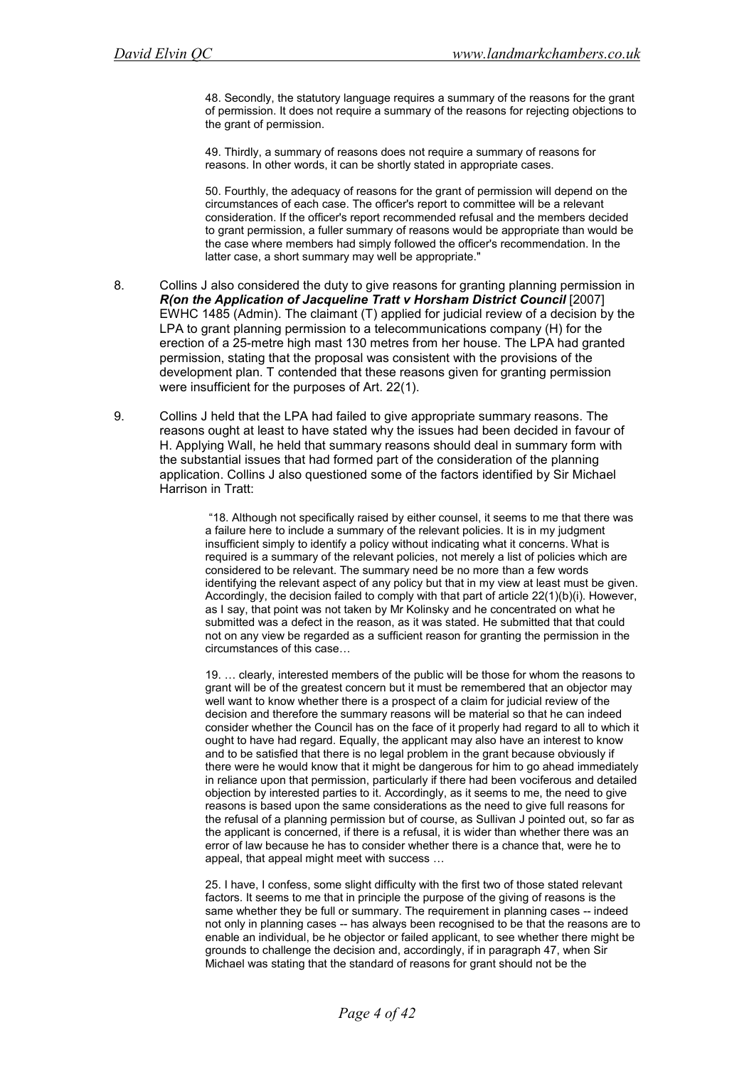> 48. Secondly, the statutory language requires a summary of the reasons for the grant of permission. It does not require a summary of the reasons for rejecting objections to the grant of permission.
>
> 49. Thirdly, a summary of reasons does not require a summary of reasons for reasons. In other words, it can be shortly stated in appropriate cases.
>
> 50. Fourthly, the adequacy of reasons for the grant of permission will depend on the circumstances of each case. The officer's report to committee will be a relevant consideration. If the officer's report recommended refusal and the members decided to grant permission, a fuller summary of reasons would be appropriate than would be the case where members had simply followed the officer's recommendation. In the latter case, a short summary may well be appropriate."

8. Collins J also considered the duty to give reasons for granting planning permission in ***R(on the Application of Jacqueline Tratt v Horsham District Council*** [2007] EWHC 1485 (Admin). The claimant (T) applied for judicial review of a decision by the LPA to grant planning permission to a telecommunications company (H) for the erection of a 25-metre high mast 130 metres from her house. The LPA had granted permission, stating that the proposal was consistent with the provisions of the development plan. T contended that these reasons given for granting permission were insufficient for the purposes of Art. 22(1).

9. Collins J held that the LPA had failed to give appropriate summary reasons. The reasons ought at least to have stated why the issues had been decided in favour of H. Applying Wall, he held that summary reasons should deal in summary form with the substantial issues that had formed part of the consideration of the planning application. Collins J also questioned some of the factors identified by Sir Michael Harrison in Tratt:

> "18. Although not specifically raised by either counsel, it seems to me that there was a failure here to include a summary of the relevant policies. It is in my judgment insufficient simply to identify a policy without indicating what it concerns. What is required is a summary of the relevant policies, not merely a list of policies which are considered to be relevant. The summary need be no more than a few words identifying the relevant aspect of any policy but that in my view at least must be given. Accordingly, the decision failed to comply with that part of article 22(1)(b)(i). However, as I say, that point was not taken by Mr Kolinsky and he concentrated on what he submitted was a defect in the reason, as it was stated. He submitted that that could not on any view be regarded as a sufficient reason for granting the permission in the circumstances of this case…
>
> 19. … clearly, interested members of the public will be those for whom the reasons to grant will be of the greatest concern but it must be remembered that an objector may well want to know whether there is a prospect of a claim for judicial review of the decision and therefore the summary reasons will be material so that he can indeed consider whether the Council has on the face of it properly had regard to all to which it ought to have had regard. Equally, the applicant may also have an interest to know and to be satisfied that there is no legal problem in the grant because obviously if there were he would know that it might be dangerous for him to go ahead immediately in reliance upon that permission, particularly if there had been vociferous and detailed objection by interested parties to it. Accordingly, as it seems to me, the need to give reasons is based upon the same considerations as the need to give full reasons for the refusal of a planning permission but of course, as Sullivan J pointed out, so far as the applicant is concerned, if there is a refusal, it is wider than whether there was an error of law because he has to consider whether there is a chance that, were he to appeal, that appeal might meet with success …
>
> 25. I have, I confess, some slight difficulty with the first two of those stated relevant factors. It seems to me that in principle the purpose of the giving of reasons is the same whether they be full or summary. The requirement in planning cases -- indeed not only in planning cases -- has always been recognised to be that the reasons are to enable an individual, be he objector or failed applicant, to see whether there might be grounds to challenge the decision and, accordingly, if in paragraph 47, when Sir Michael was stating that the standard of reasons for grant should not be the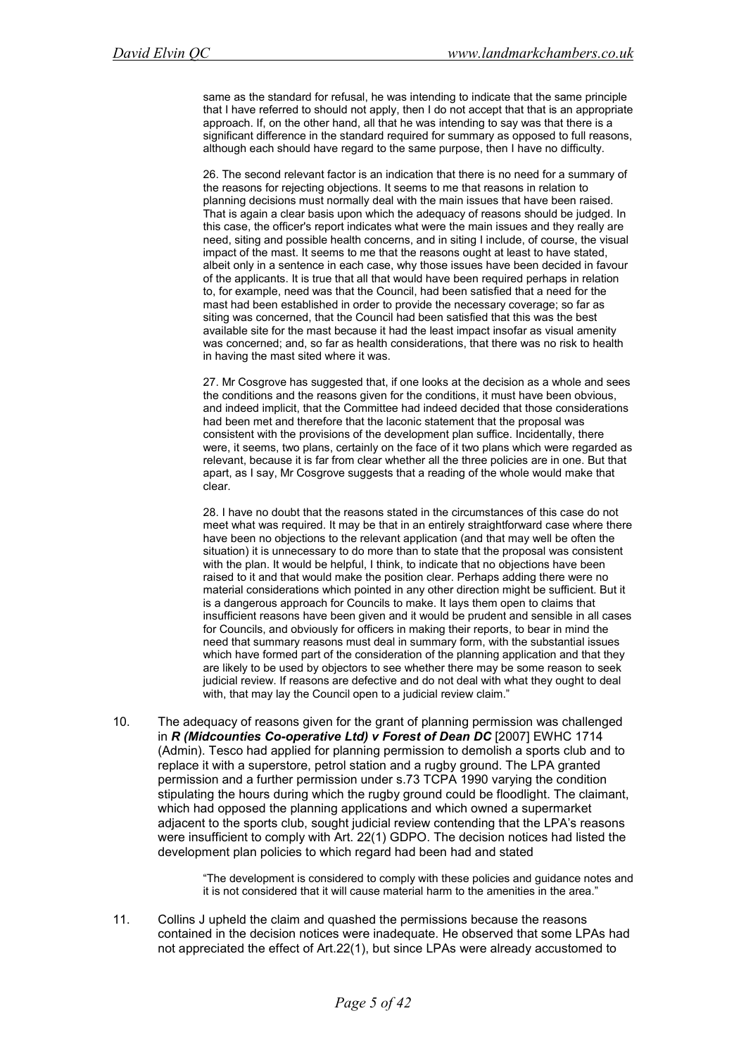> same as the standard for refusal, he was intending to indicate that the same principle that I have referred to should not apply, then I do not accept that that is an appropriate approach. If, on the other hand, all that he was intending to say was that there is a significant difference in the standard required for summary as opposed to full reasons, although each should have regard to the same purpose, then I have no difficulty.
>
> 26. The second relevant factor is an indication that there is no need for a summary of the reasons for rejecting objections. It seems to me that reasons in relation to planning decisions must normally deal with the main issues that have been raised. That is again a clear basis upon which the adequacy of reasons should be judged. In this case, the officer's report indicates what were the main issues and they really are need, siting and possible health concerns, and in siting I include, of course, the visual impact of the mast. It seems to me that the reasons ought at least to have stated, albeit only in a sentence in each case, why those issues have been decided in favour of the applicants. It is true that all that would have been required perhaps in relation to, for example, need was that the Council, had been satisfied that a need for the mast had been established in order to provide the necessary coverage; so far as siting was concerned, that the Council had been satisfied that this was the best available site for the mast because it had the least impact insofar as visual amenity was concerned; and, so far as health considerations, that there was no risk to health in having the mast sited where it was.
>
> 27. Mr Cosgrove has suggested that, if one looks at the decision as a whole and sees the conditions and the reasons given for the conditions, it must have been obvious, and indeed implicit, that the Committee had indeed decided that those considerations had been met and therefore that the laconic statement that the proposal was consistent with the provisions of the development plan suffice. Incidentally, there were, it seems, two plans, certainly on the face of it two plans which were regarded as relevant, because it is far from clear whether all the three policies are in one. But that apart, as I say, Mr Cosgrove suggests that a reading of the whole would make that clear.
>
> 28. I have no doubt that the reasons stated in the circumstances of this case do not meet what was required. It may be that in an entirely straightforward case where there have been no objections to the relevant application (and that may well be often the situation) it is unnecessary to do more than to state that the proposal was consistent with the plan. It would be helpful, I think, to indicate that no objections have been raised to it and that would make the position clear. Perhaps adding there were no material considerations which pointed in any other direction might be sufficient. But it is a dangerous approach for Councils to make. It lays them open to claims that insufficient reasons have been given and it would be prudent and sensible in all cases for Councils, and obviously for officers in making their reports, to bear in mind the need that summary reasons must deal in summary form, with the substantial issues which have formed part of the consideration of the planning application and that they are likely to be used by objectors to see whether there may be some reason to seek judicial review. If reasons are defective and do not deal with what they ought to deal with, that may lay the Council open to a judicial review claim."

10. The adequacy of reasons given for the grant of planning permission was challenged in ***R (Midcounties Co-operative Ltd) v Forest of Dean DC*** [2007] EWHC 1714 (Admin). Tesco had applied for planning permission to demolish a sports club and to replace it with a superstore, petrol station and a rugby ground. The LPA granted permission and a further permission under s.73 TCPA 1990 varying the condition stipulating the hours during which the rugby ground could be floodlight. The claimant, which had opposed the planning applications and which owned a supermarket adjacent to the sports club, sought judicial review contending that the LPA's reasons were insufficient to comply with Art. 22(1) GDPO. The decision notices had listed the development plan policies to which regard had been had and stated

> "The development is considered to comply with these policies and guidance notes and it is not considered that it will cause material harm to the amenities in the area."

11. Collins J upheld the claim and quashed the permissions because the reasons contained in the decision notices were inadequate. He observed that some LPAs had not appreciated the effect of Art.22(1), but since LPAs were already accustomed to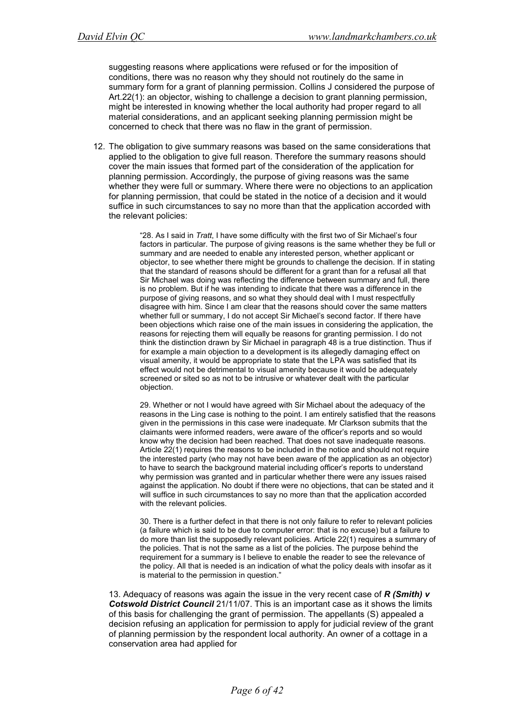suggesting reasons where applications were refused or for the imposition of conditions, there was no reason why they should not routinely do the same in summary form for a grant of planning permission. Collins J considered the purpose of Art.22(1): an objector, wishing to challenge a decision to grant planning permission, might be interested in knowing whether the local authority had proper regard to all material considerations, and an applicant seeking planning permission might be concerned to check that there was no flaw in the grant of permission.

12. The obligation to give summary reasons was based on the same considerations that applied to the obligation to give full reason. Therefore the summary reasons should cover the main issues that formed part of the consideration of the application for planning permission. Accordingly, the purpose of giving reasons was the same whether they were full or summary. Where there were no objections to an application for planning permission, that could be stated in the notice of a decision and it would suffice in such circumstances to say no more than that the application accorded with the relevant policies:

> "28. As I said in *Tratt*, I have some difficulty with the first two of Sir Michael's four factors in particular. The purpose of giving reasons is the same whether they be full or summary and are needed to enable any interested person, whether applicant or objector, to see whether there might be grounds to challenge the decision. If in stating that the standard of reasons should be different for a grant than for a refusal all that Sir Michael was doing was reflecting the difference between summary and full, there is no problem. But if he was intending to indicate that there was a difference in the purpose of giving reasons, and so what they should deal with I must respectfully disagree with him. Since I am clear that the reasons should cover the same matters whether full or summary, I do not accept Sir Michael's second factor. If there have been objections which raise one of the main issues in considering the application, the reasons for rejecting them will equally be reasons for granting permission. I do not think the distinction drawn by Sir Michael in paragraph 48 is a true distinction. Thus if for example a main objection to a development is its allegedly damaging effect on visual amenity, it would be appropriate to state that the LPA was satisfied that its effect would not be detrimental to visual amenity because it would be adequately screened or sited so as not to be intrusive or whatever dealt with the particular objection.
>
> 29. Whether or not I would have agreed with Sir Michael about the adequacy of the reasons in the Ling case is nothing to the point. I am entirely satisfied that the reasons given in the permissions in this case were inadequate. Mr Clarkson submits that the claimants were informed readers, were aware of the officer's reports and so would know why the decision had been reached. That does not save inadequate reasons. Article 22(1) requires the reasons to be included in the notice and should not require the interested party (who may not have been aware of the application as an objector) to have to search the background material including officer's reports to understand why permission was granted and in particular whether there were any issues raised against the application. No doubt if there were no objections, that can be stated and it will suffice in such circumstances to say no more than that the application accorded with the relevant policies.
>
> 30. There is a further defect in that there is not only failure to refer to relevant policies (a failure which is said to be due to computer error: that is no excuse) but a failure to do more than list the supposedly relevant policies. Article 22(1) requires a summary of the policies. That is not the same as a list of the policies. The purpose behind the requirement for a summary is I believe to enable the reader to see the relevance of the policy. All that is needed is an indication of what the policy deals with insofar as it is material to the permission in question."

13. Adequacy of reasons was again the issue in the very recent case of ***R (Smith) v Cotswold District Council*** 21/11/07. This is an important case as it shows the limits of this basis for challenging the grant of permission. The appellants (S) appealed a decision refusing an application for permission to apply for judicial review of the grant of planning permission by the respondent local authority. An owner of a cottage in a conservation area had applied for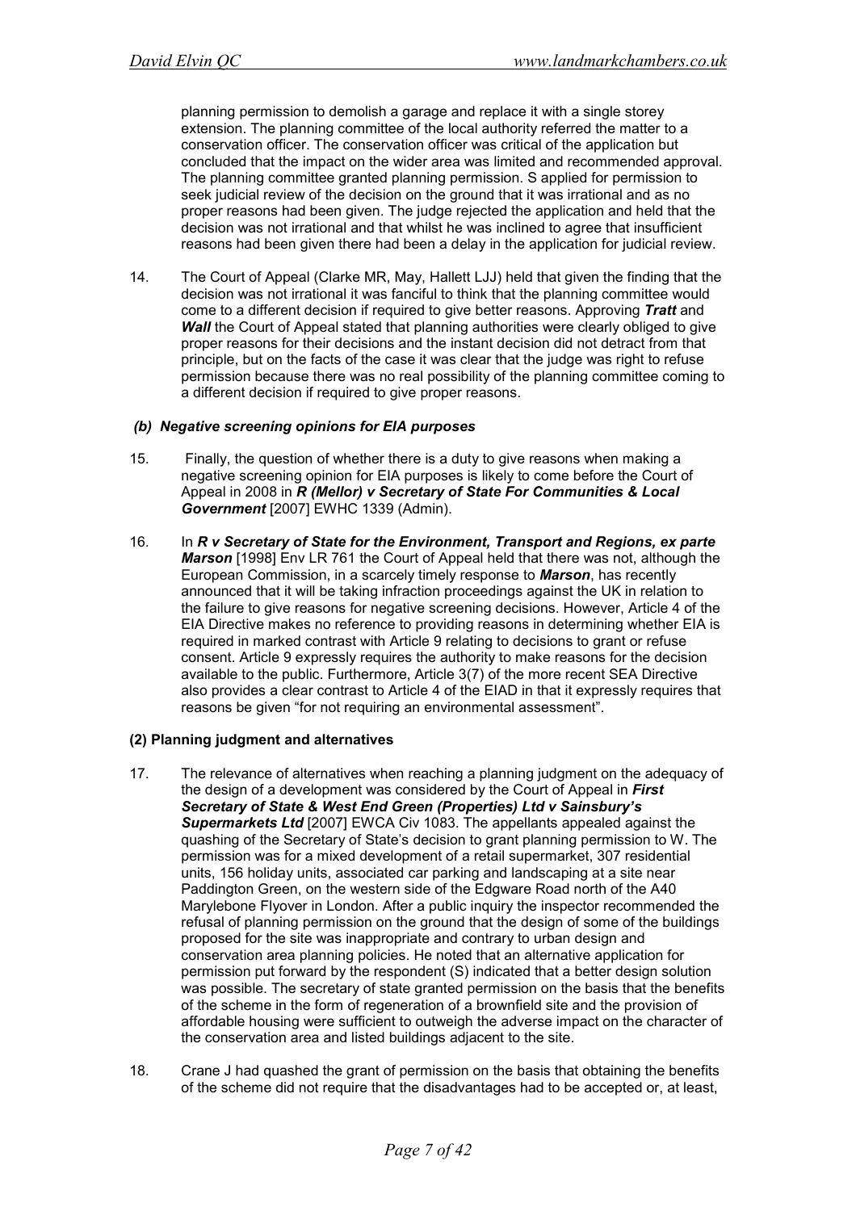planning permission to demolish a garage and replace it with a single storey extension. The planning committee of the local authority referred the matter to a conservation officer. The conservation officer was critical of the application but concluded that the impact on the wider area was limited and recommended approval. The planning committee granted planning permission. S applied for permission to seek judicial review of the decision on the ground that it was irrational and as no proper reasons had been given. The judge rejected the application and held that the decision was not irrational and that whilst he was inclined to agree that insufficient reasons had been given there had been a delay in the application for judicial review.

14. The Court of Appeal (Clarke MR, May, Hallett LJJ) held that given the finding that the decision was not irrational it was fanciful to think that the planning committee would come to a different decision if required to give better reasons. Approving ***Tratt*** and ***Wall*** the Court of Appeal stated that planning authorities were clearly obliged to give proper reasons for their decisions and the instant decision did not detract from that principle, but on the facts of the case it was clear that the judge was right to refuse permission because there was no real possibility of the planning committee coming to a different decision if required to give proper reasons.

### *(b) Negative screening opinions for EIA purposes*

15. Finally, the question of whether there is a duty to give reasons when making a negative screening opinion for EIA purposes is likely to come before the Court of Appeal in 2008 in ***R (Mellor) v Secretary of State For Communities & Local Government*** [2007] EWHC 1339 (Admin).

16. In ***R v Secretary of State for the Environment, Transport and Regions, ex parte Marson*** [1998] Env LR 761 the Court of Appeal held that there was not, although the European Commission, in a scarcely timely response to ***Marson***, has recently announced that it will be taking infraction proceedings against the UK in relation to the failure to give reasons for negative screening decisions. However, Article 4 of the EIA Directive makes no reference to providing reasons in determining whether EIA is required in marked contrast with Article 9 relating to decisions to grant or refuse consent. Article 9 expressly requires the authority to make reasons for the decision available to the public. Furthermore, Article 3(7) of the more recent SEA Directive also provides a clear contrast to Article 4 of the EIAD in that it expressly requires that reasons be given "for not requiring an environmental assessment".

### (2) Planning judgment and alternatives

17. The relevance of alternatives when reaching a planning judgment on the adequacy of the design of a development was considered by the Court of Appeal in ***First Secretary of State & West End Green (Properties) Ltd v Sainsbury's Supermarkets Ltd*** [2007] EWCA Civ 1083. The appellants appealed against the quashing of the Secretary of State's decision to grant planning permission to W. The permission was for a mixed development of a retail supermarket, 307 residential units, 156 holiday units, associated car parking and landscaping at a site near Paddington Green, on the western side of the Edgware Road north of the A40 Marylebone Flyover in London. After a public inquiry the inspector recommended the refusal of planning permission on the ground that the design of some of the buildings proposed for the site was inappropriate and contrary to urban design and conservation area planning policies. He noted that an alternative application for permission put forward by the respondent (S) indicated that a better design solution was possible. The secretary of state granted permission on the basis that the benefits of the scheme in the form of regeneration of a brownfield site and the provision of affordable housing were sufficient to outweigh the adverse impact on the character of the conservation area and listed buildings adjacent to the site.

18. Crane J had quashed the grant of permission on the basis that obtaining the benefits of the scheme did not require that the disadvantages had to be accepted or, at least,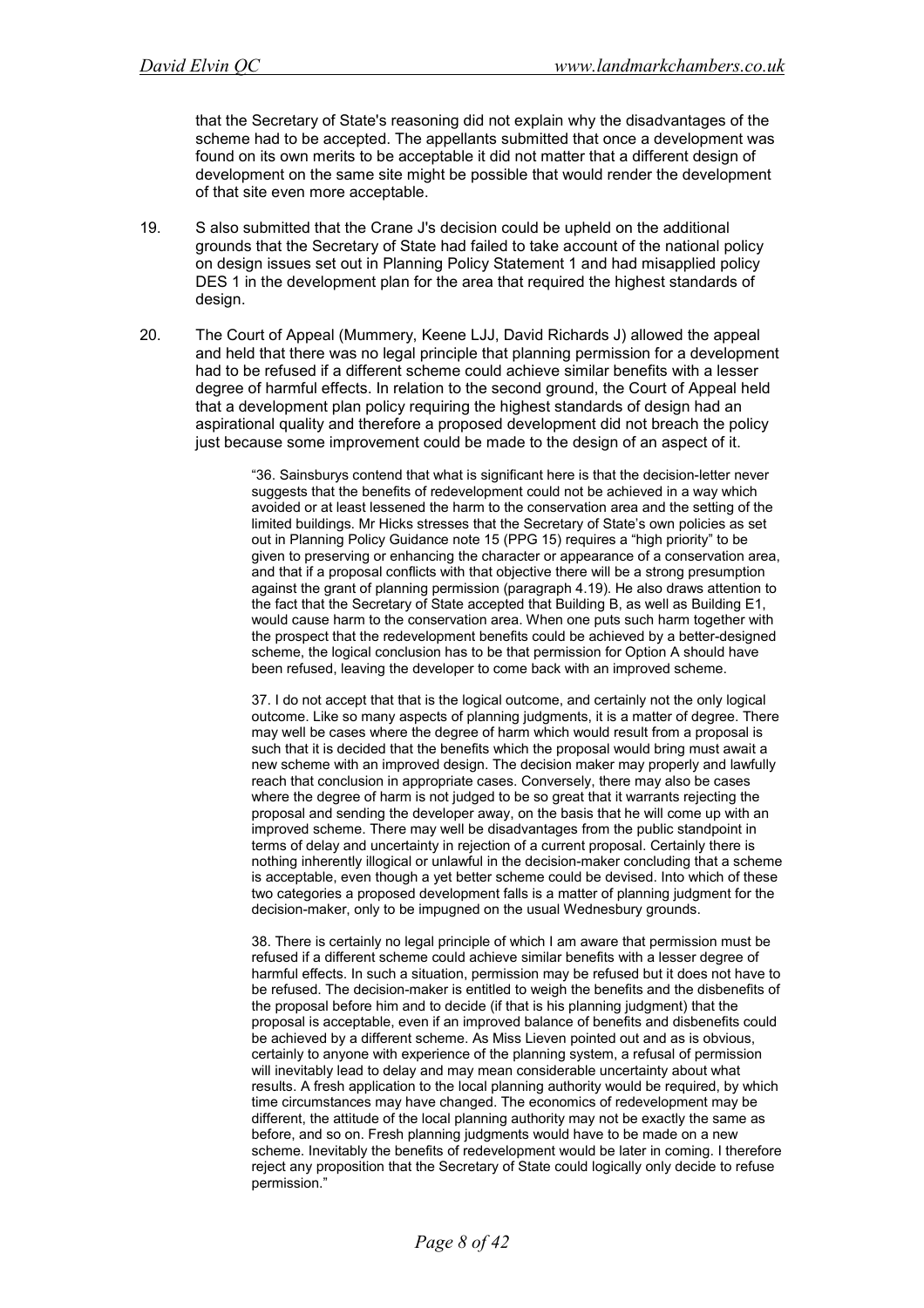that the Secretary of State's reasoning did not explain why the disadvantages of the scheme had to be accepted. The appellants submitted that once a development was found on its own merits to be acceptable it did not matter that a different design of development on the same site might be possible that would render the development of that site even more acceptable.

19. S also submitted that the Crane J's decision could be upheld on the additional grounds that the Secretary of State had failed to take account of the national policy on design issues set out in Planning Policy Statement 1 and had misapplied policy DES 1 in the development plan for the area that required the highest standards of design.

20. The Court of Appeal (Mummery, Keene LJJ, David Richards J) allowed the appeal and held that there was no legal principle that planning permission for a development had to be refused if a different scheme could achieve similar benefits with a lesser degree of harmful effects. In relation to the second ground, the Court of Appeal held that a development plan policy requiring the highest standards of design had an aspirational quality and therefore a proposed development did not breach the policy just because some improvement could be made to the design of an aspect of it.

> "36. Sainsburys contend that what is significant here is that the decision-letter never suggests that the benefits of redevelopment could not be achieved in a way which avoided or at least lessened the harm to the conservation area and the setting of the limited buildings. Mr Hicks stresses that the Secretary of State's own policies as set out in Planning Policy Guidance note 15 (PPG 15) requires a "high priority" to be given to preserving or enhancing the character or appearance of a conservation area, and that if a proposal conflicts with that objective there will be a strong presumption against the grant of planning permission (paragraph 4.19). He also draws attention to the fact that the Secretary of State accepted that Building B, as well as Building E1, would cause harm to the conservation area. When one puts such harm together with the prospect that the redevelopment benefits could be achieved by a better-designed scheme, the logical conclusion has to be that permission for Option A should have been refused, leaving the developer to come back with an improved scheme.
>
> 37. I do not accept that that is the logical outcome, and certainly not the only logical outcome. Like so many aspects of planning judgments, it is a matter of degree. There may well be cases where the degree of harm which would result from a proposal is such that it is decided that the benefits which the proposal would bring must await a new scheme with an improved design. The decision maker may properly and lawfully reach that conclusion in appropriate cases. Conversely, there may also be cases where the degree of harm is not judged to be so great that it warrants rejecting the proposal and sending the developer away, on the basis that he will come up with an improved scheme. There may well be disadvantages from the public standpoint in terms of delay and uncertainty in rejection of a current proposal. Certainly there is nothing inherently illogical or unlawful in the decision-maker concluding that a scheme is acceptable, even though a yet better scheme could be devised. Into which of these two categories a proposed development falls is a matter of planning judgment for the decision-maker, only to be impugned on the usual Wednesbury grounds.
>
> 38. There is certainly no legal principle of which I am aware that permission must be refused if a different scheme could achieve similar benefits with a lesser degree of harmful effects. In such a situation, permission may be refused but it does not have to be refused. The decision-maker is entitled to weigh the benefits and the disbenefits of the proposal before him and to decide (if that is his planning judgment) that the proposal is acceptable, even if an improved balance of benefits and disbenefits could be achieved by a different scheme. As Miss Lieven pointed out and as is obvious, certainly to anyone with experience of the planning system, a refusal of permission will inevitably lead to delay and may mean considerable uncertainty about what results. A fresh application to the local planning authority would be required, by which time circumstances may have changed. The economics of redevelopment may be different, the attitude of the local planning authority may not be exactly the same as before, and so on. Fresh planning judgments would have to be made on a new scheme. Inevitably the benefits of redevelopment would be later in coming. I therefore reject any proposition that the Secretary of State could logically only decide to refuse permission."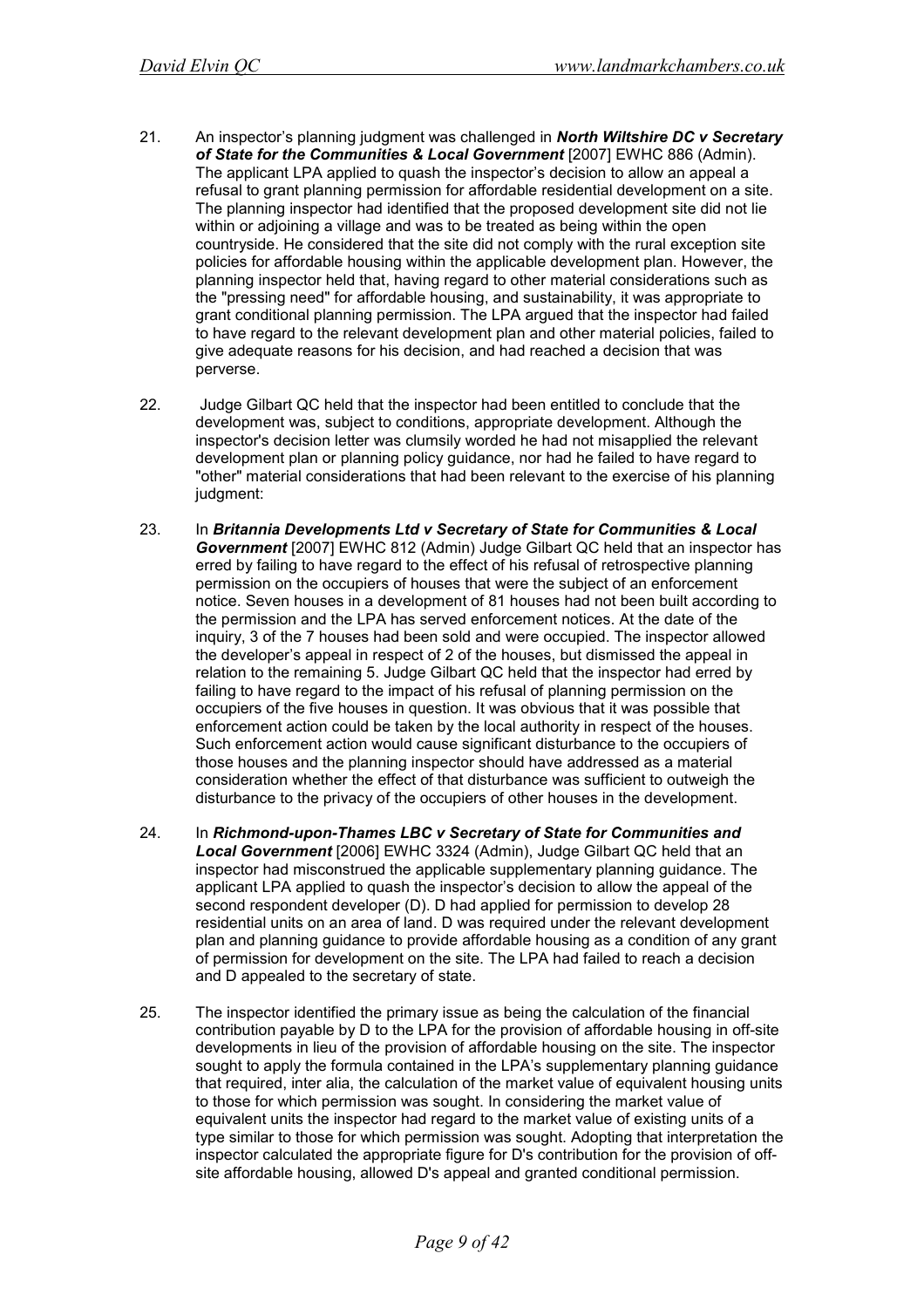21. An inspector's planning judgment was challenged in ***North Wiltshire DC v Secretary of State for the Communities & Local Government*** [2007] EWHC 886 (Admin). The applicant LPA applied to quash the inspector's decision to allow an appeal a refusal to grant planning permission for affordable residential development on a site. The planning inspector had identified that the proposed development site did not lie within or adjoining a village and was to be treated as being within the open countryside. He considered that the site did not comply with the rural exception site policies for affordable housing within the applicable development plan. However, the planning inspector held that, having regard to other material considerations such as the "pressing need" for affordable housing, and sustainability, it was appropriate to grant conditional planning permission. The LPA argued that the inspector had failed to have regard to the relevant development plan and other material policies, failed to give adequate reasons for his decision, and had reached a decision that was perverse.

22. Judge Gilbart QC held that the inspector had been entitled to conclude that the development was, subject to conditions, appropriate development. Although the inspector's decision letter was clumsily worded he had not misapplied the relevant development plan or planning policy guidance, nor had he failed to have regard to "other" material considerations that had been relevant to the exercise of his planning judgment:

23. In ***Britannia Developments Ltd v Secretary of State for Communities & Local Government*** [2007] EWHC 812 (Admin) Judge Gilbart QC held that an inspector has erred by failing to have regard to the effect of his refusal of retrospective planning permission on the occupiers of houses that were the subject of an enforcement notice. Seven houses in a development of 81 houses had not been built according to the permission and the LPA has served enforcement notices. At the date of the inquiry, 3 of the 7 houses had been sold and were occupied. The inspector allowed the developer's appeal in respect of 2 of the houses, but dismissed the appeal in relation to the remaining 5. Judge Gilbart QC held that the inspector had erred by failing to have regard to the impact of his refusal of planning permission on the occupiers of the five houses in question. It was obvious that it was possible that enforcement action could be taken by the local authority in respect of the houses. Such enforcement action would cause significant disturbance to the occupiers of those houses and the planning inspector should have addressed as a material consideration whether the effect of that disturbance was sufficient to outweigh the disturbance to the privacy of the occupiers of other houses in the development.

24. In ***Richmond-upon-Thames LBC v Secretary of State for Communities and Local Government*** [2006] EWHC 3324 (Admin), Judge Gilbart QC held that an inspector had misconstrued the applicable supplementary planning guidance. The applicant LPA applied to quash the inspector's decision to allow the appeal of the second respondent developer (D). D had applied for permission to develop 28 residential units on an area of land. D was required under the relevant development plan and planning guidance to provide affordable housing as a condition of any grant of permission for development on the site. The LPA had failed to reach a decision and D appealed to the secretary of state.

25. The inspector identified the primary issue as being the calculation of the financial contribution payable by D to the LPA for the provision of affordable housing in off-site developments in lieu of the provision of affordable housing on the site. The inspector sought to apply the formula contained in the LPA's supplementary planning guidance that required, inter alia, the calculation of the market value of equivalent housing units to those for which permission was sought. In considering the market value of equivalent units the inspector had regard to the market value of existing units of a type similar to those for which permission was sought. Adopting that interpretation the inspector calculated the appropriate figure for D's contribution for the provision of off-site affordable housing, allowed D's appeal and granted conditional permission.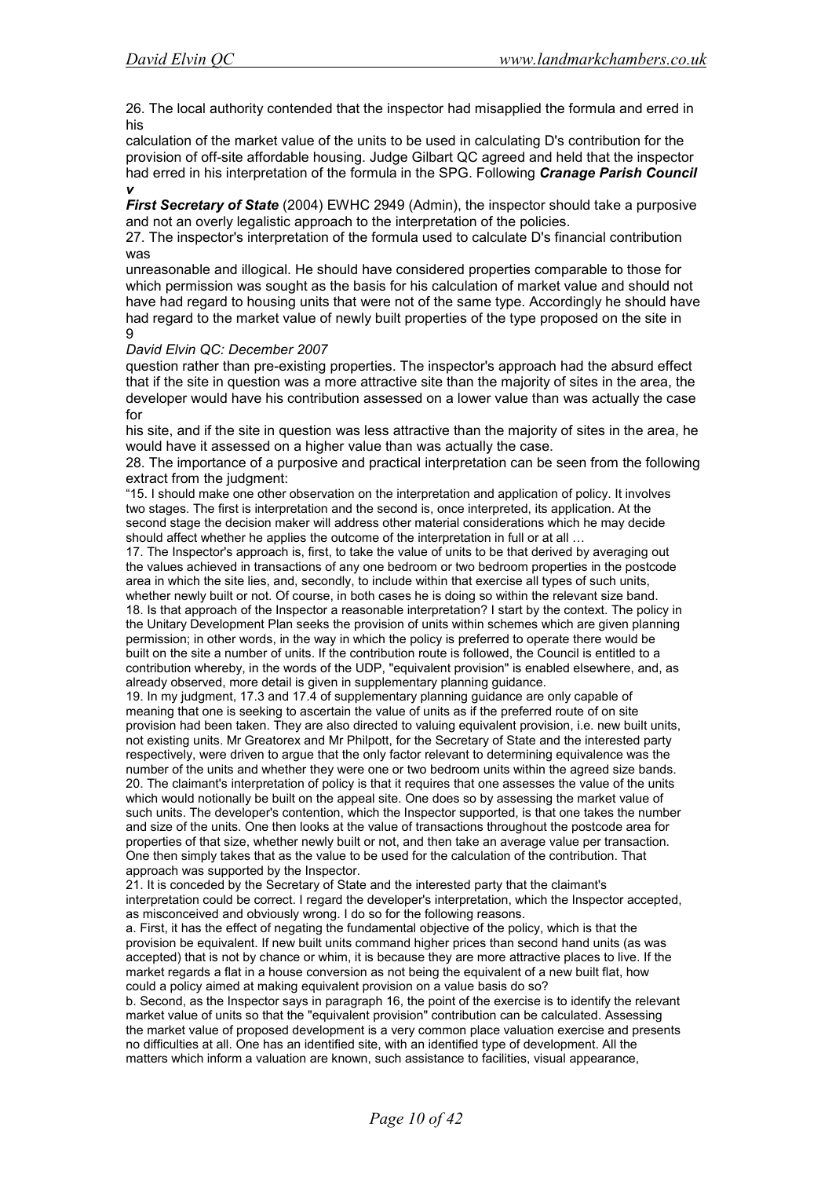26. The local authority contended that the inspector had misapplied the formula and erred in his calculation of the market value of the units to be used in calculating D's contribution for the provision of off-site affordable housing. Judge Gilbart QC agreed and held that the inspector had erred in his interpretation of the formula in the SPG. Following ***Cranage Parish Council v First Secretary of State*** (2004) EWHC 2949 (Admin), the inspector should take a purposive and not an overly legalistic approach to the interpretation of the policies.

27. The inspector's interpretation of the formula used to calculate D's financial contribution was unreasonable and illogical. He should have considered properties comparable to those for which permission was sought as the basis for his calculation of market value and should not have had regard to housing units that were not of the same type. Accordingly he should have had regard to the market value of newly built properties of the type proposed on the site in question rather than pre-existing properties. The inspector's approach had the absurd effect that if the site in question was a more attractive site than the majority of sites in the area, the developer would have his contribution assessed on a lower value than was actually the case for his site, and if the site in question was less attractive than the majority of sites in the area, he would have it assessed on a higher value than was actually the case.

28. The importance of a purposive and practical interpretation can be seen from the following extract from the judgment:

"15. I should make one other observation on the interpretation and application of policy. It involves two stages. The first is interpretation and the second is, once interpreted, its application. At the second stage the decision maker will address other material considerations which he may decide should affect whether he applies the outcome of the interpretation in full or at all …

17. The Inspector's approach is, first, to take the value of units to be that derived by averaging out the values achieved in transactions of any one bedroom or two bedroom properties in the postcode area in which the site lies, and, secondly, to include within that exercise all types of such units, whether newly built or not. Of course, in both cases he is doing so within the relevant size band.

18. Is that approach of the Inspector a reasonable interpretation? I start by the context. The policy in the Unitary Development Plan seeks the provision of units within schemes which are given planning permission; in other words, in the way in which the policy is preferred to operate there would be built on the site a number of units. If the contribution route is followed, the Council is entitled to a contribution whereby, in the words of the UDP, "equivalent provision" is enabled elsewhere, and, as already observed, more detail is given in supplementary planning guidance.

19. In my judgment, 17.3 and 17.4 of supplementary planning guidance are only capable of meaning that one is seeking to ascertain the value of units as if the preferred route of on site provision had been taken. They are also directed to valuing equivalent provision, i.e. new built units, not existing units. Mr Greatorex and Mr Philpott, for the Secretary of State and the interested party respectively, were driven to argue that the only factor relevant to determining equivalence was the number of the units and whether they were one or two bedroom units within the agreed size bands.

20. The claimant's interpretation of policy is that it requires that one assesses the value of the units which would notionally be built on the appeal site. One does so by assessing the market value of such units. The developer's contention, which the Inspector supported, is that one takes the number and size of the units. One then looks at the value of transactions throughout the postcode area for properties of that size, whether newly built or not, and then take an average value per transaction. One then simply takes that as the value to be used for the calculation of the contribution. That approach was supported by the Inspector.

21. It is conceded by the Secretary of State and the interested party that the claimant's interpretation could be correct. I regard the developer's interpretation, which the Inspector accepted, as misconceived and obviously wrong. I do so for the following reasons.

a. First, it has the effect of negating the fundamental objective of the policy, which is that the provision be equivalent. If new built units command higher prices than second hand units (as was accepted) that is not by chance or whim, it is because they are more attractive places to live. If the market regards a flat in a house conversion as not being the equivalent of a new built flat, how could a policy aimed at making equivalent provision on a value basis do so?

b. Second, as the Inspector says in paragraph 16, the point of the exercise is to identify the relevant market value of units so that the "equivalent provision" contribution can be calculated. Assessing the market value of proposed development is a very common place valuation exercise and presents no difficulties at all. One has an identified site, with an identified type of development. All the matters which inform a valuation are known, such assistance to facilities, visual appearance,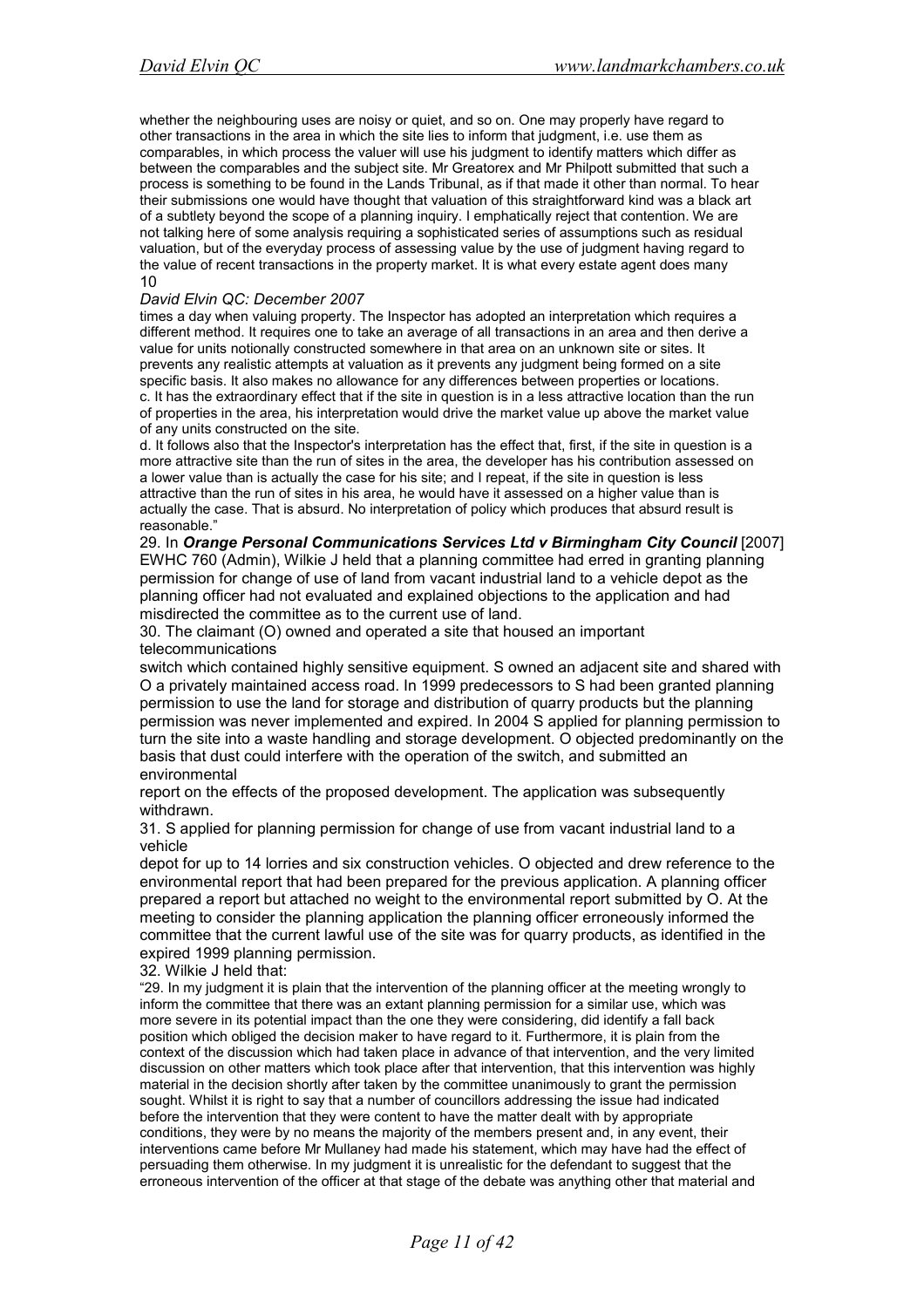whether the neighbouring uses are noisy or quiet, and so on. One may properly have regard to other transactions in the area in which the site lies to inform that judgment, i.e. use them as comparables, in which process the valuer will use his judgment to identify matters which differ as between the comparables and the subject site. Mr Greatorex and Mr Philpott submitted that such a process is something to be found in the Lands Tribunal, as if that made it other than normal. To hear their submissions one would have thought that valuation of this straightforward kind was a black art of a subtlety beyond the scope of a planning inquiry. I emphatically reject that contention. We are not talking here of some analysis requiring a sophisticated series of assumptions such as residual valuation, but of the everyday process of assessing value by the use of judgment having regard to the value of recent transactions in the property market. It is what every estate agent does many times a day when valuing property. The Inspector has adopted an interpretation which requires a different method. It requires one to take an average of all transactions in an area and then derive a value for units notionally constructed somewhere in that area on an unknown site or sites. It prevents any realistic attempts at valuation as it prevents any judgment being formed on a site specific basis. It also makes no allowance for any differences between properties or locations.

c. It has the extraordinary effect that if the site in question is in a less attractive location than the run of properties in the area, his interpretation would drive the market value up above the market value of any units constructed on the site.

d. It follows also that the Inspector's interpretation has the effect that, first, if the site in question is a more attractive site than the run of sites in the area, the developer has his contribution assessed on a lower value than is actually the case for his site; and I repeat, if the site in question is less attractive than the run of sites in his area, he would have it assessed on a higher value than is actually the case. That is absurd. No interpretation of policy which produces that absurd result is reasonable."

29. In ***Orange Personal Communications Services Ltd v Birmingham City Council*** [2007] EWHC 760 (Admin), Wilkie J held that a planning committee had erred in granting planning permission for change of use of land from vacant industrial land to a vehicle depot as the planning officer had not evaluated and explained objections to the application and had misdirected the committee as to the current use of land.

30. The claimant (O) owned and operated a site that housed an important telecommunications switch which contained highly sensitive equipment. S owned an adjacent site and shared with O a privately maintained access road. In 1999 predecessors to S had been granted planning permission to use the land for storage and distribution of quarry products but the planning permission was never implemented and expired. In 2004 S applied for planning permission to turn the site into a waste handling and storage development. O objected predominantly on the basis that dust could interfere with the operation of the switch, and submitted an environmental report on the effects of the proposed development. The application was subsequently withdrawn.

31. S applied for planning permission for change of use from vacant industrial land to a vehicle depot for up to 14 lorries and six construction vehicles. O objected and drew reference to the environmental report that had been prepared for the previous application. A planning officer prepared a report but attached no weight to the environmental report submitted by O. At the meeting to consider the planning application the planning officer erroneously informed the committee that the current lawful use of the site was for quarry products, as identified in the expired 1999 planning permission.

32. Wilkie J held that:

"29. In my judgment it is plain that the intervention of the planning officer at the meeting wrongly to inform the committee that there was an extant planning permission for a similar use, which was more severe in its potential impact than the one they were considering, did identify a fall back position which obliged the decision maker to have regard to it. Furthermore, it is plain from the context of the discussion which had taken place in advance of that intervention, and the very limited discussion on other matters which took place after that intervention, that this intervention was highly material in the decision shortly after taken by the committee unanimously to grant the permission sought. Whilst it is right to say that a number of councillors addressing the issue had indicated before the intervention that they were content to have the matter dealt with by appropriate conditions, they were by no means the majority of the members present and, in any event, their interventions came before Mr Mullaney had made his statement, which may have had the effect of persuading them otherwise. In my judgment it is unrealistic for the defendant to suggest that the erroneous intervention of the officer at that stage of the debate was anything other that material and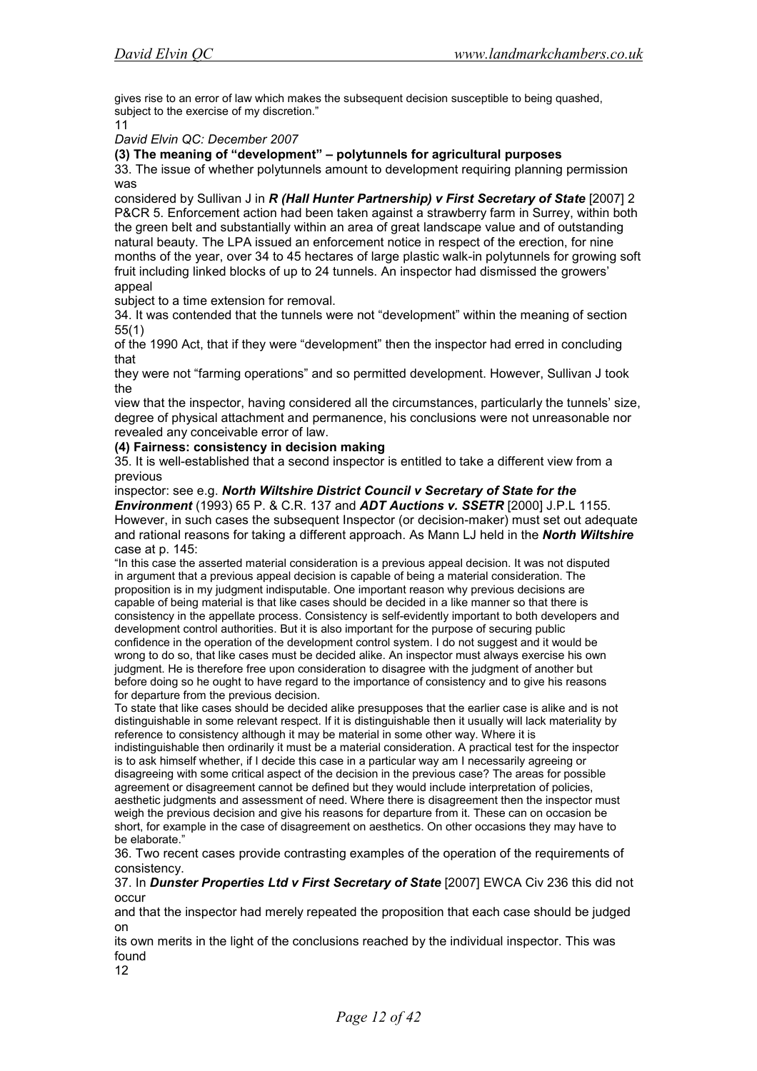gives rise to an error of law which makes the subsequent decision susceptible to being quashed, subject to the exercise of my discretion."

11

*David Elvin QC: December 2007*

**(3) The meaning of "development" – polytunnels for agricultural purposes**

33. The issue of whether polytunnels amount to development requiring planning permission was considered by Sullivan J in ***R (Hall Hunter Partnership) v First Secretary of State*** [2007] 2 P&CR 5. Enforcement action had been taken against a strawberry farm in Surrey, within both the green belt and substantially within an area of great landscape value and of outstanding natural beauty. The LPA issued an enforcement notice in respect of the erection, for nine months of the year, over 34 to 45 hectares of large plastic walk-in polytunnels for growing soft fruit including linked blocks of up to 24 tunnels. An inspector had dismissed the growers' appeal subject to a time extension for removal.

34. It was contended that the tunnels were not "development" within the meaning of section 55(1) of the 1990 Act, that if they were "development" then the inspector had erred in concluding that they were not "farming operations" and so permitted development. However, Sullivan J took the view that the inspector, having considered all the circumstances, particularly the tunnels' size, degree of physical attachment and permanence, his conclusions were not unreasonable nor revealed any conceivable error of law.

**(4) Fairness: consistency in decision making**

35. It is well-established that a second inspector is entitled to take a different view from a previous inspector: see e.g. ***North Wiltshire District Council v Secretary of State for the Environment*** (1993) 65 P. & C.R. 137 and ***ADT Auctions v. SSETR*** [2000] J.P.L 1155. However, in such cases the subsequent Inspector (or decision-maker) must set out adequate and rational reasons for taking a different approach. As Mann LJ held in the ***North Wiltshire*** case at p. 145:

"In this case the asserted material consideration is a previous appeal decision. It was not disputed in argument that a previous appeal decision is capable of being a material consideration. The proposition is in my judgment indisputable. One important reason why previous decisions are capable of being material is that like cases should be decided in a like manner so that there is consistency in the appellate process. Consistency is self-evidently important to both developers and development control authorities. But it is also important for the purpose of securing public confidence in the operation of the development control system. I do not suggest and it would be wrong to do so, that like cases must be decided alike. An inspector must always exercise his own judgment. He is therefore free upon consideration to disagree with the judgment of another but before doing so he ought to have regard to the importance of consistency and to give his reasons for departure from the previous decision.

To state that like cases should be decided alike presupposes that the earlier case is alike and is not distinguishable in some relevant respect. If it is distinguishable then it usually will lack materiality by reference to consistency although it may be material in some other way. Where it is indistinguishable then ordinarily it must be a material consideration. A practical test for the inspector is to ask himself whether, if I decide this case in a particular way am I necessarily agreeing or disagreeing with some critical aspect of the decision in the previous case? The areas for possible agreement or disagreement cannot be defined but they would include interpretation of policies, aesthetic judgments and assessment of need. Where there is disagreement then the inspector must weigh the previous decision and give his reasons for departure from it. These can on occasion be short, for example in the case of disagreement on aesthetics. On other occasions they may have to be elaborate."

36. Two recent cases provide contrasting examples of the operation of the requirements of consistency.

37. In ***Dunster Properties Ltd v First Secretary of State*** [2007] EWCA Civ 236 this did not occur and that the inspector had merely repeated the proposition that each case should be judged on its own merits in the light of the conclusions reached by the individual inspector. This was found

12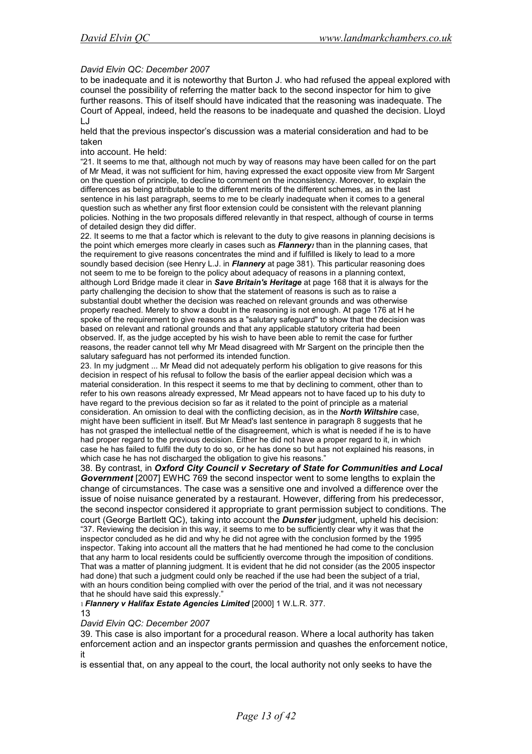to be inadequate and it is noteworthy that Burton J. who had refused the appeal explored with counsel the possibility of referring the matter back to the second inspector for him to give further reasons. This of itself should have indicated that the reasoning was inadequate. The Court of Appeal, indeed, held the reasons to be inadequate and quashed the decision. Lloyd LJ held that the previous inspector's discussion was a material consideration and had to be taken into account. He held:

"21. It seems to me that, although not much by way of reasons may have been called for on the part of Mr Mead, it was not sufficient for him, having expressed the exact opposite view from Mr Sargent on the question of principle, to decline to comment on the inconsistency. Moreover, to explain the differences as being attributable to the different merits of the different schemes, as in the last sentence in his last paragraph, seems to me to be clearly inadequate when it comes to a general question such as whether any first floor extension could be consistent with the relevant planning policies. Nothing in the two proposals differed relevantly in that respect, although of course in terms of detailed design they did differ.

22. It seems to me that a factor which is relevant to the duty to give reasons in planning decisions is the point which emerges more clearly in cases such as ***Flannery***[1] than in the planning cases, that the requirement to give reasons concentrates the mind and if fulfilled is likely to lead to a more soundly based decision (see Henry L.J. in ***Flannery*** at page 381). This particular reasoning does not seem to me to be foreign to the policy about adequacy of reasons in a planning context, although Lord Bridge made it clear in ***Save Britain's Heritage*** at page 168 that it is always for the party challenging the decision to show that the statement of reasons is such as to raise a substantial doubt whether the decision was reached on relevant grounds and was otherwise properly reached. Merely to show a doubt in the reasoning is not enough. At page 176 at H he spoke of the requirement to give reasons as a "salutary safeguard" to show that the decision was based on relevant and rational grounds and that any applicable statutory criteria had been observed. If, as the judge accepted by his wish to have been able to remit the case for further reasons, the reader cannot tell why Mr Mead disagreed with Mr Sargent on the principle then the salutary safeguard has not performed its intended function.

23. In my judgment ... Mr Mead did not adequately perform his obligation to give reasons for this decision in respect of his refusal to follow the basis of the earlier appeal decision which was a material consideration. In this respect it seems to me that by declining to comment, other than to refer to his own reasons already expressed, Mr Mead appears not to have faced up to his duty to have regard to the previous decision so far as it related to the point of principle as a material consideration. An omission to deal with the conflicting decision, as in the ***North Wiltshire*** case, might have been sufficient in itself. But Mr Mead's last sentence in paragraph 8 suggests that he has not grasped the intellectual nettle of the disagreement, which is what is needed if he is to have had proper regard to the previous decision. Either he did not have a proper regard to it, in which case he has failed to fulfil the duty to do so, or he has done so but has not explained his reasons, in which case he has not discharged the obligation to give his reasons."

38. By contrast, in ***Oxford City Council v Secretary of State for Communities and Local Government*** [2007] EWHC 769 the second inspector went to some lengths to explain the change of circumstances. The case was a sensitive one and involved a difference over the issue of noise nuisance generated by a restaurant. However, differing from his predecessor, the second inspector considered it appropriate to grant permission subject to conditions. The court (George Bartlett QC), taking into account the ***Dunster*** judgment, upheld his decision:

"37. Reviewing the decision in this way, it seems to me to be sufficiently clear why it was that the inspector concluded as he did and why he did not agree with the conclusion formed by the 1995 inspector. Taking into account all the matters that he had mentioned he had come to the conclusion that any harm to local residents could be sufficiently overcome through the imposition of conditions. That was a matter of planning judgment. It is evident that he did not consider (as the 2005 inspector had done) that such a judgment could only be reached if the use had been the subject of a trial, with an hours condition being complied with over the period of the trial, and it was not necessary that he should have said this expressly."

[1] ***Flannery v Halifax Estate Agencies Limited*** [2000] 1 W.L.R. 377.

39. This case is also important for a procedural reason. Where a local authority has taken enforcement action and an inspector grants permission and quashes the enforcement notice, it is essential that, on any appeal to the court, the local authority not only seeks to have the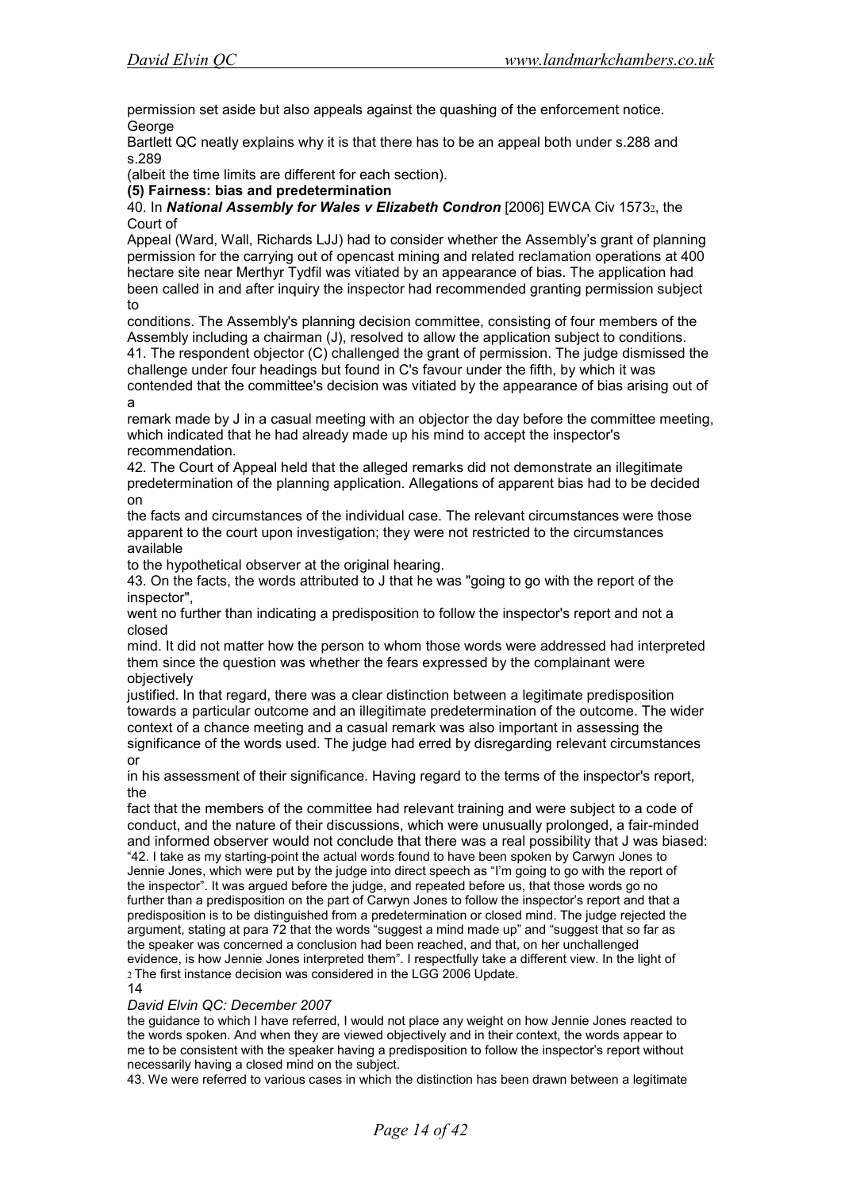permission set aside but also appeals against the quashing of the enforcement notice. George Bartlett QC neatly explains why it is that there has to be an appeal both under s.288 and s.289 (albeit the time limits are different for each section).

**(5) Fairness: bias and predetermination**

40. In ***National Assembly for Wales v Elizabeth Condron*** [2006] EWCA Civ 1573[2], the Court of Appeal (Ward, Wall, Richards LJJ) had to consider whether the Assembly's grant of planning permission for the carrying out of opencast mining and related reclamation operations at 400 hectare site near Merthyr Tydfil was vitiated by an appearance of bias. The application had been called in and after inquiry the inspector had recommended granting permission subject to conditions. The Assembly's planning decision committee, consisting of four members of the Assembly including a chairman (J), resolved to allow the application subject to conditions.

41. The respondent objector (C) challenged the grant of permission. The judge dismissed the challenge under four headings but found in C's favour under the fifth, by which it was contended that the committee's decision was vitiated by the appearance of bias arising out of a remark made by J in a casual meeting with an objector the day before the committee meeting, which indicated that he had already made up his mind to accept the inspector's recommendation.

42. The Court of Appeal held that the alleged remarks did not demonstrate an illegitimate predetermination of the planning application. Allegations of apparent bias had to be decided on the facts and circumstances of the individual case. The relevant circumstances were those apparent to the court upon investigation; they were not restricted to the circumstances available to the hypothetical observer at the original hearing.

43. On the facts, the words attributed to J that he was "going to go with the report of the inspector", went no further than indicating a predisposition to follow the inspector's report and not a closed mind. It did not matter how the person to whom those words were addressed had interpreted them since the question was whether the fears expressed by the complainant were objectively justified. In that regard, there was a clear distinction between a legitimate predisposition towards a particular outcome and an illegitimate predetermination of the outcome. The wider context of a chance meeting and a casual remark was also important in assessing the significance of the words used. The judge had erred by disregarding relevant circumstances or in his assessment of their significance. Having regard to the terms of the inspector's report, the fact that the members of the committee had relevant training and were subject to a code of conduct, and the nature of their discussions, which were unusually prolonged, a fair-minded and informed observer would not conclude that there was a real possibility that J was biased:

"42. I take as my starting-point the actual words found to have been spoken by Carwyn Jones to Jennie Jones, which were put by the judge into direct speech as "I'm going to go with the report of the inspector". It was argued before the judge, and repeated before us, that those words go no further than a predisposition on the part of Carwyn Jones to follow the inspector's report and that a predisposition is to be distinguished from a predetermination or closed mind. The judge rejected the argument, stating at para 72 that the words "suggest a mind made up" and "suggest that so far as the speaker was concerned a conclusion had been reached, and that, on her unchallenged evidence, is how Jennie Jones interpreted them". I respectfully take a different view. In the light of the guidance to which I have referred, I would not place any weight on how Jennie Jones reacted to the words spoken. And when they are viewed objectively and in their context, the words appear to me to be consistent with the speaker having a predisposition to follow the inspector's report without necessarily having a closed mind on the subject.

43. We were referred to various cases in which the distinction has been drawn between a legitimate

[2] The first instance decision was considered in the LGG 2006 Update.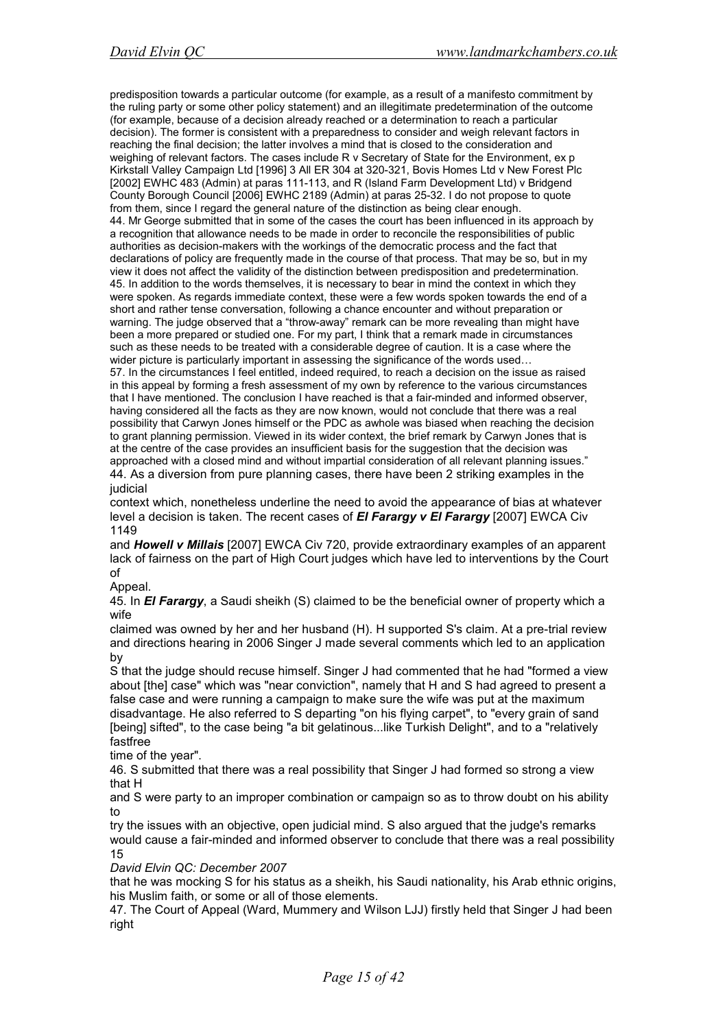predisposition towards a particular outcome (for example, as a result of a manifesto commitment by the ruling party or some other policy statement) and an illegitimate predetermination of the outcome (for example, because of a decision already reached or a determination to reach a particular decision). The former is consistent with a preparedness to consider and weigh relevant factors in reaching the final decision; the latter involves a mind that is closed to the consideration and weighing of relevant factors. The cases include R v Secretary of State for the Environment, ex p Kirkstall Valley Campaign Ltd [1996] 3 All ER 304 at 320-321, Bovis Homes Ltd v New Forest Plc [2002] EWHC 483 (Admin) at paras 111-113, and R (Island Farm Development Ltd) v Bridgend County Borough Council [2006] EWHC 2189 (Admin) at paras 25-32. I do not propose to quote from them, since I regard the general nature of the distinction as being clear enough.

44. Mr George submitted that in some of the cases the court has been influenced in its approach by a recognition that allowance needs to be made in order to reconcile the responsibilities of public authorities as decision-makers with the workings of the democratic process and the fact that declarations of policy are frequently made in the course of that process. That may be so, but in my view it does not affect the validity of the distinction between predisposition and predetermination.

45. In addition to the words themselves, it is necessary to bear in mind the context in which they were spoken. As regards immediate context, these were a few words spoken towards the end of a short and rather tense conversation, following a chance encounter and without preparation or warning. The judge observed that a "throw-away" remark can be more revealing than might have been a more prepared or studied one. For my part, I think that a remark made in circumstances such as these needs to be treated with a considerable degree of caution. It is a case where the wider picture is particularly important in assessing the significance of the words used…

57. In the circumstances I feel entitled, indeed required, to reach a decision on the issue as raised in this appeal by forming a fresh assessment of my own by reference to the various circumstances that I have mentioned. The conclusion I have reached is that a fair-minded and informed observer, having considered all the facts as they are now known, would not conclude that there was a real possibility that Carwyn Jones himself or the PDC as awhole was biased when reaching the decision to grant planning permission. Viewed in its wider context, the brief remark by Carwyn Jones that is at the centre of the case provides an insufficient basis for the suggestion that the decision was approached with a closed mind and without impartial consideration of all relevant planning issues."

44. As a diversion from pure planning cases, there have been 2 striking examples in the judicial context which, nonetheless underline the need to avoid the appearance of bias at whatever level a decision is taken. The recent cases of ***El Faragy v El Faragy*** [2007] EWCA Civ 1149 and ***Howell v Millais*** [2007] EWCA Civ 720, provide extraordinary examples of an apparent lack of fairness on the part of High Court judges which have led to interventions by the Court of Appeal.

45. In ***El Faragy***, a Saudi sheikh (S) claimed to be the beneficial owner of property which a wife claimed was owned by her and her husband (H). H supported S's claim. At a pre-trial review and directions hearing in 2006 Singer J made several comments which led to an application by S that the judge should recuse himself. Singer J had commented that he had "formed a view about [the] case" which was "near conviction", namely that H and S had agreed to present a false case and were running a campaign to make sure the wife was put at the maximum disadvantage. He also referred to S departing "on his flying carpet", to "every grain of sand [being] sifted", to the case being "a bit gelatinous...like Turkish Delight", and to a "relatively fastfree time of the year".

46. S submitted that there was a real possibility that Singer J had formed so strong a view that H and S were party to an improper combination or campaign so as to throw doubt on his ability to try the issues with an objective, open judicial mind. S also argued that the judge's remarks would cause a fair-minded and informed observer to conclude that there was a real possibility that he was mocking S for his status as a sheikh, his Saudi nationality, his Arab ethnic origins, his Muslim faith, or some or all of those elements.

47. The Court of Appeal (Ward, Mummery and Wilson LJJ) firstly held that Singer J had been right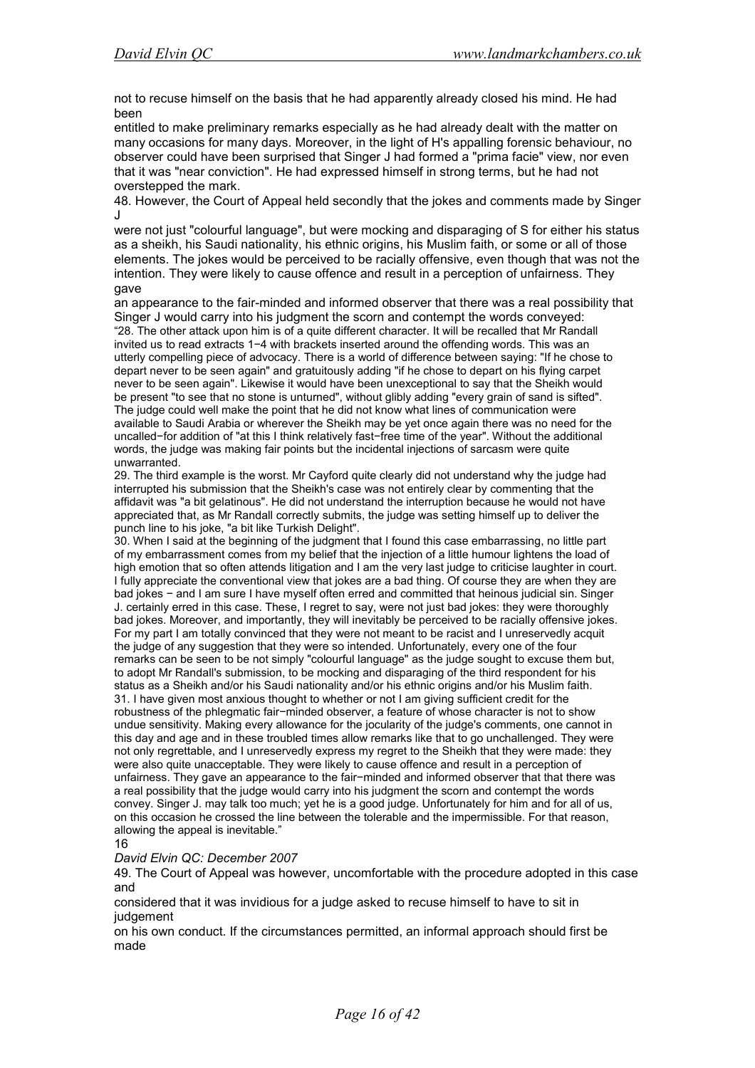not to recuse himself on the basis that he had apparently already closed his mind. He had been entitled to make preliminary remarks especially as he had already dealt with the matter on many occasions for many days. Moreover, in the light of H's appalling forensic behaviour, no observer could have been surprised that Singer J had formed a "prima facie" view, nor even that it was "near conviction". He had expressed himself in strong terms, but he had not overstepped the mark.

48. However, the Court of Appeal held secondly that the jokes and comments made by Singer J were not just "colourful language", but were mocking and disparaging of S for either his status as a sheikh, his Saudi nationality, his ethnic origins, his Muslim faith, or some or all of those elements. The jokes would be perceived to be racially offensive, even though that was not the intention. They were likely to cause offence and result in a perception of unfairness. They gave an appearance to the fair-minded and informed observer that there was a real possibility that Singer J would carry into his judgment the scorn and contempt the words conveyed:

"28. The other attack upon him is of a quite different character. It will be recalled that Mr Randall invited us to read extracts 1−4 with brackets inserted around the offending words. This was an utterly compelling piece of advocacy. There is a world of difference between saying: "If he chose to depart never to be seen again" and gratuitously adding "if he chose to depart on his flying carpet never to be seen again". Likewise it would have been unexceptional to say that the Sheikh would be present "to see that no stone is unturned", without glibly adding "every grain of sand is sifted". The judge could well make the point that he did not know what lines of communication were available to Saudi Arabia or wherever the Sheikh may be yet once again there was no need for the uncalled−for addition of "at this I think relatively fast−free time of the year". Without the additional words, the judge was making fair points but the incidental injections of sarcasm were quite unwarranted.

29. The third example is the worst. Mr Cayford quite clearly did not understand why the judge had interrupted his submission that the Sheikh's case was not entirely clear by commenting that the affidavit was "a bit gelatinous". He did not understand the interruption because he would not have appreciated that, as Mr Randall correctly submits, the judge was setting himself up to deliver the punch line to his joke, "a bit like Turkish Delight".

30. When I said at the beginning of the judgment that I found this case embarrassing, no little part of my embarrassment comes from my belief that the injection of a little humour lightens the load of high emotion that so often attends litigation and I am the very last judge to criticise laughter in court. I fully appreciate the conventional view that jokes are a bad thing. Of course they are when they are bad jokes − and I am sure I have myself often erred and committed that heinous judicial sin. Singer J. certainly erred in this case. These, I regret to say, were not just bad jokes: they were thoroughly bad jokes. Moreover, and importantly, they will inevitably be perceived to be racially offensive jokes. For my part I am totally convinced that they were not meant to be racist and I unreservedly acquit the judge of any suggestion that they were so intended. Unfortunately, every one of the four remarks can be seen to be not simply "colourful language" as the judge sought to excuse them but, to adopt Mr Randall's submission, to be mocking and disparaging of the third respondent for his status as a Sheikh and/or his Saudi nationality and/or his ethnic origins and/or his Muslim faith.

31. I have given most anxious thought to whether or not I am giving sufficient credit for the robustness of the phlegmatic fair−minded observer, a feature of whose character is not to show undue sensitivity. Making every allowance for the jocularity of the judge's comments, one cannot in this day and age and in these troubled times allow remarks like that to go unchallenged. They were not only regrettable, and I unreservedly express my regret to the Sheikh that they were made: they were also quite unacceptable. They were likely to cause offence and result in a perception of unfairness. They gave an appearance to the fair−minded and informed observer that that there was a real possibility that the judge would carry into his judgment the scorn and contempt the words convey. Singer J. may talk too much; yet he is a good judge. Unfortunately for him and for all of us, on this occasion he crossed the line between the tolerable and the impermissible. For that reason, allowing the appeal is inevitable."

49. The Court of Appeal was however, uncomfortable with the procedure adopted in this case and considered that it was invidious for a judge asked to recuse himself to have to sit in judgement on his own conduct. If the circumstances permitted, an informal approach should first be made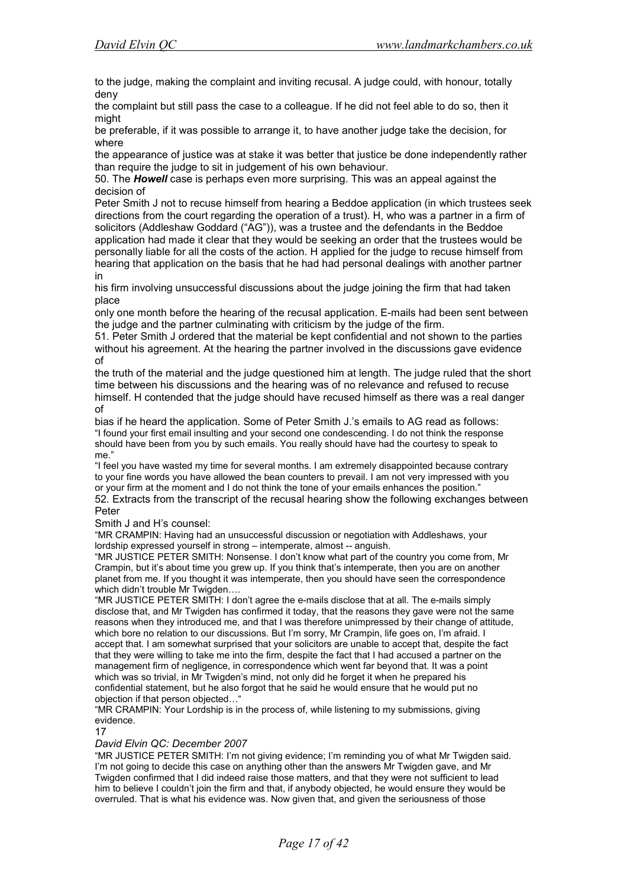to the judge, making the complaint and inviting recusal. A judge could, with honour, totally deny the complaint but still pass the case to a colleague. If he did not feel able to do so, then it might be preferable, if it was possible to arrange it, to have another judge take the decision, for where the appearance of justice was at stake it was better that justice be done independently rather than require the judge to sit in judgement of his own behaviour.

50. The ***Howell*** case is perhaps even more surprising. This was an appeal against the decision of Peter Smith J not to recuse himself from hearing a Beddoe application (in which trustees seek directions from the court regarding the operation of a trust). H, who was a partner in a firm of solicitors (Addleshaw Goddard ("AG")), was a trustee and the defendants in the Beddoe application had made it clear that they would be seeking an order that the trustees would be personally liable for all the costs of the action. H applied for the judge to recuse himself from hearing that application on the basis that he had had personal dealings with another partner in his firm involving unsuccessful discussions about the judge joining the firm that had taken place only one month before the hearing of the recusal application. E-mails had been sent between the judge and the partner culminating with criticism by the judge of the firm.

51. Peter Smith J ordered that the material be kept confidential and not shown to the parties without his agreement. At the hearing the partner involved in the discussions gave evidence of the truth of the material and the judge questioned him at length. The judge ruled that the short time between his discussions and the hearing was of no relevance and refused to recuse himself. H contended that the judge should have recused himself as there was a real danger of bias if he heard the application. Some of Peter Smith J.'s emails to AG read as follows:

"I found your first email insulting and your second one condescending. I do not think the response should have been from you by such emails. You really should have had the courtesy to speak to me."

"I feel you have wasted my time for several months. I am extremely disappointed because contrary to your fine words you have allowed the bean counters to prevail. I am not very impressed with you or your firm at the moment and I do not think the tone of your emails enhances the position."

52. Extracts from the transcript of the recusal hearing show the following exchanges between Peter Smith J and H's counsel:

"MR CRAMPIN: Having had an unsuccessful discussion or negotiation with Addleshaws, your lordship expressed yourself in strong – intemperate, almost -- anguish.

"MR JUSTICE PETER SMITH: Nonsense. I don't know what part of the country you come from, Mr Crampin, but it's about time you grew up. If you think that's intemperate, then you are on another planet from me. If you thought it was intemperate, then you should have seen the correspondence which didn't trouble Mr Twigden….

"MR JUSTICE PETER SMITH: I don't agree the e-mails disclose that at all. The e-mails simply disclose that, and Mr Twigden has confirmed it today, that the reasons they gave were not the same reasons when they introduced me, and that I was therefore unimpressed by their change of attitude, which bore no relation to our discussions. But I'm sorry, Mr Crampin, life goes on, I'm afraid. I accept that. I am somewhat surprised that your solicitors are unable to accept that, despite the fact that they were willing to take me into the firm, despite the fact that I had accused a partner on the management firm of negligence, in correspondence which went far beyond that. It was a point which was so trivial, in Mr Twigden's mind, not only did he forget it when he prepared his confidential statement, but he also forgot that he said he would ensure that he would put no objection if that person objected…"

"MR CRAMPIN: Your Lordship is in the process of, while listening to my submissions, giving evidence.

"MR JUSTICE PETER SMITH: I'm not giving evidence; I'm reminding you of what Mr Twigden said. I'm not going to decide this case on anything other than the answers Mr Twigden gave, and Mr Twigden confirmed that I did indeed raise those matters, and that they were not sufficient to lead him to believe I couldn't join the firm and that, if anybody objected, he would ensure they would be overruled. That is what his evidence was. Now given that, and given the seriousness of those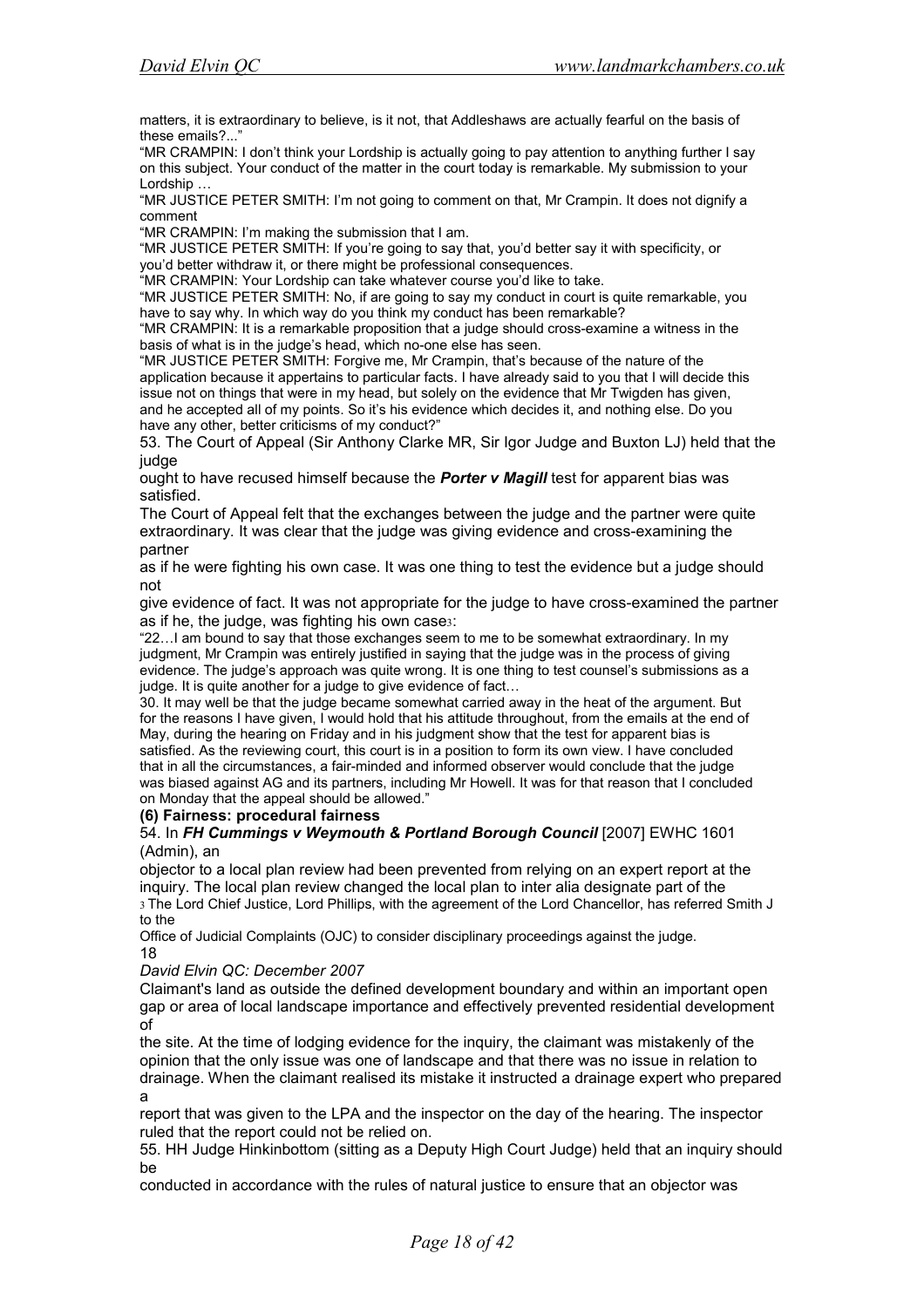matters, it is extraordinary to believe, is it not, that Addleshaws are actually fearful on the basis of these emails?..."

"MR CRAMPIN: I don't think your Lordship is actually going to pay attention to anything further I say on this subject. Your conduct of the matter in the court today is remarkable. My submission to your Lordship …

"MR JUSTICE PETER SMITH: I'm not going to comment on that, Mr Crampin. It does not dignify a comment

"MR CRAMPIN: I'm making the submission that I am.

"MR JUSTICE PETER SMITH: If you're going to say that, you'd better say it with specificity, or you'd better withdraw it, or there might be professional consequences.

"MR CRAMPIN: Your Lordship can take whatever course you'd like to take.

"MR JUSTICE PETER SMITH: No, if are going to say my conduct in court is quite remarkable, you have to say why. In which way do you think my conduct has been remarkable?

"MR CRAMPIN: It is a remarkable proposition that a judge should cross-examine a witness in the basis of what is in the judge's head, which no-one else has seen.

"MR JUSTICE PETER SMITH: Forgive me, Mr Crampin, that's because of the nature of the application because it appertains to particular facts. I have already said to you that I will decide this issue not on things that were in my head, but solely on the evidence that Mr Twigden has given, and he accepted all of my points. So it's his evidence which decides it, and nothing else. Do you have any other, better criticisms of my conduct?"

53. The Court of Appeal (Sir Anthony Clarke MR, Sir Igor Judge and Buxton LJ) held that the judge ought to have recused himself because the ***Porter v Magill*** test for apparent bias was satisfied.

The Court of Appeal felt that the exchanges between the judge and the partner were quite extraordinary. It was clear that the judge was giving evidence and cross-examining the partner as if he were fighting his own case. It was one thing to test the evidence but a judge should not give evidence of fact. It was not appropriate for the judge to have cross-examined the partner as if he, the judge, was fighting his own case[3]:

"22…I am bound to say that those exchanges seem to me to be somewhat extraordinary. In my judgment, Mr Crampin was entirely justified in saying that the judge was in the process of giving evidence. The judge's approach was quite wrong. It is one thing to test counsel's submissions as a judge. It is quite another for a judge to give evidence of fact…

30. It may well be that the judge became somewhat carried away in the heat of the argument. But for the reasons I have given, I would hold that his attitude throughout, from the emails at the end of May, during the hearing on Friday and in his judgment show that the test for apparent bias is satisfied. As the reviewing court, this court is in a position to form its own view. I have concluded that in all the circumstances, a fair-minded and informed observer would conclude that the judge was biased against AG and its partners, including Mr Howell. It was for that reason that I concluded on Monday that the appeal should be allowed."

**(6) Fairness: procedural fairness**

54. In ***FH Cummings v Weymouth & Portland Borough Council*** [2007] EWHC 1601 (Admin), an objector to a local plan review had been prevented from relying on an expert report at the inquiry. The local plan review changed the local plan to inter alia designate part of the Claimant's land as outside the defined development boundary and within an important open gap or area of local landscape importance and effectively prevented residential development of the site. At the time of lodging evidence for the inquiry, the claimant was mistakenly of the opinion that the only issue was one of landscape and that there was no issue in relation to drainage. When the claimant realised its mistake it instructed a drainage expert who prepared a report that was given to the LPA and the inspector on the day of the hearing. The inspector ruled that the report could not be relied on.

55. HH Judge Hinkinbottom (sitting as a Deputy High Court Judge) held that an inquiry should be conducted in accordance with the rules of natural justice to ensure that an objector was

[3] The Lord Chief Justice, Lord Phillips, with the agreement of the Lord Chancellor, has referred Smith J to the Office of Judicial Complaints (OJC) to consider disciplinary proceedings against the judge.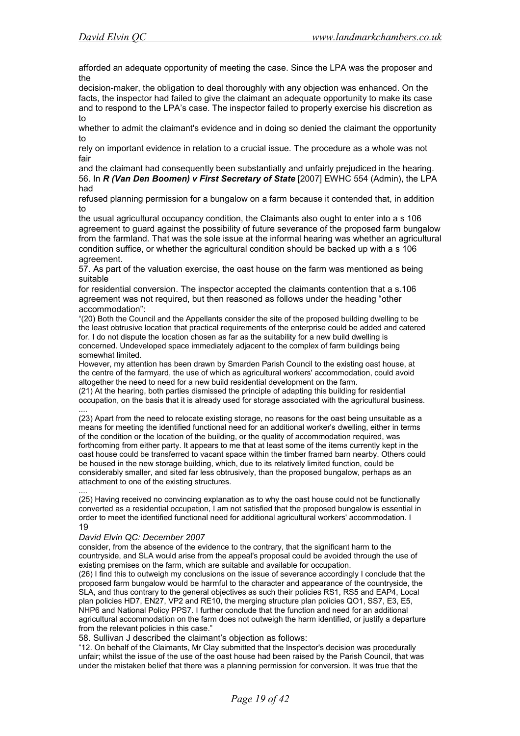afforded an adequate opportunity of meeting the case. Since the LPA was the proposer and the decision-maker, the obligation to deal thoroughly with any objection was enhanced. On the facts, the inspector had failed to give the claimant an adequate opportunity to make its case and to respond to the LPA's case. The inspector failed to properly exercise his discretion as to whether to admit the claimant's evidence and in doing so denied the claimant the opportunity to rely on important evidence in relation to a crucial issue. The procedure as a whole was not fair and the claimant had consequently been substantially and unfairly prejudiced in the hearing.

56. In ***R (Van Den Boomen) v First Secretary of State*** [2007] EWHC 554 (Admin), the LPA had refused planning permission for a bungalow on a farm because it contended that, in addition to the usual agricultural occupancy condition, the Claimants also ought to enter into a s 106 agreement to guard against the possibility of future severance of the proposed farm bungalow from the farmland. That was the sole issue at the informal hearing was whether an agricultural condition suffice, or whether the agricultural condition should be backed up with a s 106 agreement.

57. As part of the valuation exercise, the oast house on the farm was mentioned as being suitable for residential conversion. The inspector accepted the claimants contention that a s.106 agreement was not required, but then reasoned as follows under the heading "other accommodation":

"(20) Both the Council and the Appellants consider the site of the proposed building dwelling to be the least obtrusive location that practical requirements of the enterprise could be added and catered for. I do not dispute the location chosen as far as the suitability for a new build dwelling is concerned. Undeveloped space immediately adjacent to the complex of farm buildings being somewhat limited.

However, my attention has been drawn by Smarden Parish Council to the existing oast house, at the centre of the farmyard, the use of which as agricultural workers' accommodation, could avoid altogether the need to need for a new build residential development on the farm.

(21) At the hearing, both parties dismissed the principle of adapting this building for residential occupation, on the basis that it is already used for storage associated with the agricultural business.

....

(23) Apart from the need to relocate existing storage, no reasons for the oast being unsuitable as a means for meeting the identified functional need for an additional worker's dwelling, either in terms of the condition or the location of the building, or the quality of accommodation required, was forthcoming from either party. It appears to me that at least some of the items currently kept in the oast house could be transferred to vacant space within the timber framed barn nearby. Others could be housed in the new storage building, which, due to its relatively limited function, could be considerably smaller, and sited far less obtrusively, than the proposed bungalow, perhaps as an attachment to one of the existing structures.

....

(25) Having received no convincing explanation as to why the oast house could not be functionally converted as a residential occupation, I am not satisfied that the proposed bungalow is essential in order to meet the identified functional need for additional agricultural workers' accommodation. I consider, from the absence of the evidence to the contrary, that the significant harm to the countryside, and SLA would arise from the appeal's proposal could be avoided through the use of existing premises on the farm, which are suitable and available for occupation.

(26) I find this to outweigh my conclusions on the issue of severance accordingly I conclude that the proposed farm bungalow would be harmful to the character and appearance of the countryside, the SLA, and thus contrary to the general objectives as such their policies RS1, RS5 and EAP4, Local plan policies HD7, EN27, VP2 and RE10, the merging structure plan policies QO1, SS7, E3, E5, NHP6 and National Policy PPS7. I further conclude that the function and need for an additional agricultural accommodation on the farm does not outweigh the harm identified, or justify a departure from the relevant policies in this case."

58. Sullivan J described the claimant's objection as follows:

"12. On behalf of the Claimants, Mr Clay submitted that the Inspector's decision was procedurally unfair; whilst the issue of the use of the oast house had been raised by the Parish Council, that was under the mistaken belief that there was a planning permission for conversion. It was true that the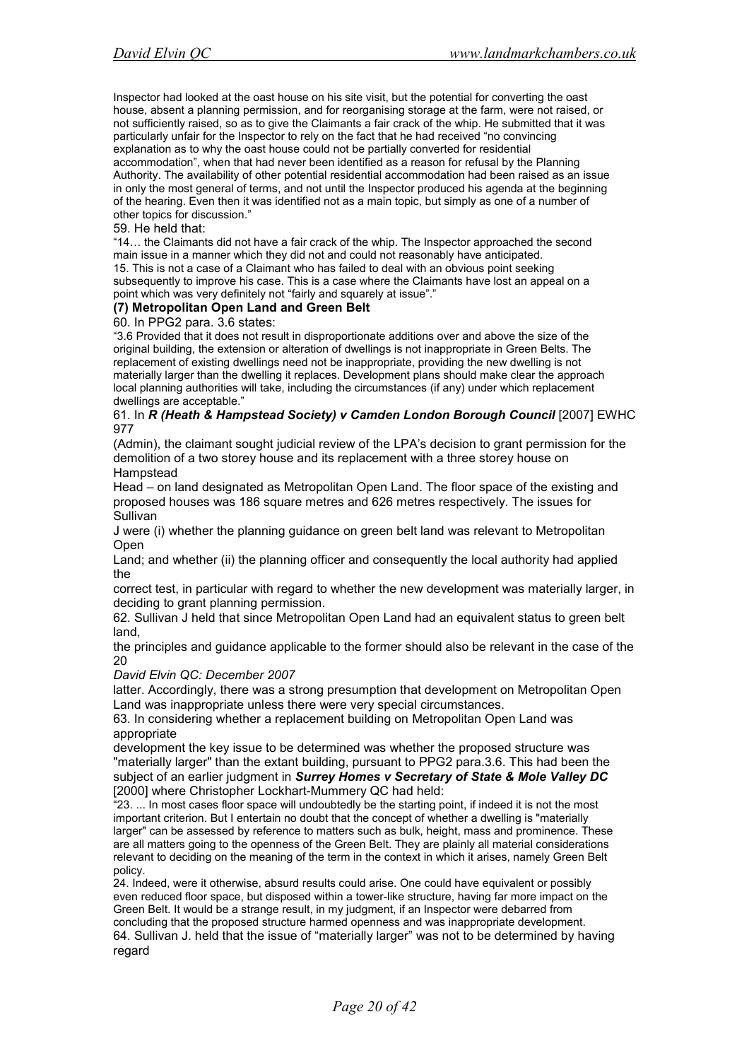Inspector had looked at the oast house on his site visit, but the potential for converting the oast house, absent a planning permission, and for reorganising storage at the farm, were not raised, or not sufficiently raised, so as to give the Claimants a fair crack of the whip. He submitted that it was particularly unfair for the Inspector to rely on the fact that he had received "no convincing explanation as to why the oast house could not be partially converted for residential accommodation", when that had never been identified as a reason for refusal by the Planning Authority. The availability of other potential residential accommodation had been raised as an issue in only the most general of terms, and not until the Inspector produced his agenda at the beginning of the hearing. Even then it was identified not as a main topic, but simply as one of a number of other topics for discussion."

59. He held that:

"14… the Claimants did not have a fair crack of the whip. The Inspector approached the second main issue in a manner which they did not and could not reasonably have anticipated.
15. This is not a case of a Claimant who has failed to deal with an obvious point seeking subsequently to improve his case. This is a case where the Claimants have lost an appeal on a point which was very definitely not "fairly and squarely at issue"."

### (7) Metropolitan Open Land and Green Belt

60. In PPG2 para. 3.6 states:

"3.6 Provided that it does not result in disproportionate additions over and above the size of the original building, the extension or alteration of dwellings is not inappropriate in Green Belts. The replacement of existing dwellings need not be inappropriate, providing the new dwelling is not materially larger than the dwelling it replaces. Development plans should make clear the approach local planning authorities will take, including the circumstances (if any) under which replacement dwellings are acceptable."

61. In ***R (Heath & Hampstead Society) v Camden London Borough Council*** [2007] EWHC 977 (Admin), the claimant sought judicial review of the LPA's decision to grant permission for the demolition of a two storey house and its replacement with a three storey house on Hampstead Head – on land designated as Metropolitan Open Land. The floor space of the existing and proposed houses was 186 square metres and 626 metres respectively. The issues for Sullivan J were (i) whether the planning guidance on green belt land was relevant to Metropolitan Open Land; and whether (ii) the planning officer and consequently the local authority had applied the correct test, in particular with regard to whether the new development was materially larger, in deciding to grant planning permission.

62. Sullivan J held that since Metropolitan Open Land had an equivalent status to green belt land, the principles and guidance applicable to the former should also be relevant in the case of the latter. Accordingly, there was a strong presumption that development on Metropolitan Open Land was inappropriate unless there were very special circumstances.

63. In considering whether a replacement building on Metropolitan Open Land was appropriate development the key issue to be determined was whether the proposed structure was "materially larger" than the extant building, pursuant to PPG2 para.3.6. This had been the subject of an earlier judgment in ***Surrey Homes v Secretary of State & Mole Valley DC*** [2000] where Christopher Lockhart-Mummery QC had held:

"23. ... In most cases floor space will undoubtedly be the starting point, if indeed it is not the most important criterion. But I entertain no doubt that the concept of whether a dwelling is "materially larger" can be assessed by reference to matters such as bulk, height, mass and prominence. These are all matters going to the openness of the Green Belt. They are plainly all material considerations relevant to deciding on the meaning of the term in the context in which it arises, namely Green Belt policy.
24. Indeed, were it otherwise, absurd results could arise. One could have equivalent or possibly even reduced floor space, but disposed within a tower-like structure, having far more impact on the Green Belt. It would be a strange result, in my judgment, if an Inspector were debarred from concluding that the proposed structure harmed openness and was inappropriate development.

64. Sullivan J. held that the issue of "materially larger" was not to be determined by having regard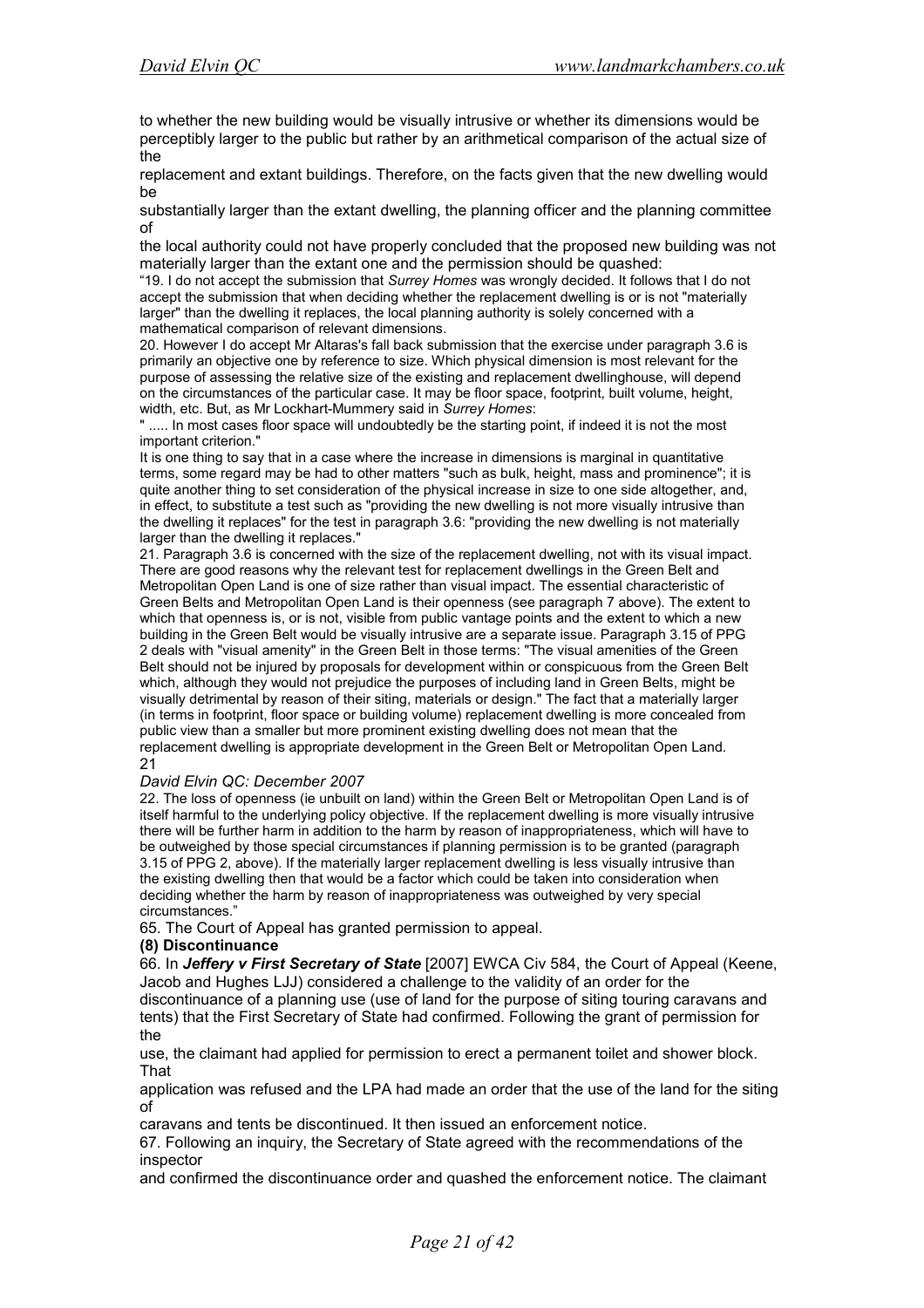to whether the new building would be visually intrusive or whether its dimensions would be perceptibly larger to the public but rather by an arithmetical comparison of the actual size of the replacement and extant buildings. Therefore, on the facts given that the new dwelling would be substantially larger than the extant dwelling, the planning officer and the planning committee of the local authority could not have properly concluded that the proposed new building was not materially larger than the extant one and the permission should be quashed:

"19. I do not accept the submission that *Surrey Homes* was wrongly decided. It follows that I do not accept the submission that when deciding whether the replacement dwelling is or is not "materially larger" than the dwelling it replaces, the local planning authority is solely concerned with a mathematical comparison of relevant dimensions.

20. However I do accept Mr Altaras's fall back submission that the exercise under paragraph 3.6 is primarily an objective one by reference to size. Which physical dimension is most relevant for the purpose of assessing the relative size of the existing and replacement dwellinghouse, will depend on the circumstances of the particular case. It may be floor space, footprint, built volume, height, width, etc. But, as Mr Lockhart-Mummery said in *Surrey Homes*:

" ..... In most cases floor space will undoubtedly be the starting point, if indeed it is not the most important criterion."

It is one thing to say that in a case where the increase in dimensions is marginal in quantitative terms, some regard may be had to other matters "such as bulk, height, mass and prominence"; it is quite another thing to set consideration of the physical increase in size to one side altogether, and, in effect, to substitute a test such as "providing the new dwelling is not more visually intrusive than the dwelling it replaces" for the test in paragraph 3.6: "providing the new dwelling is not materially larger than the dwelling it replaces."

21. Paragraph 3.6 is concerned with the size of the replacement dwelling, not with its visual impact. There are good reasons why the relevant test for replacement dwellings in the Green Belt and Metropolitan Open Land is one of size rather than visual impact. The essential characteristic of Green Belts and Metropolitan Open Land is their openness (see paragraph 7 above). The extent to which that openness is, or is not, visible from public vantage points and the extent to which a new building in the Green Belt would be visually intrusive are a separate issue. Paragraph 3.15 of PPG 2 deals with "visual amenity" in the Green Belt in those terms: "The visual amenities of the Green Belt should not be injured by proposals for development within or conspicuous from the Green Belt which, although they would not prejudice the purposes of including land in Green Belts, might be visually detrimental by reason of their siting, materials or design." The fact that a materially larger (in terms in footprint, floor space or building volume) replacement dwelling is more concealed from public view than a smaller but more prominent existing dwelling does not mean that the replacement dwelling is appropriate development in the Green Belt or Metropolitan Open Land.

*David Elvin QC: December 2007*

22. The loss of openness (ie unbuilt on land) within the Green Belt or Metropolitan Open Land is of itself harmful to the underlying policy objective. If the replacement dwelling is more visually intrusive there will be further harm in addition to the harm by reason of inappropriateness, which will have to be outweighed by those special circumstances if planning permission is to be granted (paragraph 3.15 of PPG 2, above). If the materially larger replacement dwelling is less visually intrusive than the existing dwelling then that would be a factor which could be taken into consideration when deciding whether the harm by reason of inappropriateness was outweighed by very special circumstances."

65. The Court of Appeal has granted permission to appeal.

**(8) Discontinuance**

66. In ***Jeffery v First Secretary of State*** [2007] EWCA Civ 584, the Court of Appeal (Keene, Jacob and Hughes LJJ) considered a challenge to the validity of an order for the discontinuance of a planning use (use of land for the purpose of siting touring caravans and tents) that the First Secretary of State had confirmed. Following the grant of permission for the use, the claimant had applied for permission to erect a permanent toilet and shower block. That application was refused and the LPA had made an order that the use of the land for the siting of caravans and tents be discontinued. It then issued an enforcement notice.

67. Following an inquiry, the Secretary of State agreed with the recommendations of the inspector and confirmed the discontinuance order and quashed the enforcement notice. The claimant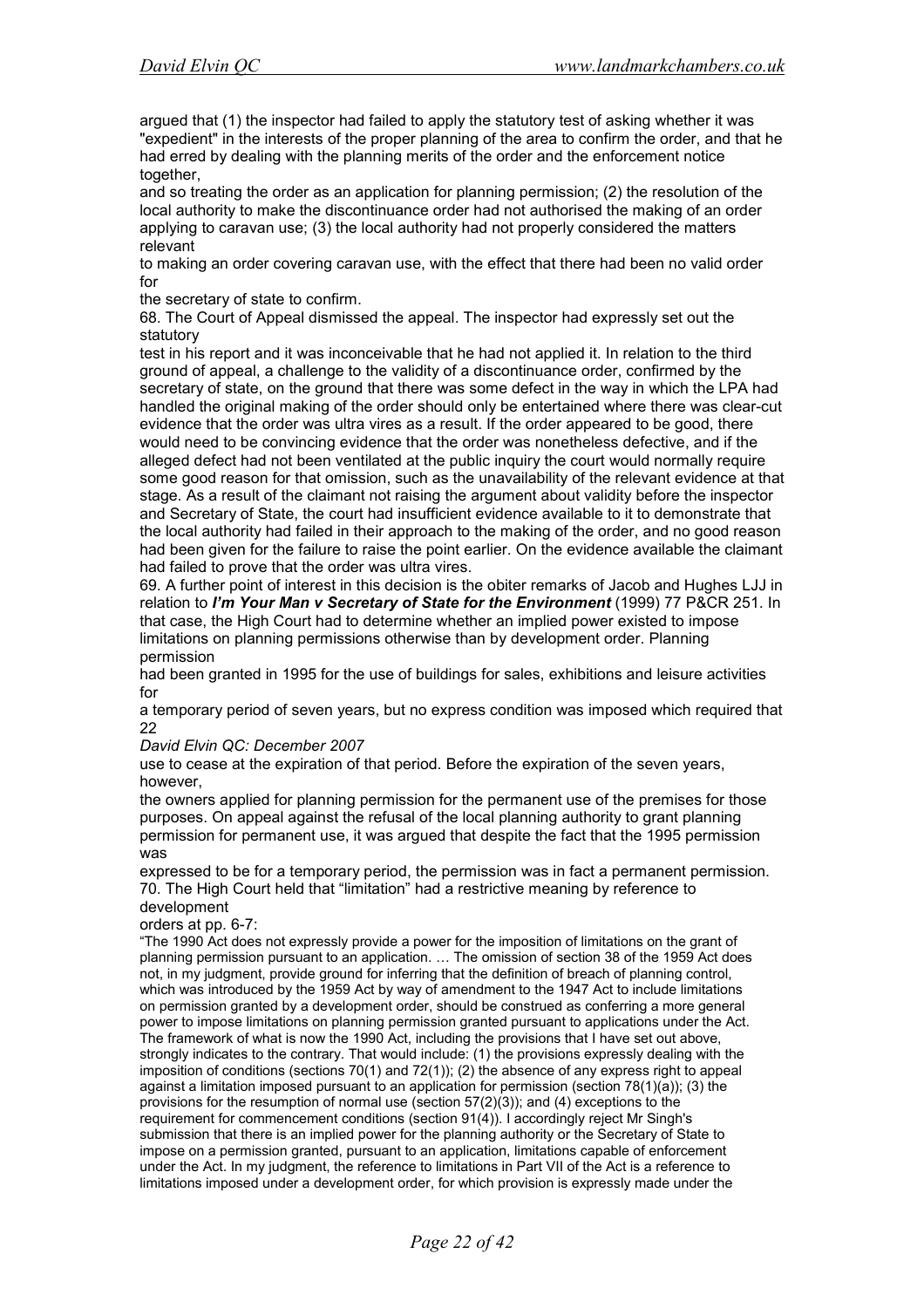argued that (1) the inspector had failed to apply the statutory test of asking whether it was "expedient" in the interests of the proper planning of the area to confirm the order, and that he had erred by dealing with the planning merits of the order and the enforcement notice together, and so treating the order as an application for planning permission; (2) the resolution of the local authority to make the discontinuance order had not authorised the making of an order applying to caravan use; (3) the local authority had not properly considered the matters relevant to making an order covering caravan use, with the effect that there had been no valid order for the secretary of state to confirm.

68. The Court of Appeal dismissed the appeal. The inspector had expressly set out the statutory test in his report and it was inconceivable that he had not applied it. In relation to the third ground of appeal, a challenge to the validity of a discontinuance order, confirmed by the secretary of state, on the ground that there was some defect in the way in which the LPA had handled the original making of the order should only be entertained where there was clear-cut evidence that the order was ultra vires as a result. If the order appeared to be good, there would need to be convincing evidence that the order was nonetheless defective, and if the alleged defect had not been ventilated at the public inquiry the court would normally require some good reason for that omission, such as the unavailability of the relevant evidence at that stage. As a result of the claimant not raising the argument about validity before the inspector and Secretary of State, the court had insufficient evidence available to it to demonstrate that the local authority had failed in their approach to the making of the order, and no good reason had been given for the failure to raise the point earlier. On the evidence available the claimant had failed to prove that the order was ultra vires.

69. A further point of interest in this decision is the obiter remarks of Jacob and Hughes LJJ in relation to ***I'm Your Man v Secretary of State for the Environment*** (1999) 77 P&CR 251. In that case, the High Court had to determine whether an implied power existed to impose limitations on planning permissions otherwise than by development order. Planning permission had been granted in 1995 for the use of buildings for sales, exhibitions and leisure activities for a temporary period of seven years, but no express condition was imposed which required that use to cease at the expiration of that period. Before the expiration of the seven years, however, the owners applied for planning permission for the permanent use of the premises for those purposes. On appeal against the refusal of the local planning authority to grant planning permission for permanent use, it was argued that despite the fact that the 1995 permission was expressed to be for a temporary period, the permission was in fact a permanent permission.

70. The High Court held that "limitation" had a restrictive meaning by reference to development orders at pp. 6-7:

> "The 1990 Act does not expressly provide a power for the imposition of limitations on the grant of planning permission pursuant to an application. … The omission of section 38 of the 1959 Act does not, in my judgment, provide ground for inferring that the definition of breach of planning control, which was introduced by the 1959 Act by way of amendment to the 1947 Act to include limitations on permission granted by a development order, should be construed as conferring a more general power to impose limitations on planning permission granted pursuant to applications under the Act. The framework of what is now the 1990 Act, including the provisions that I have set out above, strongly indicates to the contrary. That would include: (1) the provisions expressly dealing with the imposition of conditions (sections 70(1) and 72(1)); (2) the absence of any express right to appeal against a limitation imposed pursuant to an application for permission (section 78(1)(a)); (3) the provisions for the resumption of normal use (section 57(2)(3)); and (4) exceptions to the requirement for commencement conditions (section 91(4)). I accordingly reject Mr Singh's submission that there is an implied power for the planning authority or the Secretary of State to impose on a permission granted, pursuant to an application, limitations capable of enforcement under the Act. In my judgment, the reference to limitations in Part VII of the Act is a reference to limitations imposed under a development order, for which provision is expressly made under the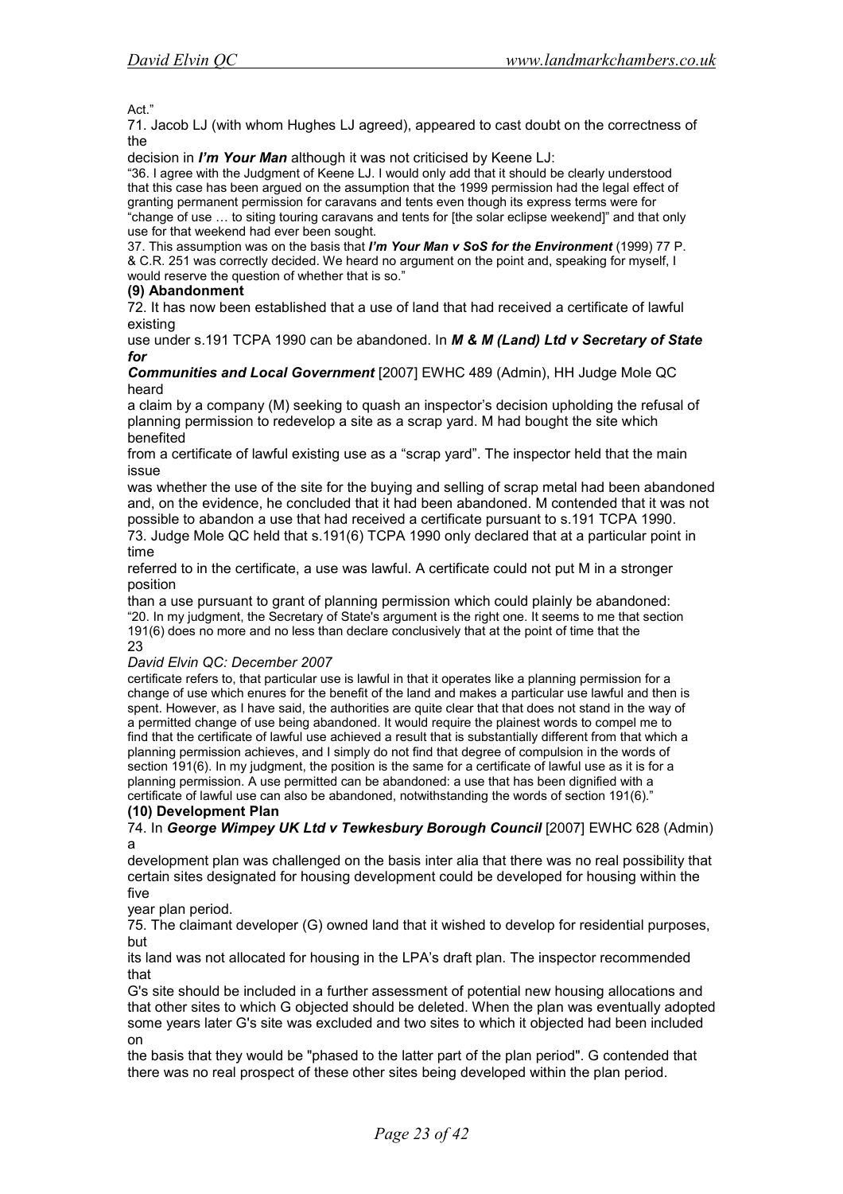Act."

71. Jacob LJ (with whom Hughes LJ agreed), appeared to cast doubt on the correctness of the decision in ***I'm Your Man*** although it was not criticised by Keene LJ:

"36. I agree with the Judgment of Keene LJ. I would only add that it should be clearly understood that this case has been argued on the assumption that the 1999 permission had the legal effect of granting permanent permission for caravans and tents even though its express terms were for "change of use … to siting touring caravans and tents for [the solar eclipse weekend]" and that only use for that weekend had ever been sought.

37. This assumption was on the basis that ***I'm Your Man v SoS for the Environment*** (1999) 77 P. & C.R. 251 was correctly decided. We heard no argument on the point and, speaking for myself, I would reserve the question of whether that is so."

**(9) Abandonment**

72. It has now been established that a use of land that had received a certificate of lawful existing use under s.191 TCPA 1990 can be abandoned. In ***M & M (Land) Ltd v Secretary of State for Communities and Local Government*** [2007] EWHC 489 (Admin), HH Judge Mole QC heard a claim by a company (M) seeking to quash an inspector's decision upholding the refusal of planning permission to redevelop a site as a scrap yard. M had bought the site which benefited from a certificate of lawful existing use as a "scrap yard". The inspector held that the main issue was whether the use of the site for the buying and selling of scrap metal had been abandoned and, on the evidence, he concluded that it had been abandoned. M contended that it was not possible to abandon a use that had received a certificate pursuant to s.191 TCPA 1990.

73. Judge Mole QC held that s.191(6) TCPA 1990 only declared that at a particular point in time referred to in the certificate, a use was lawful. A certificate could not put M in a stronger position than a use pursuant to grant of planning permission which could plainly be abandoned:

"20. In my judgment, the Secretary of State's argument is the right one. It seems to me that section 191(6) does no more and no less than declare conclusively that at the point of time that the certificate refers to, that particular use is lawful in that it operates like a planning permission for a change of use which enures for the benefit of the land and makes a particular use lawful and then is spent. However, as I have said, the authorities are quite clear that that does not stand in the way of a permitted change of use being abandoned. It would require the plainest words to compel me to find that the certificate of lawful use achieved a result that is substantially different from that which a planning permission achieves, and I simply do not find that degree of compulsion in the words of section 191(6). In my judgment, the position is the same for a certificate of lawful use as it is for a planning permission. A use permitted can be abandoned: a use that has been dignified with a certificate of lawful use can also be abandoned, notwithstanding the words of section 191(6)."

**(10) Development Plan**

74. In ***George Wimpey UK Ltd v Tewkesbury Borough Council*** [2007] EWHC 628 (Admin) a development plan was challenged on the basis inter alia that there was no real possibility that certain sites designated for housing development could be developed for housing within the five year plan period.

75. The claimant developer (G) owned land that it wished to develop for residential purposes, but its land was not allocated for housing in the LPA's draft plan. The inspector recommended that G's site should be included in a further assessment of potential new housing allocations and that other sites to which G objected should be deleted. When the plan was eventually adopted some years later G's site was excluded and two sites to which it objected had been included on the basis that they would be "phased to the latter part of the plan period". G contended that there was no real prospect of these other sites being developed within the plan period.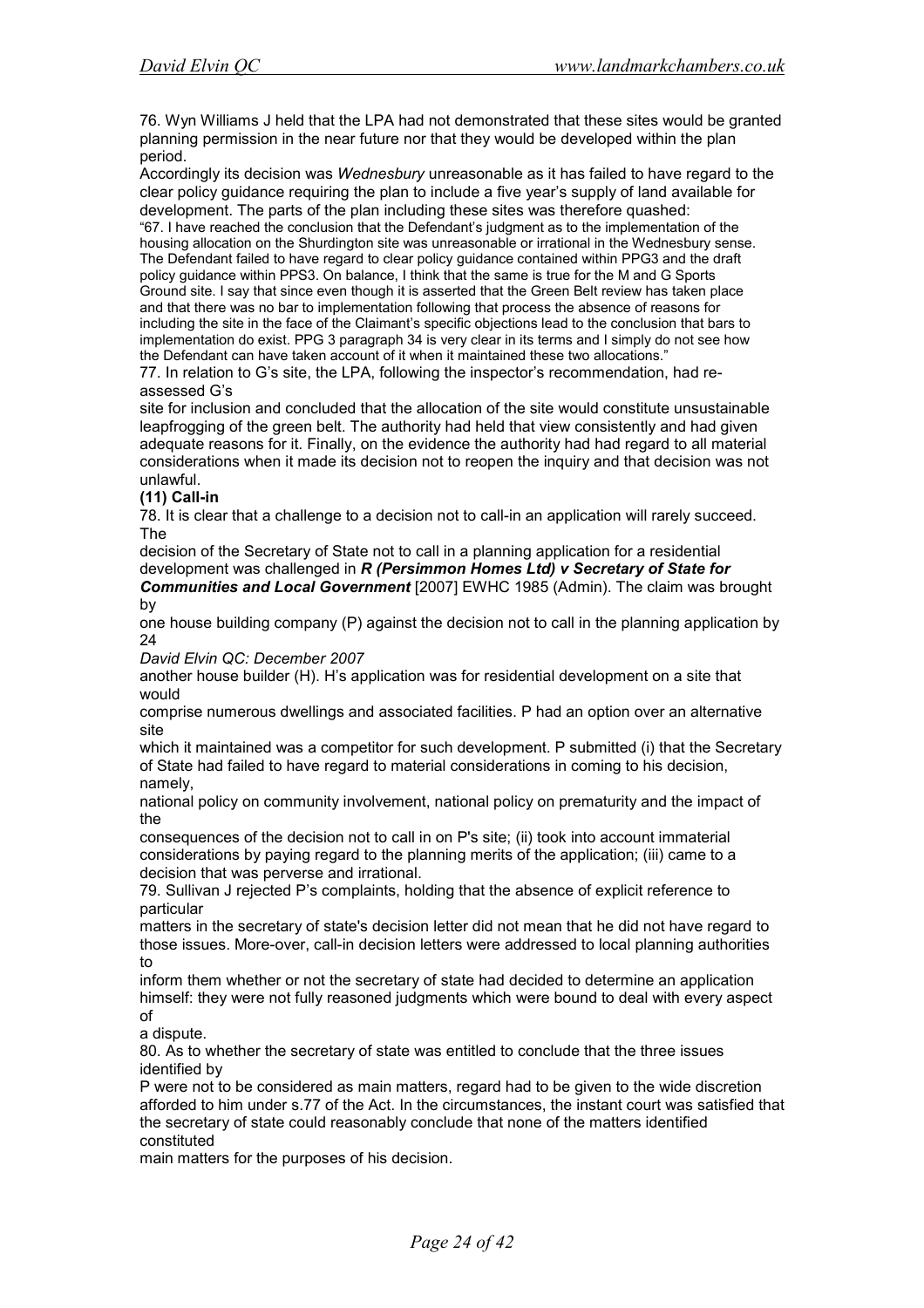76. Wyn Williams J held that the LPA had not demonstrated that these sites would be granted planning permission in the near future nor that they would be developed within the plan period.

Accordingly its decision was *Wednesbury* unreasonable as it has failed to have regard to the clear policy guidance requiring the plan to include a five year's supply of land available for development. The parts of the plan including these sites was therefore quashed:

"67. I have reached the conclusion that the Defendant's judgment as to the implementation of the housing allocation on the Shurdington site was unreasonable or irrational in the Wednesbury sense. The Defendant failed to have regard to clear policy guidance contained within PPG3 and the draft policy guidance within PPS3. On balance, I think that the same is true for the M and G Sports Ground site. I say that since even though it is asserted that the Green Belt review has taken place and that there was no bar to implementation following that process the absence of reasons for including the site in the face of the Claimant's specific objections lead to the conclusion that bars to implementation do exist. PPG 3 paragraph 34 is very clear in its terms and I simply do not see how the Defendant can have taken account of it when it maintained these two allocations."

77. In relation to G's site, the LPA, following the inspector's recommendation, had re-assessed G's site for inclusion and concluded that the allocation of the site would constitute unsustainable leapfrogging of the green belt. The authority had held that view consistently and had given adequate reasons for it. Finally, on the evidence the authority had had regard to all material considerations when it made its decision not to reopen the inquiry and that decision was not unlawful.

**(11) Call-in**

78. It is clear that a challenge to a decision not to call-in an application will rarely succeed. The decision of the Secretary of State not to call in a planning application for a residential development was challenged in ***R (Persimmon Homes Ltd) v Secretary of State for Communities and Local Government*** [2007] EWHC 1985 (Admin). The claim was brought by one house building company (P) against the decision not to call in the planning application by another house builder (H). H's application was for residential development on a site that would comprise numerous dwellings and associated facilities. P had an option over an alternative site which it maintained was a competitor for such development. P submitted (i) that the Secretary of State had failed to have regard to material considerations in coming to his decision, namely, national policy on community involvement, national policy on prematurity and the impact of the consequences of the decision not to call in on P's site; (ii) took into account immaterial considerations by paying regard to the planning merits of the application; (iii) came to a decision that was perverse and irrational.

79. Sullivan J rejected P's complaints, holding that the absence of explicit reference to particular matters in the secretary of state's decision letter did not mean that he did not have regard to those issues. More-over, call-in decision letters were addressed to local planning authorities to inform them whether or not the secretary of state had decided to determine an application himself: they were not fully reasoned judgments which were bound to deal with every aspect of a dispute.

80. As to whether the secretary of state was entitled to conclude that the three issues identified by P were not to be considered as main matters, regard had to be given to the wide discretion afforded to him under s.77 of the Act. In the circumstances, the instant court was satisfied that the secretary of state could reasonably conclude that none of the matters identified constituted main matters for the purposes of his decision.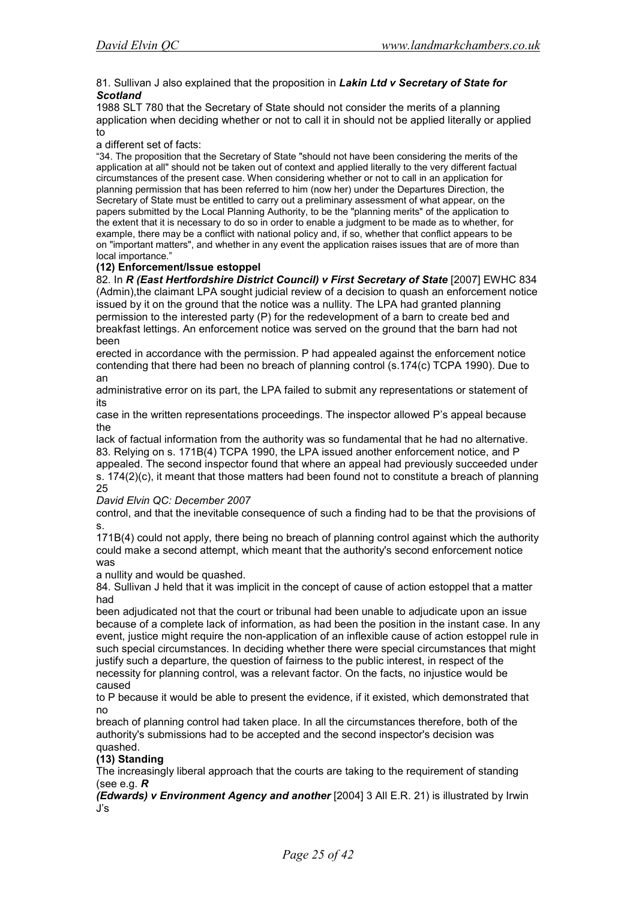81. Sullivan J also explained that the proposition in ***Lakin Ltd v Secretary of State for Scotland*** 1988 SLT 780 that the Secretary of State should not consider the merits of a planning application when deciding whether or not to call it in should not be applied literally or applied to a different set of facts:

"34. The proposition that the Secretary of State "should not have been considering the merits of the application at all" should not be taken out of context and applied literally to the very different factual circumstances of the present case. When considering whether or not to call in an application for planning permission that has been referred to him (now her) under the Departures Direction, the Secretary of State must be entitled to carry out a preliminary assessment of what appear, on the papers submitted by the Local Planning Authority, to be the "planning merits" of the application to the extent that it is necessary to do so in order to enable a judgment to be made as to whether, for example, there may be a conflict with national policy and, if so, whether that conflict appears to be on "important matters", and whether in any event the application raises issues that are of more than local importance."

**(12) Enforcement/Issue estoppel**

82. In ***R (East Hertfordshire District Council) v First Secretary of State*** [2007] EWHC 834 (Admin),the claimant LPA sought judicial review of a decision to quash an enforcement notice issued by it on the ground that the notice was a nullity. The LPA had granted planning permission to the interested party (P) for the redevelopment of a barn to create bed and breakfast lettings. An enforcement notice was served on the ground that the barn had not been erected in accordance with the permission. P had appealed against the enforcement notice contending that there had been no breach of planning control (s.174(c) TCPA 1990). Due to an administrative error on its part, the LPA failed to submit any representations or statement of its case in the written representations proceedings. The inspector allowed P's appeal because the lack of factual information from the authority was so fundamental that he had no alternative.

83. Relying on s. 171B(4) TCPA 1990, the LPA issued another enforcement notice, and P appealed. The second inspector found that where an appeal had previously succeeded under s. 174(2)(c), it meant that those matters had been found not to constitute a breach of planning control, and that the inevitable consequence of such a finding had to be that the provisions of s. 171B(4) could not apply, there being no breach of planning control against which the authority could make a second attempt, which meant that the authority's second enforcement notice was a nullity and would be quashed.

84. Sullivan J held that it was implicit in the concept of cause of action estoppel that a matter had been adjudicated not that the court or tribunal had been unable to adjudicate upon an issue because of a complete lack of information, as had been the position in the instant case. In any event, justice might require the non-application of an inflexible cause of action estoppel rule in such special circumstances. In deciding whether there were special circumstances that might justify such a departure, the question of fairness to the public interest, in respect of the necessity for planning control, was a relevant factor. On the facts, no injustice would be caused to P because it would be able to present the evidence, if it existed, which demonstrated that no breach of planning control had taken place. In all the circumstances therefore, both of the authority's submissions had to be accepted and the second inspector's decision was quashed.

**(13) Standing**

The increasingly liberal approach that the courts are taking to the requirement of standing (see e.g. ***R (Edwards) v Environment Agency and another*** [2004] 3 All E.R. 21) is illustrated by Irwin J's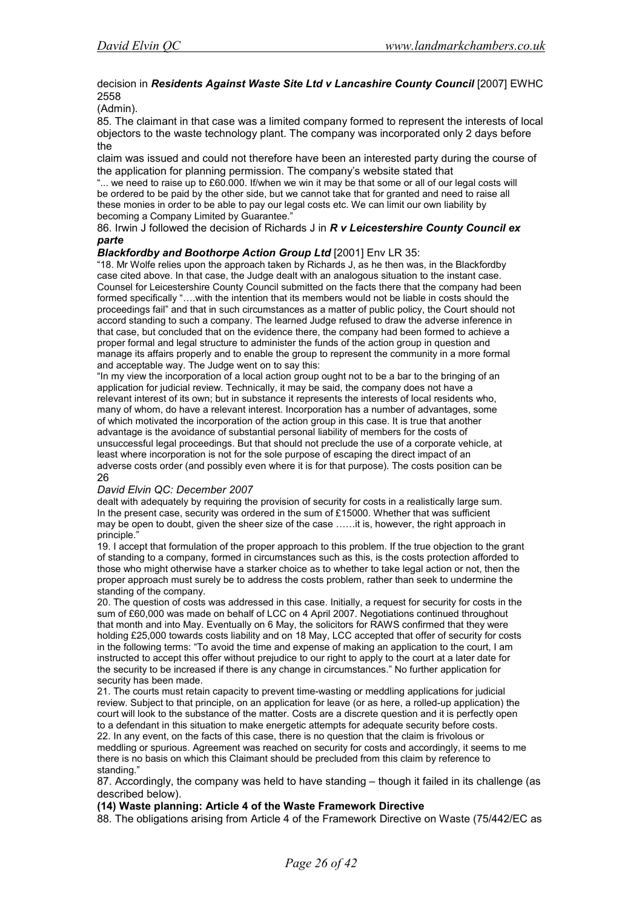decision in ***Residents Against Waste Site Ltd v Lancashire County Council*** [2007] EWHC 2558 (Admin).

85. The claimant in that case was a limited company formed to represent the interests of local objectors to the waste technology plant. The company was incorporated only 2 days before the claim was issued and could not therefore have been an interested party during the course of the application for planning permission. The company's website stated that

"... we need to raise up to £60.000. If/when we win it may be that some or all of our legal costs will be ordered to be paid by the other side, but we cannot take that for granted and need to raise all these monies in order to be able to pay our legal costs etc. We can limit our own liability by becoming a Company Limited by Guarantee."

86. Irwin J followed the decision of Richards J in ***R v Leicestershire County Council ex parte Blackfordby and Boothorpe Action Group Ltd*** [2001] Env LR 35:

"18. Mr Wolfe relies upon the approach taken by Richards J, as he then was, in the Blackfordby case cited above. In that case, the Judge dealt with an analogous situation to the instant case. Counsel for Leicestershire County Council submitted on the facts there that the company had been formed specifically "….with the intention that its members would not be liable in costs should the proceedings fail" and that in such circumstances as a matter of public policy, the Court should not accord standing to such a company. The learned Judge refused to draw the adverse inference in that case, but concluded that on the evidence there, the company had been formed to achieve a proper formal and legal structure to administer the funds of the action group in question and manage its affairs properly and to enable the group to represent the community in a more formal and acceptable way. The Judge went on to say this:

"In my view the incorporation of a local action group ought not to be a bar to the bringing of an application for judicial review. Technically, it may be said, the company does not have a relevant interest of its own; but in substance it represents the interests of local residents who, many of whom, do have a relevant interest. Incorporation has a number of advantages, some of which motivated the incorporation of the action group in this case. It is true that another advantage is the avoidance of substantial personal liability of members for the costs of unsuccessful legal proceedings. But that should not preclude the use of a corporate vehicle, at least where incorporation is not for the sole purpose of escaping the direct impact of an adverse costs order (and possibly even where it is for that purpose). The costs position can be dealt with adequately by requiring the provision of security for costs in a realistically large sum. In the present case, security was ordered in the sum of £15000. Whether that was sufficient may be open to doubt, given the sheer size of the case ……it is, however, the right approach in principle."

19. I accept that formulation of the proper approach to this problem. If the true objection to the grant of standing to a company, formed in circumstances such as this, is the costs protection afforded to those who might otherwise have a starker choice as to whether to take legal action or not, then the proper approach must surely be to address the costs problem, rather than seek to undermine the standing of the company.

20. The question of costs was addressed in this case. Initially, a request for security for costs in the sum of £60,000 was made on behalf of LCC on 4 April 2007. Negotiations continued throughout that month and into May. Eventually on 6 May, the solicitors for RAWS confirmed that they were holding £25,000 towards costs liability and on 18 May, LCC accepted that offer of security for costs in the following terms: "To avoid the time and expense of making an application to the court, I am instructed to accept this offer without prejudice to our right to apply to the court at a later date for the security to be increased if there is any change in circumstances." No further application for security has been made.

21. The courts must retain capacity to prevent time-wasting or meddling applications for judicial review. Subject to that principle, on an application for leave (or as here, a rolled-up application) the court will look to the substance of the matter. Costs are a discrete question and it is perfectly open to a defendant in this situation to make energetic attempts for adequate security before costs.

22. In any event, on the facts of this case, there is no question that the claim is frivolous or meddling or spurious. Agreement was reached on security for costs and accordingly, it seems to me there is no basis on which this Claimant should be precluded from this claim by reference to standing."

87. Accordingly, the company was held to have standing – though it failed in its challenge (as described below).

**(14) Waste planning: Article 4 of the Waste Framework Directive**

88. The obligations arising from Article 4 of the Framework Directive on Waste (75/442/EC as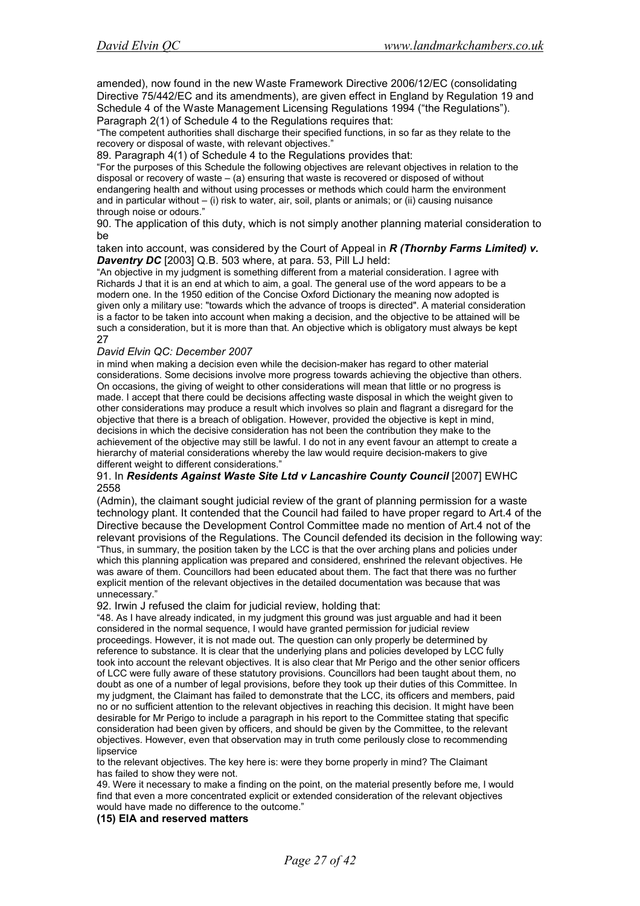amended), now found in the new Waste Framework Directive 2006/12/EC (consolidating Directive 75/442/EC and its amendments), are given effect in England by Regulation 19 and Schedule 4 of the Waste Management Licensing Regulations 1994 ("the Regulations"). Paragraph 2(1) of Schedule 4 to the Regulations requires that:

"The competent authorities shall discharge their specified functions, in so far as they relate to the recovery or disposal of waste, with relevant objectives."

89. Paragraph 4(1) of Schedule 4 to the Regulations provides that:

"For the purposes of this Schedule the following objectives are relevant objectives in relation to the disposal or recovery of waste – (a) ensuring that waste is recovered or disposed of without endangering health and without using processes or methods which could harm the environment and in particular without – (i) risk to water, air, soil, plants or animals; or (ii) causing nuisance through noise or odours."

90. The application of this duty, which is not simply another planning material consideration to be taken into account, was considered by the Court of Appeal in ***R (Thornby Farms Limited) v. Daventry DC*** [2003] Q.B. 503 where, at para. 53, Pill LJ held:

"An objective in my judgment is something different from a material consideration. I agree with Richards J that it is an end at which to aim, a goal. The general use of the word appears to be a modern one. In the 1950 edition of the Concise Oxford Dictionary the meaning now adopted is given only a military use: "towards which the advance of troops is directed". A material consideration is a factor to be taken into account when making a decision, and the objective to be attained will be such a consideration, but it is more than that. An objective which is obligatory must always be kept in mind when making a decision even while the decision-maker has regard to other material considerations. Some decisions involve more progress towards achieving the objective than others. On occasions, the giving of weight to other considerations will mean that little or no progress is made. I accept that there could be decisions affecting waste disposal in which the weight given to other considerations may produce a result which involves so plain and flagrant a disregard for the objective that there is a breach of obligation. However, provided the objective is kept in mind, decisions in which the decisive consideration has not been the contribution they make to the achievement of the objective may still be lawful. I do not in any event favour an attempt to create a hierarchy of material considerations whereby the law would require decision-makers to give different weight to different considerations."

91. In ***Residents Against Waste Site Ltd v Lancashire County Council*** [2007] EWHC 2558 (Admin), the claimant sought judicial review of the grant of planning permission for a waste technology plant. It contended that the Council had failed to have proper regard to Art.4 of the Directive because the Development Control Committee made no mention of Art.4 not of the relevant provisions of the Regulations. The Council defended its decision in the following way:

"Thus, in summary, the position taken by the LCC is that the over arching plans and policies under which this planning application was prepared and considered, enshrined the relevant objectives. He was aware of them. Councillors had been educated about them. The fact that there was no further explicit mention of the relevant objectives in the detailed documentation was because that was unnecessary."

92. Irwin J refused the claim for judicial review, holding that:

"48. As I have already indicated, in my judgment this ground was just arguable and had it been considered in the normal sequence, I would have granted permission for judicial review proceedings. However, it is not made out. The question can only properly be determined by reference to substance. It is clear that the underlying plans and policies developed by LCC fully took into account the relevant objectives. It is also clear that Mr Perigo and the other senior officers of LCC were fully aware of these statutory provisions. Councillors had been taught about them, no doubt as one of a number of legal provisions, before they took up their duties of this Committee. In my judgment, the Claimant has failed to demonstrate that the LCC, its officers and members, paid no or no sufficient attention to the relevant objectives in reaching this decision. It might have been desirable for Mr Perigo to include a paragraph in his report to the Committee stating that specific consideration had been given by officers, and should be given by the Committee, to the relevant objectives. However, even that observation may in truth come perilously close to recommending lipservice to the relevant objectives. The key here is: were they borne properly in mind? The Claimant has failed to show they were not.

49. Were it necessary to make a finding on the point, on the material presently before me, I would find that even a more concentrated explicit or extended consideration of the relevant objectives would have made no difference to the outcome."

**(15) EIA and reserved matters**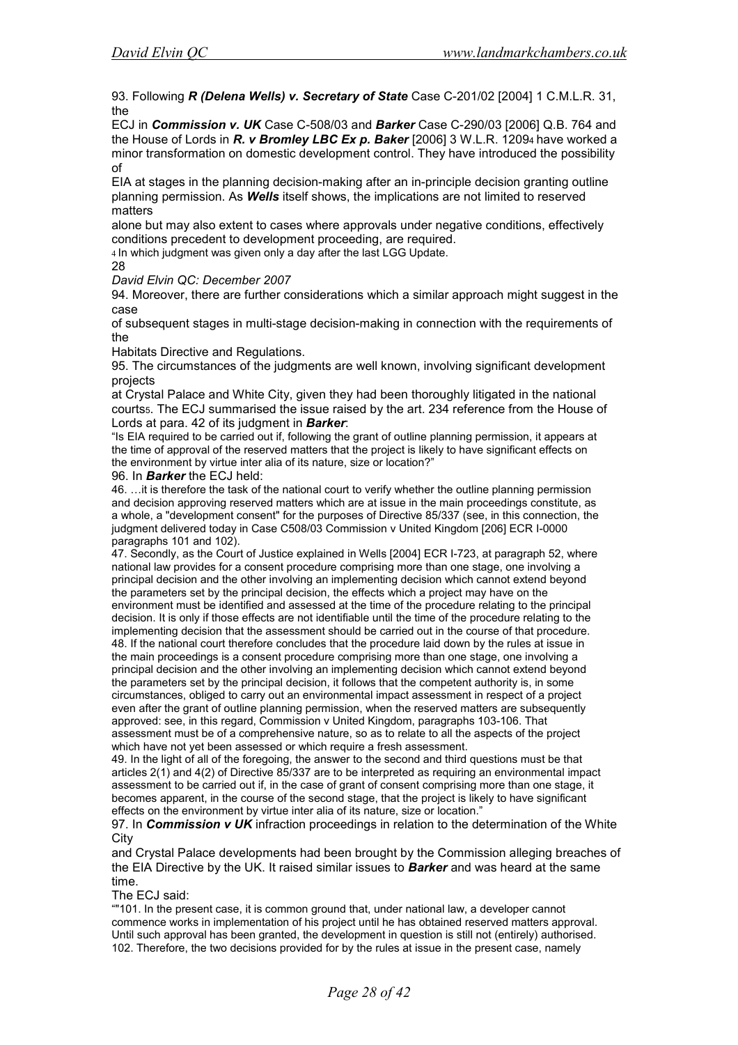93. Following ***R (Delena Wells) v. Secretary of State*** Case C-201/02 [2004] 1 C.M.L.R. 31, the ECJ in ***Commission v. UK*** Case C-508/03 and ***Barker*** Case C-290/03 [2006] Q.B. 764 and the House of Lords in ***R. v Bromley LBC Ex p. Baker*** [2006] 3 W.L.R. 1209[4] have worked a minor transformation on domestic development control. They have introduced the possibility of EIA at stages in the planning decision-making after an in-principle decision granting outline planning permission. As ***Wells*** itself shows, the implications are not limited to reserved matters alone but may also extent to cases where approvals under negative conditions, effectively conditions precedent to development proceeding, are required.

[4] In which judgment was given only a day after the last LGG Update.

94. Moreover, there are further considerations which a similar approach might suggest in the case of subsequent stages in multi-stage decision-making in connection with the requirements of the Habitats Directive and Regulations.

95. The circumstances of the judgments are well known, involving significant development projects at Crystal Palace and White City, given they had been thoroughly litigated in the national courts[5]. The ECJ summarised the issue raised by the art. 234 reference from the House of Lords at para. 42 of its judgment in ***Barker***:

"Is EIA required to be carried out if, following the grant of outline planning permission, it appears at the time of approval of the reserved matters that the project is likely to have significant effects on the environment by virtue inter alia of its nature, size or location?"

96. In ***Barker*** the ECJ held:

46. …it is therefore the task of the national court to verify whether the outline planning permission and decision approving reserved matters which are at issue in the main proceedings constitute, as a whole, a "development consent" for the purposes of Directive 85/337 (see, in this connection, the judgment delivered today in Case C508/03 Commission v United Kingdom [206] ECR I-0000 paragraphs 101 and 102).

47. Secondly, as the Court of Justice explained in Wells [2004] ECR I-723, at paragraph 52, where national law provides for a consent procedure comprising more than one stage, one involving a principal decision and the other involving an implementing decision which cannot extend beyond the parameters set by the principal decision, the effects which a project may have on the environment must be identified and assessed at the time of the procedure relating to the principal decision. It is only if those effects are not identifiable until the time of the procedure relating to the implementing decision that the assessment should be carried out in the course of that procedure.

48. If the national court therefore concludes that the procedure laid down by the rules at issue in the main proceedings is a consent procedure comprising more than one stage, one involving a principal decision and the other involving an implementing decision which cannot extend beyond the parameters set by the principal decision, it follows that the competent authority is, in some circumstances, obliged to carry out an environmental impact assessment in respect of a project even after the grant of outline planning permission, when the reserved matters are subsequently approved: see, in this regard, Commission v United Kingdom, paragraphs 103-106. That assessment must be of a comprehensive nature, so as to relate to all the aspects of the project which have not yet been assessed or which require a fresh assessment.

49. In the light of all of the foregoing, the answer to the second and third questions must be that articles 2(1) and 4(2) of Directive 85/337 are to be interpreted as requiring an environmental impact assessment to be carried out if, in the case of grant of consent comprising more than one stage, it becomes apparent, in the course of the second stage, that the project is likely to have significant effects on the environment by virtue inter alia of its nature, size or location."

97. In ***Commission v UK*** infraction proceedings in relation to the determination of the White City and Crystal Palace developments had been brought by the Commission alleging breaches of the EIA Directive by the UK. It raised similar issues to ***Barker*** and was heard at the same time.

The ECJ said:

""101. In the present case, it is common ground that, under national law, a developer cannot commence works in implementation of his project until he has obtained reserved matters approval. Until such approval has been granted, the development in question is still not (entirely) authorised.

102. Therefore, the two decisions provided for by the rules at issue in the present case, namely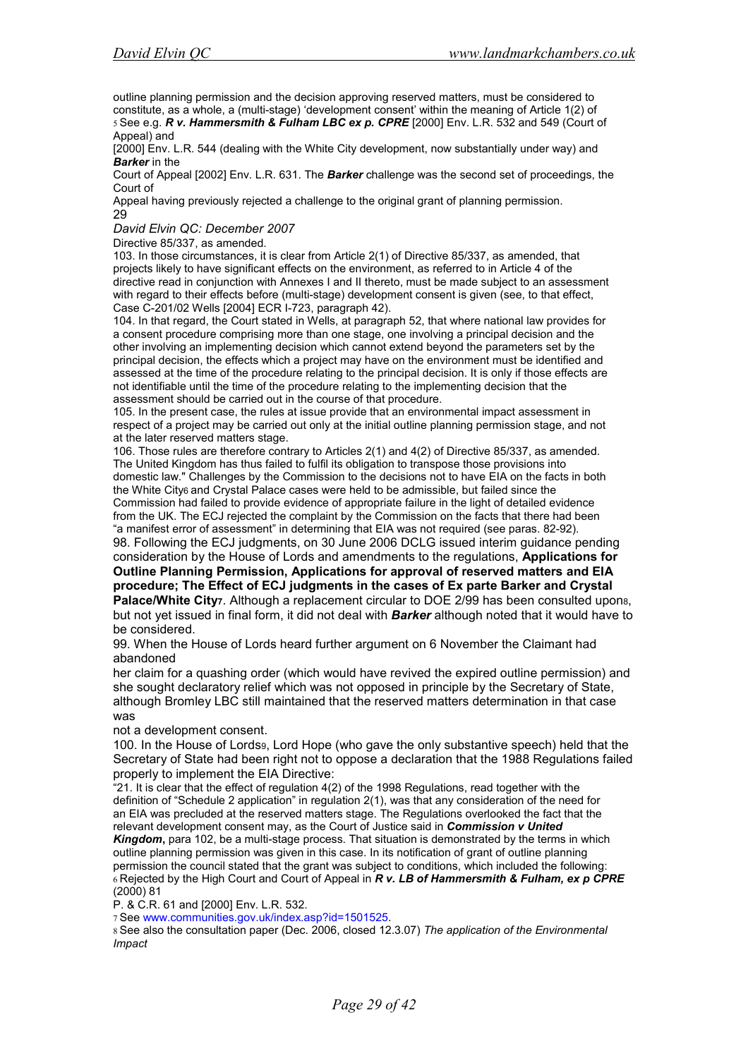outline planning permission and the decision approving reserved matters, must be considered to constitute, as a whole, a (multi-stage) 'development consent' within the meaning of Article 1(2) of

5 See e.g. ***R v. Hammersmith & Fulham LBC ex p. CPRE*** [2000] Env. L.R. 532 and 549 (Court of Appeal) and [2000] Env. L.R. 544 (dealing with the White City development, now substantially under way) and ***Barker*** in the Court of Appeal [2002] Env. L.R. 631. The ***Barker*** challenge was the second set of proceedings, the Court of Appeal having previously rejected a challenge to the original grant of planning permission.

*David Elvin QC: December 2007*

Directive 85/337, as amended.

103. In those circumstances, it is clear from Article 2(1) of Directive 85/337, as amended, that projects likely to have significant effects on the environment, as referred to in Article 4 of the directive read in conjunction with Annexes I and II thereto, must be made subject to an assessment with regard to their effects before (multi-stage) development consent is given (see, to that effect, Case C-201/02 Wells [2004] ECR I-723, paragraph 42).

104. In that regard, the Court stated in Wells, at paragraph 52, that where national law provides for a consent procedure comprising more than one stage, one involving a principal decision and the other involving an implementing decision which cannot extend beyond the parameters set by the principal decision, the effects which a project may have on the environment must be identified and assessed at the time of the procedure relating to the principal decision. It is only if those effects are not identifiable until the time of the procedure relating to the implementing decision that the assessment should be carried out in the course of that procedure.

105. In the present case, the rules at issue provide that an environmental impact assessment in respect of a project may be carried out only at the initial outline planning permission stage, and not at the later reserved matters stage.

106. Those rules are therefore contrary to Articles 2(1) and 4(2) of Directive 85/337, as amended. The United Kingdom has thus failed to fulfil its obligation to transpose those provisions into domestic law." Challenges by the Commission to the decisions not to have EIA on the facts in both the White City[6] and Crystal Palace cases were held to be admissible, but failed since the Commission had failed to provide evidence of appropriate failure in the light of detailed evidence from the UK. The ECJ rejected the complaint by the Commission on the facts that there had been "a manifest error of assessment" in determining that EIA was not required (see paras. 82-92).

98. Following the ECJ judgments, on 30 June 2006 DCLG issued interim guidance pending consideration by the House of Lords and amendments to the regulations, **Applications for Outline Planning Permission, Applications for approval of reserved matters and EIA procedure; The Effect of ECJ judgments in the cases of Ex parte Barker and Crystal Palace/White City**[7]. Although a replacement circular to DOE 2/99 has been consulted upon[8], but not yet issued in final form, it did not deal with ***Barker*** although noted that it would have to be considered.

99. When the House of Lords heard further argument on 6 November the Claimant had abandoned her claim for a quashing order (which would have revived the expired outline permission) and she sought declaratory relief which was not opposed in principle by the Secretary of State, although Bromley LBC still maintained that the reserved matters determination in that case was not a development consent.

100. In the House of Lords[9], Lord Hope (who gave the only substantive speech) held that the Secretary of State had been right not to oppose a declaration that the 1988 Regulations failed properly to implement the EIA Directive:

"21. It is clear that the effect of regulation 4(2) of the 1998 Regulations, read together with the definition of "Schedule 2 application" in regulation 2(1), was that any consideration of the need for an EIA was precluded at the reserved matters stage. The Regulations overlooked the fact that the relevant development consent may, as the Court of Justice said in ***Commission v United Kingdom***, para 102, be a multi-stage process. That situation is demonstrated by the terms in which outline planning permission was given in this case. In its notification of grant of outline planning permission the council stated that the grant was subject to conditions, which included the following:

6 Rejected by the High Court and Court of Appeal in ***R v. LB of Hammersmith & Fulham, ex p CPRE*** (2000) 81 P. & C.R. 61 and [2000] Env. L.R. 532.

7 See www.communities.gov.uk/index.asp?id=1501525.

8 See also the consultation paper (Dec. 2006, closed 12.3.07) *The application of the Environmental Impact*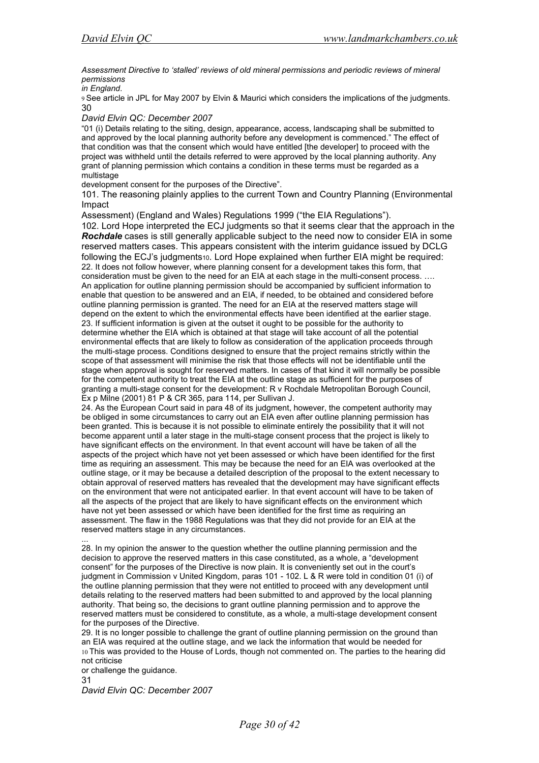*Assessment Directive to 'stalled' reviews of old mineral permissions and periodic reviews of mineral permissions in England.*

[9] See article in JPL for May 2007 by Elvin & Maurici which considers the implications of the judgments.

"01 (i) Details relating to the siting, design, appearance, access, landscaping shall be submitted to and approved by the local planning authority before any development is commenced." The effect of that condition was that the consent which would have entitled [the developer] to proceed with the project was withheld until the details referred to were approved by the local planning authority. Any grant of planning permission which contains a condition in these terms must be regarded as a multistage development consent for the purposes of the Directive".

101. The reasoning plainly applies to the current Town and Country Planning (Environmental Impact Assessment) (England and Wales) Regulations 1999 ("the EIA Regulations").

102. Lord Hope interpreted the ECJ judgments so that it seems clear that the approach in the ***Rochdale*** cases is still generally applicable subject to the need now to consider EIA in some reserved matters cases. This appears consistent with the interim guidance issued by DCLG following the ECJ's judgments[10]. Lord Hope explained when further EIA might be required:

22. It does not follow however, where planning consent for a development takes this form, that consideration must be given to the need for an EIA at each stage in the multi-consent process. …. An application for outline planning permission should be accompanied by sufficient information to enable that question to be answered and an EIA, if needed, to be obtained and considered before outline planning permission is granted. The need for an EIA at the reserved matters stage will depend on the extent to which the environmental effects have been identified at the earlier stage.

23. If sufficient information is given at the outset it ought to be possible for the authority to determine whether the EIA which is obtained at that stage will take account of all the potential environmental effects that are likely to follow as consideration of the application proceeds through the multi-stage process. Conditions designed to ensure that the project remains strictly within the scope of that assessment will minimise the risk that those effects will not be identifiable until the stage when approval is sought for reserved matters. In cases of that kind it will normally be possible for the competent authority to treat the EIA at the outline stage as sufficient for the purposes of granting a multi-stage consent for the development: R v Rochdale Metropolitan Borough Council, Ex p Milne (2001) 81 P & CR 365, para 114, per Sullivan J.

24. As the European Court said in para 48 of its judgment, however, the competent authority may be obliged in some circumstances to carry out an EIA even after outline planning permission has been granted. This is because it is not possible to eliminate entirely the possibility that it will not become apparent until a later stage in the multi-stage consent process that the project is likely to have significant effects on the environment. In that event account will have to be taken of all the aspects of the project which have not yet been assessed or which have been identified for the first time as requiring an assessment. This may be because the need for an EIA was overlooked at the outline stage, or it may be because a detailed description of the proposal to the extent necessary to obtain approval of reserved matters has revealed that the development may have significant effects on the environment that were not anticipated earlier. In that event account will have to be taken of all the aspects of the project that are likely to have significant effects on the environment which have not yet been assessed or which have been identified for the first time as requiring an assessment. The flaw in the 1988 Regulations was that they did not provide for an EIA at the reserved matters stage in any circumstances.

...

28. In my opinion the answer to the question whether the outline planning permission and the decision to approve the reserved matters in this case constituted, as a whole, a "development consent" for the purposes of the Directive is now plain. It is conveniently set out in the court's judgment in Commission v United Kingdom, paras 101 - 102. L & R were told in condition 01 (i) of the outline planning permission that they were not entitled to proceed with any development until details relating to the reserved matters had been submitted to and approved by the local planning authority. That being so, the decisions to grant outline planning permission and to approve the reserved matters must be considered to constitute, as a whole, a multi-stage development consent for the purposes of the Directive.

29. It is no longer possible to challenge the grant of outline planning permission on the ground than an EIA was required at the outline stage, and we lack the information that would be needed for

[10] This was provided to the House of Lords, though not commented on. The parties to the hearing did not criticise or challenge the guidance.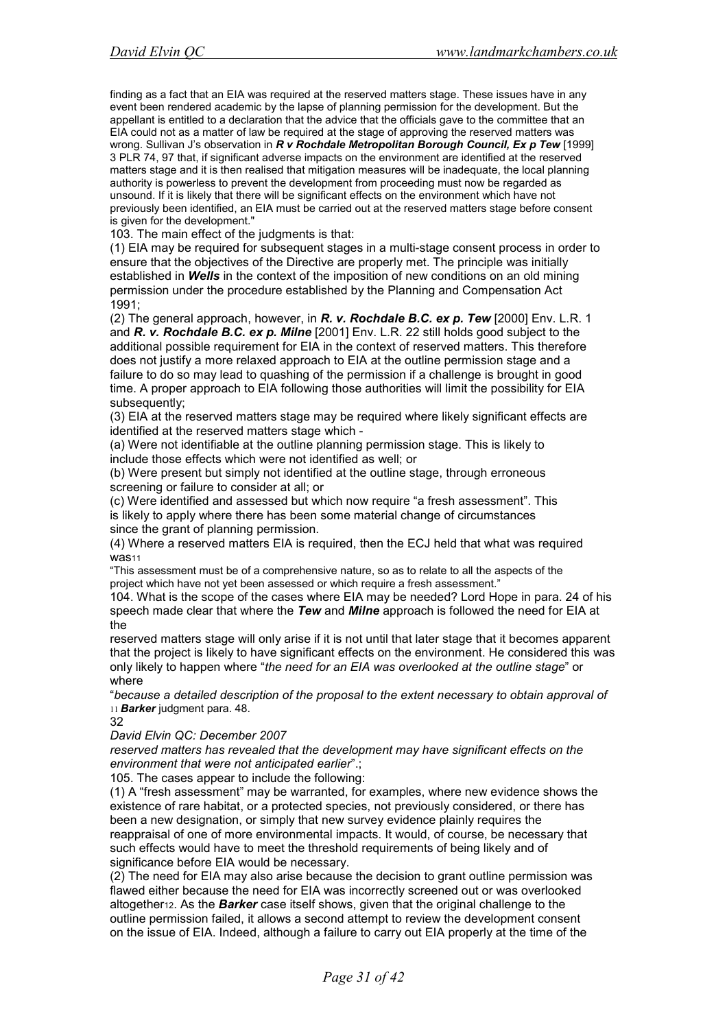finding as a fact that an EIA was required at the reserved matters stage. These issues have in any event been rendered academic by the lapse of planning permission for the development. But the appellant is entitled to a declaration that the advice that the officials gave to the committee that an EIA could not as a matter of law be required at the stage of approving the reserved matters was wrong. Sullivan J's observation in ***R v Rochdale Metropolitan Borough Council, Ex p Tew*** [1999] 3 PLR 74, 97 that, if significant adverse impacts on the environment are identified at the reserved matters stage and it is then realised that mitigation measures will be inadequate, the local planning authority is powerless to prevent the development from proceeding must now be regarded as unsound. If it is likely that there will be significant effects on the environment which have not previously been identified, an EIA must be carried out at the reserved matters stage before consent is given for the development."

103. The main effect of the judgments is that:

(1) EIA may be required for subsequent stages in a multi-stage consent process in order to ensure that the objectives of the Directive are properly met. The principle was initially established in ***Wells*** in the context of the imposition of new conditions on an old mining permission under the procedure established by the Planning and Compensation Act 1991;

(2) The general approach, however, in ***R. v. Rochdale B.C. ex p. Tew*** [2000] Env. L.R. 1 and ***R. v. Rochdale B.C. ex p. Milne*** [2001] Env. L.R. 22 still holds good subject to the additional possible requirement for EIA in the context of reserved matters. This therefore does not justify a more relaxed approach to EIA at the outline permission stage and a failure to do so may lead to quashing of the permission if a challenge is brought in good time. A proper approach to EIA following those authorities will limit the possibility for EIA subsequently;

(3) EIA at the reserved matters stage may be required where likely significant effects are identified at the reserved matters stage which -

(a) Were not identifiable at the outline planning permission stage. This is likely to include those effects which were not identified as well; or

(b) Were present but simply not identified at the outline stage, through erroneous screening or failure to consider at all; or

(c) Were identified and assessed but which now require "a fresh assessment". This is likely to apply where there has been some material change of circumstances since the grant of planning permission.

(4) Where a reserved matters EIA is required, then the ECJ held that what was required was[11]

"This assessment must be of a comprehensive nature, so as to relate to all the aspects of the project which have not yet been assessed or which require a fresh assessment."

104. What is the scope of the cases where EIA may be needed? Lord Hope in para. 24 of his speech made clear that where the ***Tew*** and ***Milne*** approach is followed the need for EIA at the reserved matters stage will only arise if it is not until that later stage that it becomes apparent that the project is likely to have significant effects on the environment. He considered this was only likely to happen where "*the need for an EIA was overlooked at the outline stage*" or where "*because a detailed description of the proposal to the extent necessary to obtain approval of reserved matters has revealed that the development may have significant effects on the environment that were not anticipated earlier*".;

105. The cases appear to include the following:

(1) A "fresh assessment" may be warranted, for examples, where new evidence shows the existence of rare habitat, or a protected species, not previously considered, or there has been a new designation, or simply that new survey evidence plainly requires the reappraisal of one of more environmental impacts. It would, of course, be necessary that such effects would have to meet the threshold requirements of being likely and of significance before EIA would be necessary.

(2) The need for EIA may also arise because the decision to grant outline permission was flawed either because the need for EIA was incorrectly screened out or was overlooked altogether[12]. As the ***Barker*** case itself shows, given that the original challenge to the outline permission failed, it allows a second attempt to review the development consent on the issue of EIA. Indeed, although a failure to carry out EIA properly at the time of the

[11] ***Barker*** judgment para. 48.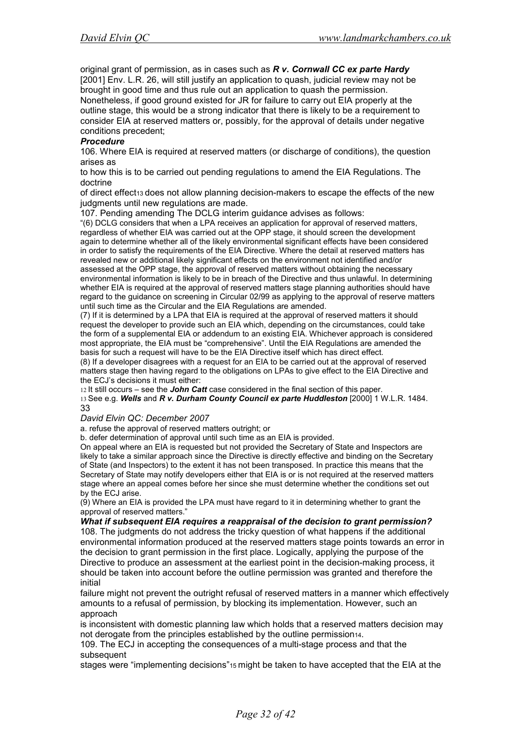original grant of permission, as in cases such as ***R v. Cornwall CC ex parte Hardy*** [2001] Env. L.R. 26, will still justify an application to quash, judicial review may not be brought in good time and thus rule out an application to quash the permission. Nonetheless, if good ground existed for JR for failure to carry out EIA properly at the outline stage, this would be a strong indicator that there is likely to be a requirement to consider EIA at reserved matters or, possibly, for the approval of details under negative conditions precedent;

***Procedure***

106. Where EIA is required at reserved matters (or discharge of conditions), the question arises as to how this is to be carried out pending regulations to amend the EIA Regulations. The doctrine of direct effect[13] does not allow planning decision-makers to escape the effects of the new judgments until new regulations are made.

107. Pending amending The DCLG interim guidance advises as follows:

"(6) DCLG considers that when a LPA receives an application for approval of reserved matters, regardless of whether EIA was carried out at the OPP stage, it should screen the development again to determine whether all of the likely environmental significant effects have been considered in order to satisfy the requirements of the EIA Directive. Where the detail at reserved matters has revealed new or additional likely significant effects on the environment not identified and/or assessed at the OPP stage, the approval of reserved matters without obtaining the necessary environmental information is likely to be in breach of the Directive and thus unlawful. In determining whether EIA is required at the approval of reserved matters stage planning authorities should have regard to the guidance on screening in Circular 02/99 as applying to the approval of reserve matters until such time as the Circular and the EIA Regulations are amended.

(7) If it is determined by a LPA that EIA is required at the approval of reserved matters it should request the developer to provide such an EIA which, depending on the circumstances, could take the form of a supplemental EIA or addendum to an existing EIA. Whichever approach is considered most appropriate, the EIA must be "comprehensive". Until the EIA Regulations are amended the basis for such a request will have to be the EIA Directive itself which has direct effect.

(8) If a developer disagrees with a request for an EIA to be carried out at the approval of reserved matters stage then having regard to the obligations on LPAs to give effect to the EIA Directive and the ECJ's decisions it must either:

a. refuse the approval of reserved matters outright; or

b. defer determination of approval until such time as an EIA is provided.

On appeal where an EIA is requested but not provided the Secretary of State and Inspectors are likely to take a similar approach since the Directive is directly effective and binding on the Secretary of State (and Inspectors) to the extent it has not been transposed. In practice this means that the Secretary of State may notify developers either that EIA is or is not required at the reserved matters stage where an appeal comes before her since she must determine whether the conditions set out by the ECJ arise.

(9) Where an EIA is provided the LPA must have regard to it in determining whether to grant the approval of reserved matters."

***What if subsequent EIA requires a reappraisal of the decision to grant permission?***

108. The judgments do not address the tricky question of what happens if the additional environmental information produced at the reserved matters stage points towards an error in the decision to grant permission in the first place. Logically, applying the purpose of the Directive to produce an assessment at the earliest point in the decision-making process, it should be taken into account before the outline permission was granted and therefore the initial failure might not prevent the outright refusal of reserved matters in a manner which effectively amounts to a refusal of permission, by blocking its implementation. However, such an approach is inconsistent with domestic planning law which holds that a reserved matters decision may not derogate from the principles established by the outline permission[14].

109. The ECJ in accepting the consequences of a multi-stage process and that the subsequent stages were "implementing decisions"[15] might be taken to have accepted that the EIA at the

---

[12] It still occurs – see the ***John Catt*** case considered in the final section of this paper.

[13] See e.g. ***Wells*** and ***R v. Durham County Council ex parte Huddleston*** [2000] 1 W.L.R. 1484.

*David Elvin QC: December 2007*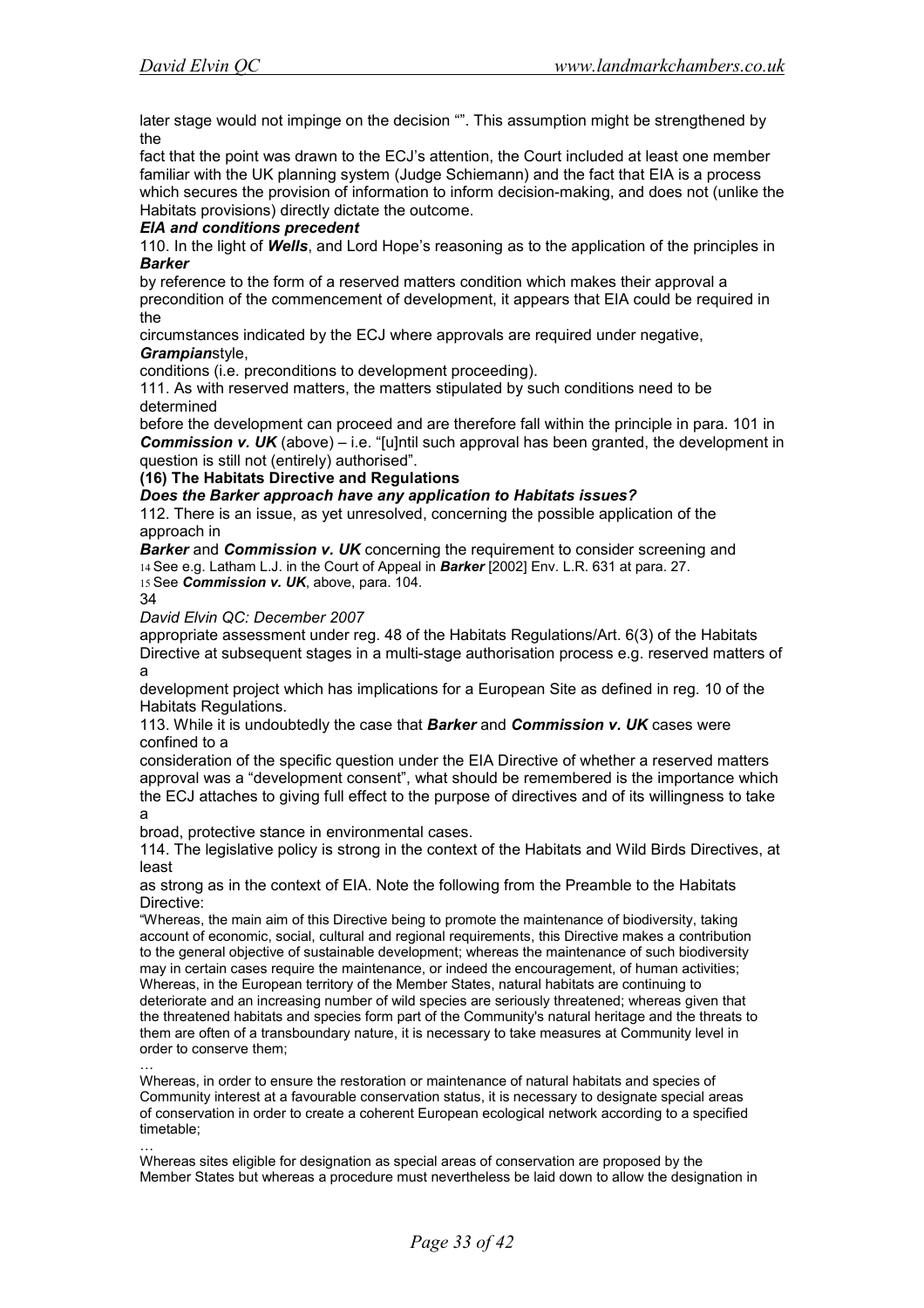later stage would not impinge on the decision “”. This assumption might be strengthened by the fact that the point was drawn to the ECJ's attention, the Court included at least one member familiar with the UK planning system (Judge Schiemann) and the fact that EIA is a process which secures the provision of information to inform decision-making, and does not (unlike the Habitats provisions) directly dictate the outcome.

### *EIA and conditions precedent*

110. In the light of ***Wells***, and Lord Hope's reasoning as to the application of the principles in ***Barker*** by reference to the form of a reserved matters condition which makes their approval a precondition of the commencement of development, it appears that EIA could be required in the circumstances indicated by the ECJ where approvals are required under negative, ***Grampian***style, conditions (i.e. preconditions to development proceeding).

111. As with reserved matters, the matters stipulated by such conditions need to be determined before the development can proceed and are therefore fall within the principle in para. 101 in ***Commission v. UK*** (above) – i.e. "[u]ntil such approval has been granted, the development in question is still not (entirely) authorised".

## (16) The Habitats Directive and Regulations

### *Does the Barker approach have any application to Habitats issues?*

112. There is an issue, as yet unresolved, concerning the possible application of the approach in ***Barker*** and ***Commission v. UK*** concerning the requirement to consider screening and appropriate assessment under reg. 48 of the Habitats Regulations/Art. 6(3) of the Habitats Directive at subsequent stages in a multi-stage authorisation process e.g. reserved matters of a development project which has implications for a European Site as defined in reg. 10 of the Habitats Regulations.

113. While it is undoubtedly the case that ***Barker*** and ***Commission v. UK*** cases were confined to a consideration of the specific question under the EIA Directive of whether a reserved matters approval was a "development consent", what should be remembered is the importance which the ECJ attaches to giving full effect to the purpose of directives and of its willingness to take a broad, protective stance in environmental cases.

114. The legislative policy is strong in the context of the Habitats and Wild Birds Directives, at least as strong as in the context of EIA. Note the following from the Preamble to the Habitats Directive:

> "Whereas, the main aim of this Directive being to promote the maintenance of biodiversity, taking account of economic, social, cultural and regional requirements, this Directive makes a contribution to the general objective of sustainable development; whereas the maintenance of such biodiversity may in certain cases require the maintenance, or indeed the encouragement, of human activities;
> Whereas, in the European territory of the Member States, natural habitats are continuing to deteriorate and an increasing number of wild species are seriously threatened; whereas given that the threatened habitats and species form part of the Community's natural heritage and the threats to them are often of a transboundary nature, it is necessary to take measures at Community level in order to conserve them;
> …
> Whereas, in order to ensure the restoration or maintenance of natural habitats and species of Community interest at a favourable conservation status, it is necessary to designate special areas of conservation in order to create a coherent European ecological network according to a specified timetable;
> …
> Whereas sites eligible for designation as special areas of conservation are proposed by the Member States but whereas a procedure must nevertheless be laid down to allow the designation in

[14] See e.g. Latham L.J. in the Court of Appeal in ***Barker*** [2002] Env. L.R. 631 at para. 27.

[15] See ***Commission v. UK***, above, para. 104.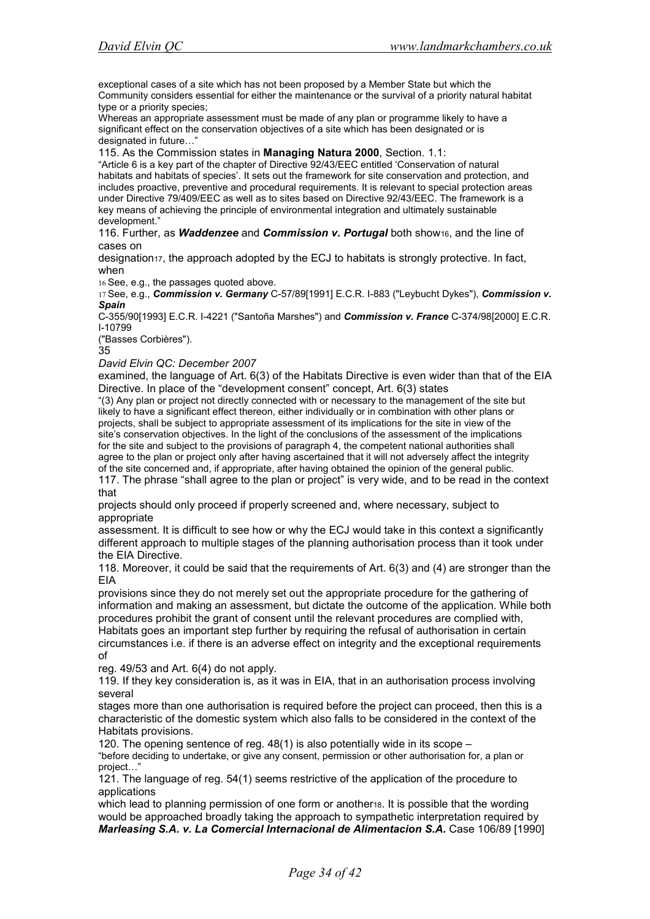exceptional cases of a site which has not been proposed by a Member State but which the Community considers essential for either the maintenance or the survival of a priority natural habitat type or a priority species;

Whereas an appropriate assessment must be made of any plan or programme likely to have a significant effect on the conservation objectives of a site which has been designated or is designated in future…"

115. As the Commission states in **Managing Natura 2000**, Section. 1.1:

"Article 6 is a key part of the chapter of Directive 92/43/EEC entitled 'Conservation of natural habitats and habitats of species'. It sets out the framework for site conservation and protection, and includes proactive, preventive and procedural requirements. It is relevant to special protection areas under Directive 79/409/EEC as well as to sites based on Directive 92/43/EEC. The framework is a key means of achieving the principle of environmental integration and ultimately sustainable development."

116. Further, as ***Waddenzee*** and ***Commission v. Portugal*** both show[16], and the line of cases on designation[17], the approach adopted by the ECJ to habitats is strongly protective. In fact, when examined, the language of Art. 6(3) of the Habitats Directive is even wider than that of the EIA Directive. In place of the "development consent" concept, Art. 6(3) states

"(3) Any plan or project not directly connected with or necessary to the management of the site but likely to have a significant effect thereon, either individually or in combination with other plans or projects, shall be subject to appropriate assessment of its implications for the site in view of the site's conservation objectives. In the light of the conclusions of the assessment of the implications for the site and subject to the provisions of paragraph 4, the competent national authorities shall agree to the plan or project only after having ascertained that it will not adversely affect the integrity of the site concerned and, if appropriate, after having obtained the opinion of the general public.

117. The phrase "shall agree to the plan or project" is very wide, and to be read in the context that projects should only proceed if properly screened and, where necessary, subject to appropriate assessment. It is difficult to see how or why the ECJ would take in this context a significantly different approach to multiple stages of the planning authorisation process than it took under the EIA Directive.

118. Moreover, it could be said that the requirements of Art. 6(3) and (4) are stronger than the EIA provisions since they do not merely set out the appropriate procedure for the gathering of information and making an assessment, but dictate the outcome of the application. While both procedures prohibit the grant of consent until the relevant procedures are complied with, Habitats goes an important step further by requiring the refusal of authorisation in certain circumstances i.e. if there is an adverse effect on integrity and the exceptional requirements of reg. 49/53 and Art. 6(4) do not apply.

119. If they key consideration is, as it was in EIA, that in an authorisation process involving several stages more than one authorisation is required before the project can proceed, then this is a characteristic of the domestic system which also falls to be considered in the context of the Habitats provisions.

120. The opening sentence of reg. 48(1) is also potentially wide in its scope –

"before deciding to undertake, or give any consent, permission or other authorisation for, a plan or project…"

121. The language of reg. 54(1) seems restrictive of the application of the procedure to applications which lead to planning permission of one form or another[18]. It is possible that the wording would be approached broadly taking the approach to sympathetic interpretation required by ***Marleasing S.A. v. La Comercial Internacional de Alimentacion S.A.*** Case 106/89 [1990]

---

[16] See, e.g., the passages quoted above.

[17] See, e.g., ***Commission v. Germany*** C-57/89[1991] E.C.R. I-883 ("Leybucht Dykes"), ***Commission v. Spain*** C-355/90[1993] E.C.R. I-4221 ("Santoña Marshes") and ***Commission v. France*** C-374/98[2000] E.C.R. I-10799 ("Basses Corbières").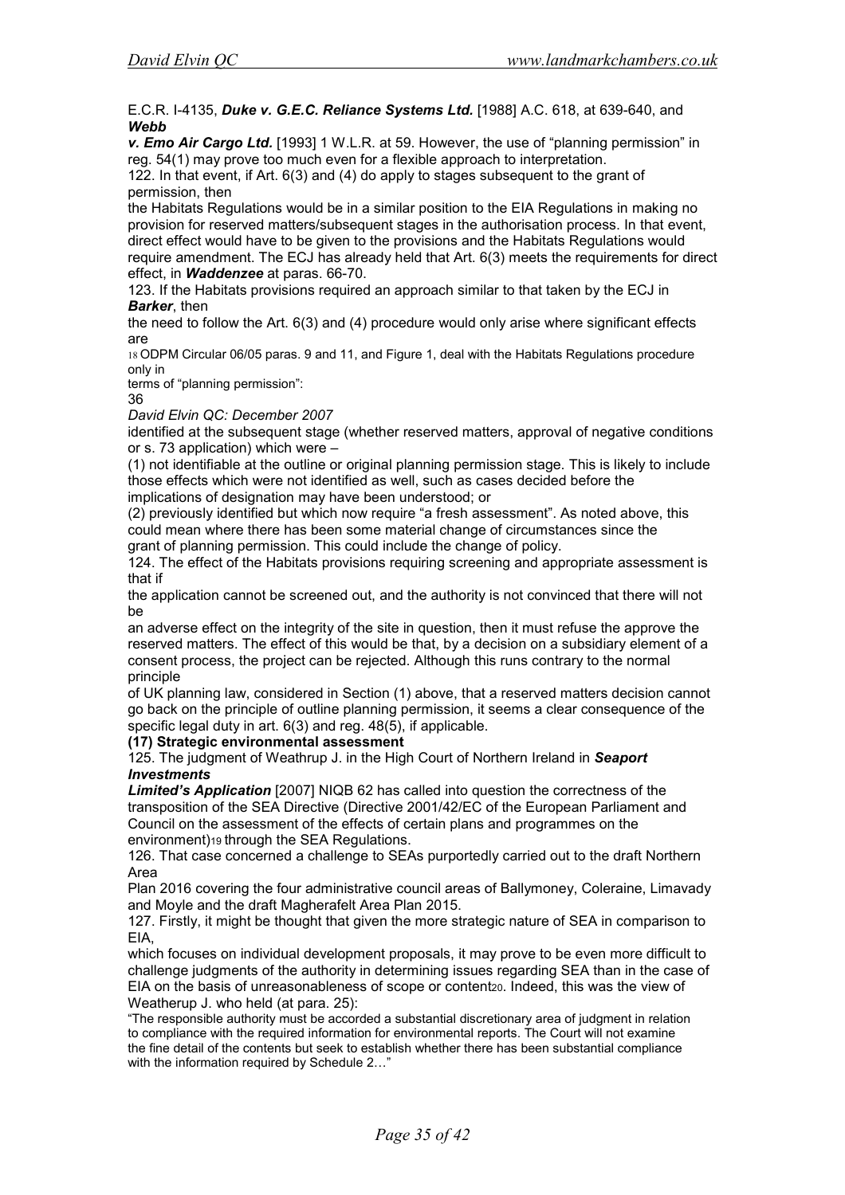E.C.R. I-4135, ***Duke v. G.E.C. Reliance Systems Ltd.*** [1988] A.C. 618, at 639-640, and ***Webb v. Emo Air Cargo Ltd.*** [1993] 1 W.L.R. at 59. However, the use of "planning permission" in reg. 54(1) may prove too much even for a flexible approach to interpretation.

122. In that event, if Art. 6(3) and (4) do apply to stages subsequent to the grant of permission, then the Habitats Regulations would be in a similar position to the EIA Regulations in making no provision for reserved matters/subsequent stages in the authorisation process. In that event, direct effect would have to be given to the provisions and the Habitats Regulations would require amendment. The ECJ has already held that Art. 6(3) meets the requirements for direct effect, in ***Waddenzee*** at paras. 66-70.

123. If the Habitats provisions required an approach similar to that taken by the ECJ in ***Barker***, then the need to follow the Art. 6(3) and (4) procedure would only arise where significant effects are identified at the subsequent stage (whether reserved matters, approval of negative conditions or s. 73 application) which were –

(1) not identifiable at the outline or original planning permission stage. This is likely to include those effects which were not identified as well, such as cases decided before the implications of designation may have been understood; or

(2) previously identified but which now require "a fresh assessment". As noted above, this could mean where there has been some material change of circumstances since the grant of planning permission. This could include the change of policy.

124. The effect of the Habitats provisions requiring screening and appropriate assessment is that if the application cannot be screened out, and the authority is not convinced that there will not be an adverse effect on the integrity of the site in question, then it must refuse the approve the reserved matters. The effect of this would be that, by a decision on a subsidiary element of a consent process, the project can be rejected. Although this runs contrary to the normal principle of UK planning law, considered in Section (1) above, that a reserved matters decision cannot go back on the principle of outline planning permission, it seems a clear consequence of the specific legal duty in art. 6(3) and reg. 48(5), if applicable.

**(17) Strategic environmental assessment**

125. The judgment of Weathrup J. in the High Court of Northern Ireland in ***Seaport Investments Limited's Application*** [2007] NIQB 62 has called into question the correctness of the transposition of the SEA Directive (Directive 2001/42/EC of the European Parliament and Council on the assessment of the effects of certain plans and programmes on the environment)[19] through the SEA Regulations.

126. That case concerned a challenge to SEAs purportedly carried out to the draft Northern Area Plan 2016 covering the four administrative council areas of Ballymoney, Coleraine, Limavady and Moyle and the draft Magherafelt Area Plan 2015.

127. Firstly, it might be thought that given the more strategic nature of SEA in comparison to EIA, which focuses on individual development proposals, it may prove to be even more difficult to challenge judgments of the authority in determining issues regarding SEA than in the case of EIA on the basis of unreasonableness of scope or content[20]. Indeed, this was the view of Weatherup J. who held (at para. 25):

> "The responsible authority must be accorded a substantial discretionary area of judgment in relation to compliance with the required information for environmental reports. The Court will not examine the fine detail of the contents but seek to establish whether there has been substantial compliance with the information required by Schedule 2…"

[18] ODPM Circular 06/05 paras. 9 and 11, and Figure 1, deal with the Habitats Regulations procedure only in terms of "planning permission":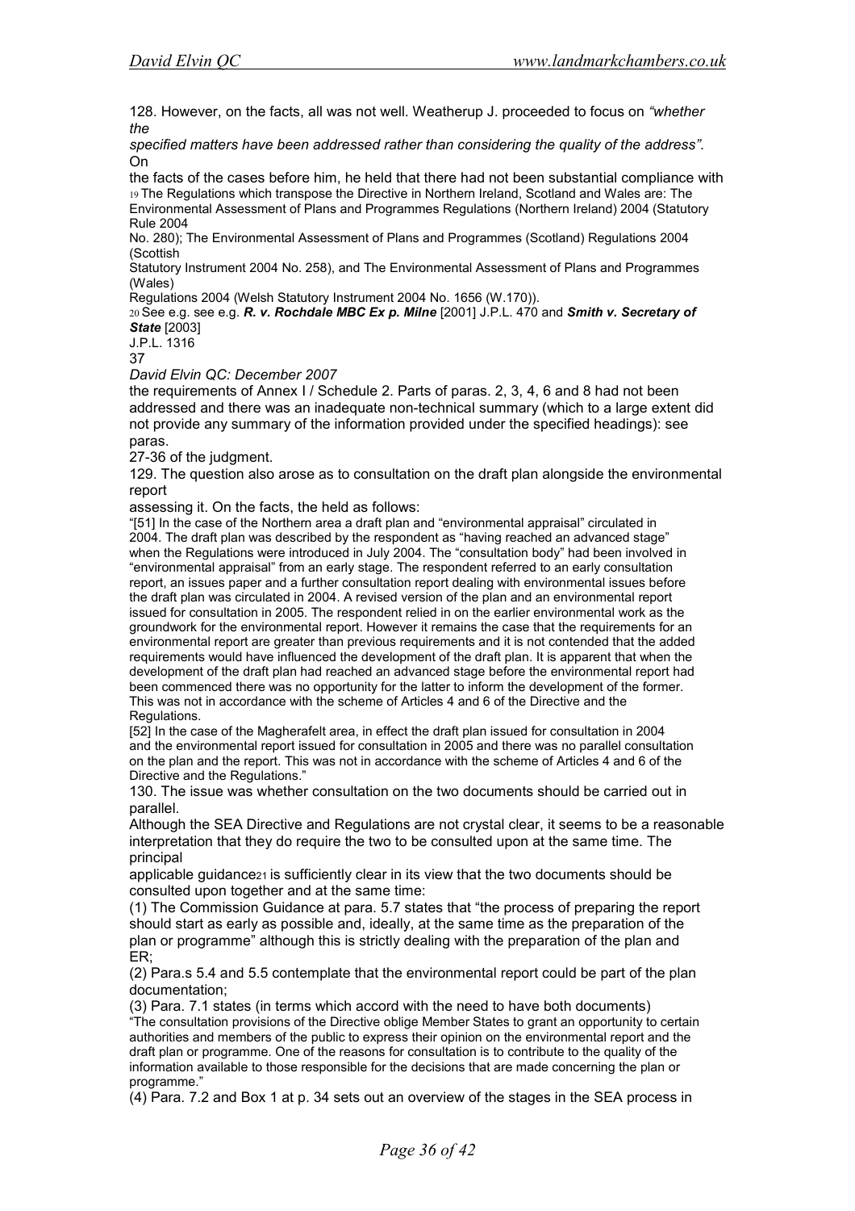128. However, on the facts, all was not well. Weatherup J. proceeded to focus on *"whether the specified matters have been addressed rather than considering the quality of the address"*. On the facts of the cases before him, he held that there had not been substantial compliance with the requirements of Annex I / Schedule 2. Parts of paras. 2, 3, 4, 6 and 8 had not been addressed and there was an inadequate non-technical summary (which to a large extent did not provide any summary of the information provided under the specified headings): see paras. 27-36 of the judgment.

129. The question also arose as to consultation on the draft plan alongside the environmental report assessing it. On the facts, the held as follows:

"[51] In the case of the Northern area a draft plan and "environmental appraisal" circulated in 2004. The draft plan was described by the respondent as "having reached an advanced stage" when the Regulations were introduced in July 2004. The "consultation body" had been involved in "environmental appraisal" from an early stage. The respondent referred to an early consultation report, an issues paper and a further consultation report dealing with environmental issues before the draft plan was circulated in 2004. A revised version of the plan and an environmental report issued for consultation in 2005. The respondent relied in on the earlier environmental work as the groundwork for the environmental report. However it remains the case that the requirements for an environmental report are greater than previous requirements and it is not contended that the added requirements would have influenced the development of the draft plan. It is apparent that when the development of the draft plan had reached an advanced stage before the environmental report had been commenced there was no opportunity for the latter to inform the development of the former. This was not in accordance with the scheme of Articles 4 and 6 of the Directive and the Regulations.

[52] In the case of the Magherafelt area, in effect the draft plan issued for consultation in 2004 and the environmental report issued for consultation in 2005 and there was no parallel consultation on the plan and the report. This was not in accordance with the scheme of Articles 4 and 6 of the Directive and the Regulations."

130. The issue was whether consultation on the two documents should be carried out in parallel. Although the SEA Directive and Regulations are not crystal clear, it seems to be a reasonable interpretation that they do require the two to be consulted upon at the same time. The principal applicable guidance[21] is sufficiently clear in its view that the two documents should be consulted upon together and at the same time:

(1) The Commission Guidance at para. 5.7 states that "the process of preparing the report should start as early as possible and, ideally, at the same time as the preparation of the plan or programme" although this is strictly dealing with the preparation of the plan and ER;

(2) Para.s 5.4 and 5.5 contemplate that the environmental report could be part of the plan documentation;

(3) Para. 7.1 states (in terms which accord with the need to have both documents) "The consultation provisions of the Directive oblige Member States to grant an opportunity to certain authorities and members of the public to express their opinion on the environmental report and the draft plan or programme. One of the reasons for consultation is to contribute to the quality of the information available to those responsible for the decisions that are made concerning the plan or programme."

(4) Para. 7.2 and Box 1 at p. 34 sets out an overview of the stages in the SEA process in

---

[19] The Regulations which transpose the Directive in Northern Ireland, Scotland and Wales are: The Environmental Assessment of Plans and Programmes Regulations (Northern Ireland) 2004 (Statutory Rule 2004 No. 280); The Environmental Assessment of Plans and Programmes (Scotland) Regulations 2004 (Scottish Statutory Instrument 2004 No. 258), and The Environmental Assessment of Plans and Programmes (Wales) Regulations 2004 (Welsh Statutory Instrument 2004 No. 1656 (W.170)).

[20] See e.g. see e.g. ***R. v. Rochdale MBC Ex p. Milne*** [2001] J.P.L. 470 and ***Smith v. Secretary of State*** [2003] J.P.L. 1316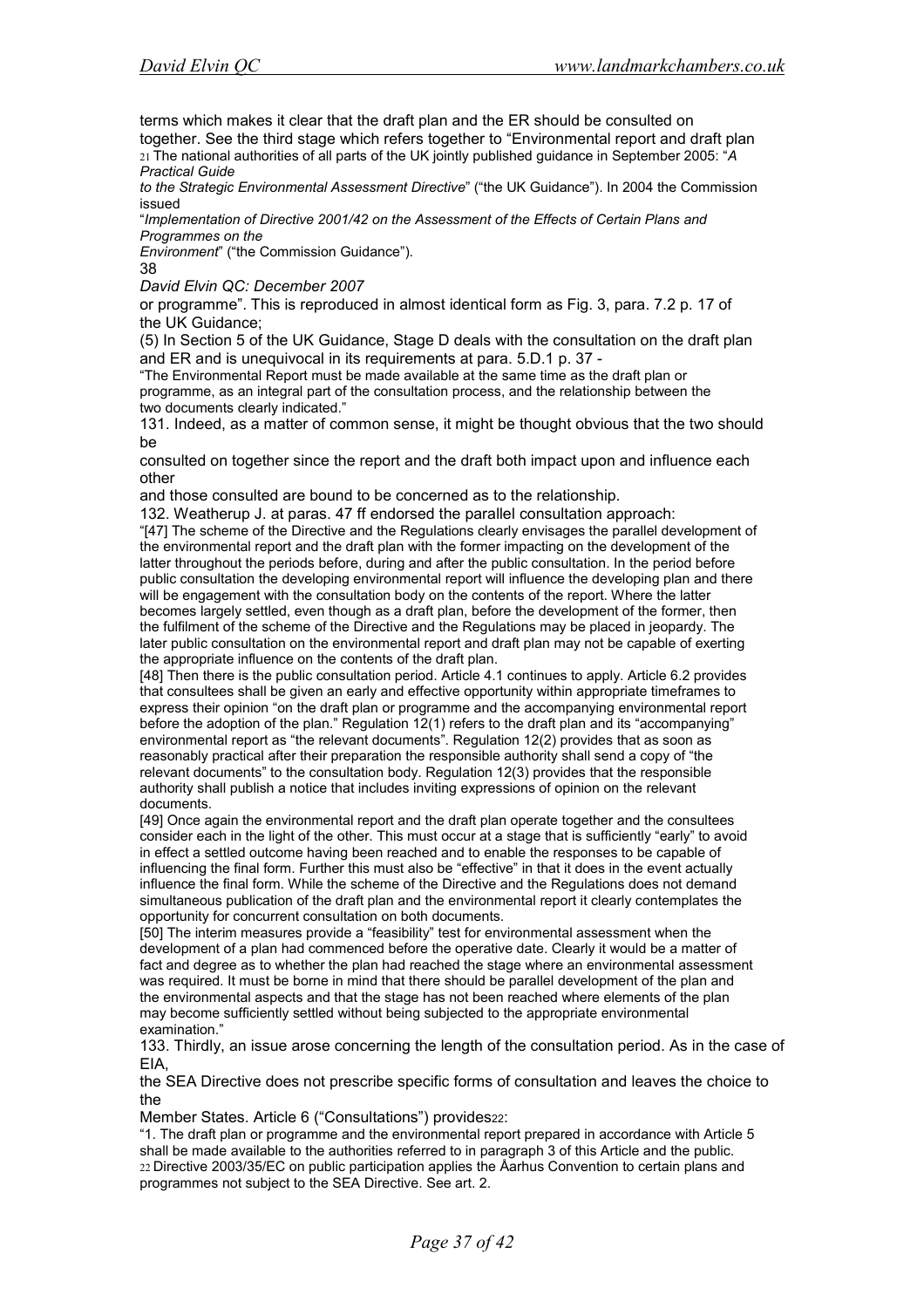terms which makes it clear that the draft plan and the ER should be consulted on together. See the third stage which refers together to "Environmental report and draft plan or programme". This is reproduced in almost identical form as Fig. 3, para. 7.2 p. 17 of the UK Guidance;

(5) In Section 5 of the UK Guidance, Stage D deals with the consultation on the draft plan and ER and is unequivocal in its requirements at para. 5.D.1 p. 37 -

"The Environmental Report must be made available at the same time as the draft plan or programme, as an integral part of the consultation process, and the relationship between the two documents clearly indicated."

131. Indeed, as a matter of common sense, it might be thought obvious that the two should be consulted on together since the report and the draft both impact upon and influence each other and those consulted are bound to be concerned as to the relationship.

132. Weatherup J. at paras. 47 ff endorsed the parallel consultation approach:

"[47] The scheme of the Directive and the Regulations clearly envisages the parallel development of the environmental report and the draft plan with the former impacting on the development of the latter throughout the periods before, during and after the public consultation. In the period before public consultation the developing environmental report will influence the developing plan and there will be engagement with the consultation body on the contents of the report. Where the latter becomes largely settled, even though as a draft plan, before the development of the former, then the fulfilment of the scheme of the Directive and the Regulations may be placed in jeopardy. The later public consultation on the environmental report and draft plan may not be capable of exerting the appropriate influence on the contents of the draft plan.

[48] Then there is the public consultation period. Article 4.1 continues to apply. Article 6.2 provides that consultees shall be given an early and effective opportunity within appropriate timeframes to express their opinion "on the draft plan or programme and the accompanying environmental report before the adoption of the plan." Regulation 12(1) refers to the draft plan and its "accompanying" environmental report as "the relevant documents". Regulation 12(2) provides that as soon as reasonably practical after their preparation the responsible authority shall send a copy of "the relevant documents" to the consultation body. Regulation 12(3) provides that the responsible authority shall publish a notice that includes inviting expressions of opinion on the relevant documents.

[49] Once again the environmental report and the draft plan operate together and the consultees consider each in the light of the other. This must occur at a stage that is sufficiently "early" to avoid in effect a settled outcome having been reached and to enable the responses to be capable of influencing the final form. Further this must also be "effective" in that it does in the event actually influence the final form. While the scheme of the Directive and the Regulations does not demand simultaneous publication of the draft plan and the environmental report it clearly contemplates the opportunity for concurrent consultation on both documents.

[50] The interim measures provide a "feasibility" test for environmental assessment when the development of a plan had commenced before the operative date. Clearly it would be a matter of fact and degree as to whether the plan had reached the stage where an environmental assessment was required. It must be borne in mind that there should be parallel development of the plan and the environmental aspects and that the stage has not been reached where elements of the plan may become sufficiently settled without being subjected to the appropriate environmental examination."

133. Thirdly, an issue arose concerning the length of the consultation period. As in the case of EIA, the SEA Directive does not prescribe specific forms of consultation and leaves the choice to the Member States. Article 6 ("Consultations") provides[22]:

"1. The draft plan or programme and the environmental report prepared in accordance with Article 5 shall be made available to the authorities referred to in paragraph 3 of this Article and the public.

---

[21] The national authorities of all parts of the UK jointly published guidance in September 2005: "*A Practical Guide to the Strategic Environmental Assessment Directive*" ("the UK Guidance"). In 2004 the Commission issued "*Implementation of Directive 2001/42 on the Assessment of the Effects of Certain Plans and Programmes on the Environment*" ("the Commission Guidance").

[22] Directive 2003/35/EC on public participation applies the Åarhus Convention to certain plans and programmes not subject to the SEA Directive. See art. 2.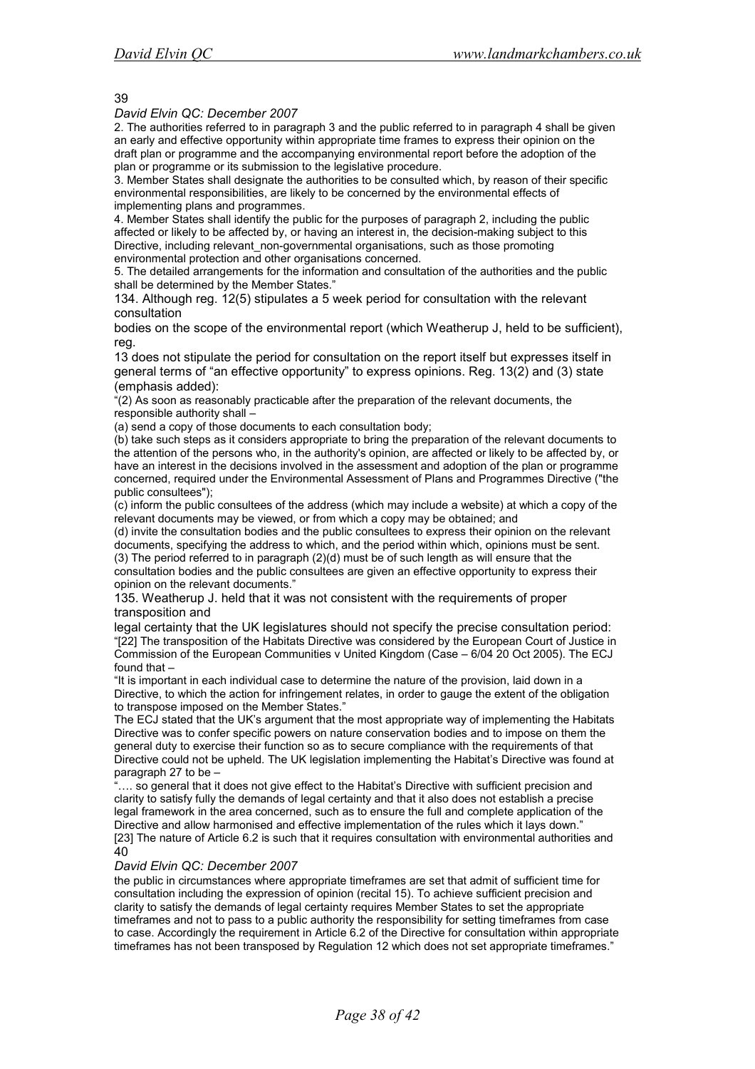39

*David Elvin QC: December 2007*

2. The authorities referred to in paragraph 3 and the public referred to in paragraph 4 shall be given an early and effective opportunity within appropriate time frames to express their opinion on the draft plan or programme and the accompanying environmental report before the adoption of the plan or programme or its submission to the legislative procedure.

3. Member States shall designate the authorities to be consulted which, by reason of their specific environmental responsibilities, are likely to be concerned by the environmental effects of implementing plans and programmes.

4. Member States shall identify the public for the purposes of paragraph 2, including the public affected or likely to be affected by, or having an interest in, the decision-making subject to this Directive, including relevant_non-governmental organisations, such as those promoting environmental protection and other organisations concerned.

5. The detailed arrangements for the information and consultation of the authorities and the public shall be determined by the Member States."

134. Although reg. 12(5) stipulates a 5 week period for consultation with the relevant consultation bodies on the scope of the environmental report (which Weatherup J, held to be sufficient), reg. 13 does not stipulate the period for consultation on the report itself but expresses itself in general terms of "an effective opportunity" to express opinions. Reg. 13(2) and (3) state (emphasis added):

"(2) As soon as reasonably practicable after the preparation of the relevant documents, the responsible authority shall –

(a) send a copy of those documents to each consultation body;

(b) take such steps as it considers appropriate to bring the preparation of the relevant documents to the attention of the persons who, in the authority's opinion, are affected or likely to be affected by, or have an interest in the decisions involved in the assessment and adoption of the plan or programme concerned, required under the Environmental Assessment of Plans and Programmes Directive ("the public consultees");

(c) inform the public consultees of the address (which may include a website) at which a copy of the relevant documents may be viewed, or from which a copy may be obtained; and

(d) invite the consultation bodies and the public consultees to express their opinion on the relevant documents, specifying the address to which, and the period within which, opinions must be sent.

(3) The period referred to in paragraph (2)(d) must be of such length as will ensure that the consultation bodies and the public consultees are given an effective opportunity to express their opinion on the relevant documents."

135. Weatherup J. held that it was not consistent with the requirements of proper transposition and legal certainty that the UK legislatures should not specify the precise consultation period:

"[22] The transposition of the Habitats Directive was considered by the European Court of Justice in Commission of the European Communities v United Kingdom (Case – 6/04 20 Oct 2005). The ECJ found that –

"It is important in each individual case to determine the nature of the provision, laid down in a Directive, to which the action for infringement relates, in order to gauge the extent of the obligation to transpose imposed on the Member States."

The ECJ stated that the UK's argument that the most appropriate way of implementing the Habitats Directive was to confer specific powers on nature conservation bodies and to impose on them the general duty to exercise their function so as to secure compliance with the requirements of that Directive could not be upheld. The UK legislation implementing the Habitat's Directive was found at paragraph 27 to be –

"…. so general that it does not give effect to the Habitat's Directive with sufficient precision and clarity to satisfy fully the demands of legal certainty and that it also does not establish a precise legal framework in the area concerned, such as to ensure the full and complete application of the Directive and allow harmonised and effective implementation of the rules which it lays down."

[23] The nature of Article 6.2 is such that it requires consultation with environmental authorities and

40

*David Elvin QC: December 2007*

the public in circumstances where appropriate timeframes are set that admit of sufficient time for consultation including the expression of opinion (recital 15). To achieve sufficient precision and clarity to satisfy the demands of legal certainty requires Member States to set the appropriate timeframes and not to pass to a public authority the responsibility for setting timeframes from case to case. Accordingly the requirement in Article 6.2 of the Directive for consultation within appropriate timeframes has not been transposed by Regulation 12 which does not set appropriate timeframes."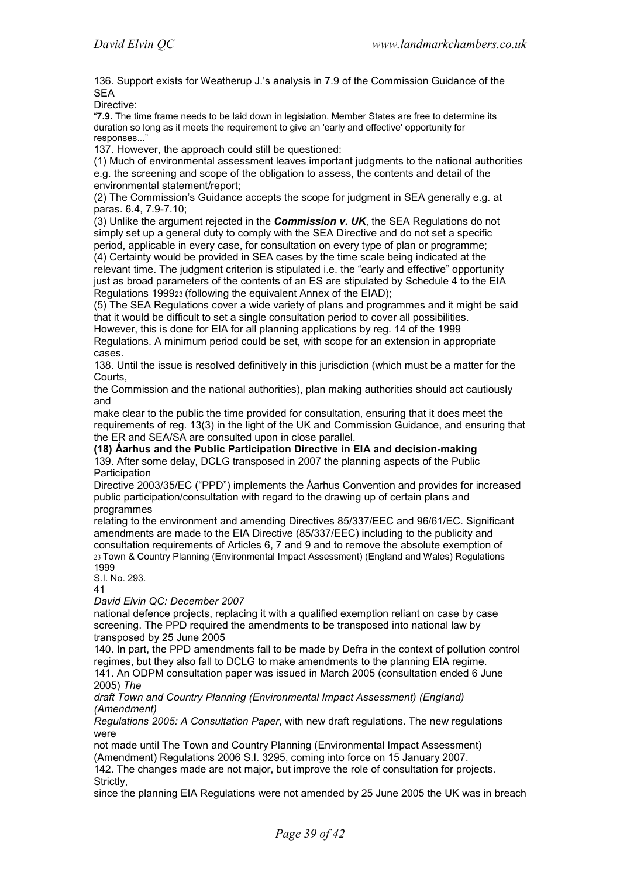136. Support exists for Weatherup J.'s analysis in 7.9 of the Commission Guidance of the SEA Directive:

> "**7.9.** The time frame needs to be laid down in legislation. Member States are free to determine its duration so long as it meets the requirement to give an 'early and effective' opportunity for responses..."

137. However, the approach could still be questioned:

(1) Much of environmental assessment leaves important judgments to the national authorities e.g. the screening and scope of the obligation to assess, the contents and detail of the environmental statement/report;

(2) The Commission's Guidance accepts the scope for judgment in SEA generally e.g. at paras. 6.4, 7.9-7.10;

(3) Unlike the argument rejected in the ***Commission v. UK***, the SEA Regulations do not simply set up a general duty to comply with the SEA Directive and do not set a specific period, applicable in every case, for consultation on every type of plan or programme;

(4) Certainty would be provided in SEA cases by the time scale being indicated at the relevant time. The judgment criterion is stipulated i.e. the "early and effective" opportunity just as broad parameters of the contents of an ES are stipulated by Schedule 4 to the EIA Regulations 1999[23] (following the equivalent Annex of the EIAD);

(5) The SEA Regulations cover a wide variety of plans and programmes and it might be said that it would be difficult to set a single consultation period to cover all possibilities. However, this is done for EIA for all planning applications by reg. 14 of the 1999 Regulations. A minimum period could be set, with scope for an extension in appropriate cases.

138. Until the issue is resolved definitively in this jurisdiction (which must be a matter for the Courts, the Commission and the national authorities), plan making authorities should act cautiously and make clear to the public the time provided for consultation, ensuring that it does meet the requirements of reg. 13(3) in the light of the UK and Commission Guidance, and ensuring that the ER and SEA/SA are consulted upon in close parallel.

**(18) Åarhus and the Public Participation Directive in EIA and decision-making**

139. After some delay, DCLG transposed in 2007 the planning aspects of the Public Participation Directive 2003/35/EC ("PPD") implements the Åarhus Convention and provides for increased public participation/consultation with regard to the drawing up of certain plans and programmes relating to the environment and amending Directives 85/337/EEC and 96/61/EC. Significant amendments are made to the EIA Directive (85/337/EEC) including to the publicity and consultation requirements of Articles 6, 7 and 9 and to remove the absolute exemption of national defence projects, replacing it with a qualified exemption reliant on case by case screening. The PPD required the amendments to be transposed into national law by transposed by 25 June 2005

140. In part, the PPD amendments fall to be made by Defra in the context of pollution control regimes, but they also fall to DCLG to make amendments to the planning EIA regime.

141. An ODPM consultation paper was issued in March 2005 (consultation ended 6 June 2005) *The draft Town and Country Planning (Environmental Impact Assessment) (England) (Amendment) Regulations 2005: A Consultation Paper*, with new draft regulations. The new regulations were not made until The Town and Country Planning (Environmental Impact Assessment) (Amendment) Regulations 2006 S.I. 3295, coming into force on 15 January 2007.

142. The changes made are not major, but improve the role of consultation for projects. Strictly, since the planning EIA Regulations were not amended by 25 June 2005 the UK was in breach

[23] Town & Country Planning (Environmental Impact Assessment) (England and Wales) Regulations 1999 S.I. No. 293.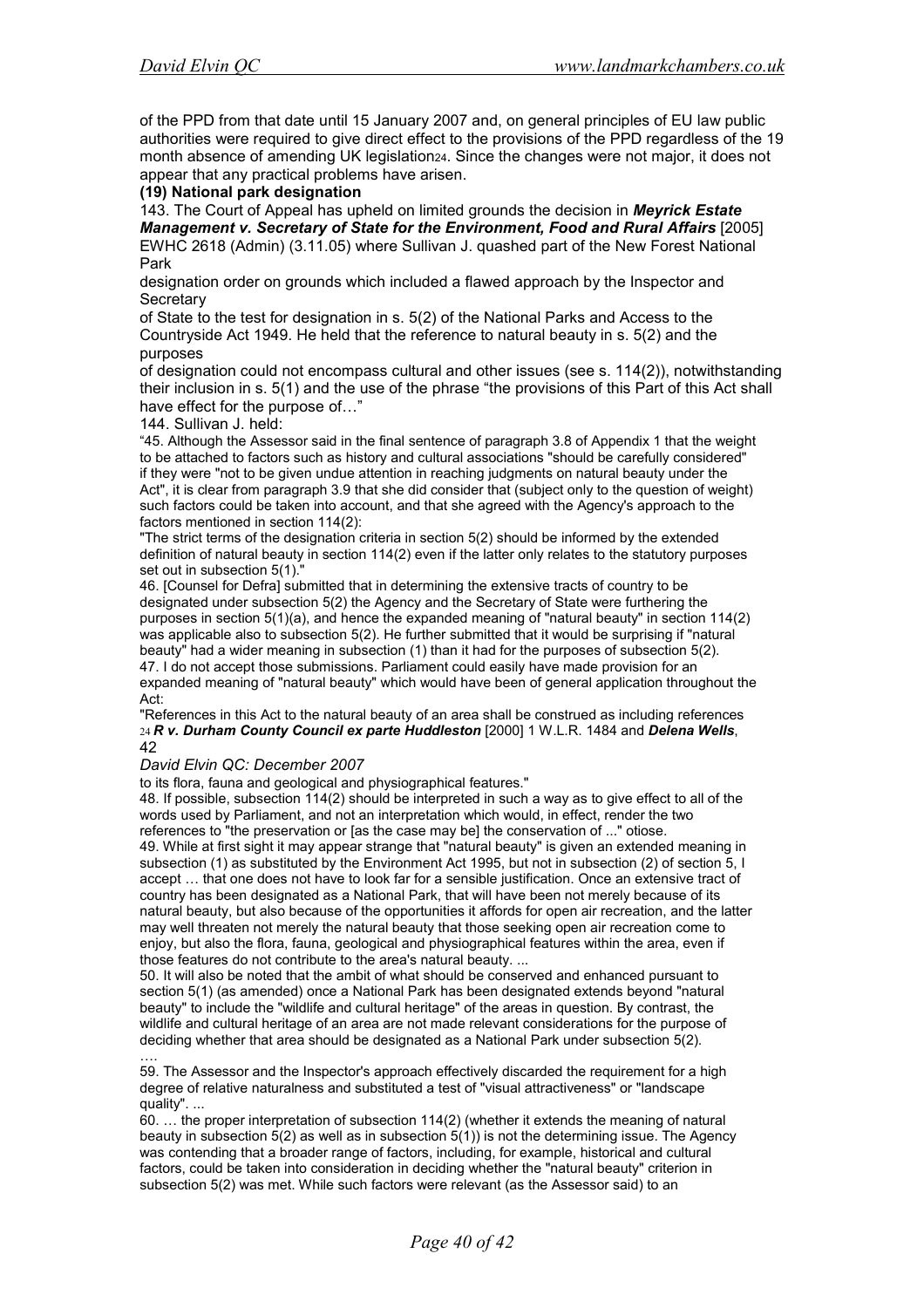of the PPD from that date until 15 January 2007 and, on general principles of EU law public authorities were required to give direct effect to the provisions of the PPD regardless of the 19 month absence of amending UK legislation[24]. Since the changes were not major, it does not appear that any practical problems have arisen.

**(19) National park designation**

143. The Court of Appeal has upheld on limited grounds the decision in ***Meyrick Estate Management v. Secretary of State for the Environment, Food and Rural Affairs*** [2005] EWHC 2618 (Admin) (3.11.05) where Sullivan J. quashed part of the New Forest National Park designation order on grounds which included a flawed approach by the Inspector and Secretary of State to the test for designation in s. 5(2) of the National Parks and Access to the Countryside Act 1949. He held that the reference to natural beauty in s. 5(2) and the purposes of designation could not encompass cultural and other issues (see s. 114(2)), notwithstanding their inclusion in s. 5(1) and the use of the phrase "the provisions of this Part of this Act shall have effect for the purpose of…"

144. Sullivan J. held:

"45. Although the Assessor said in the final sentence of paragraph 3.8 of Appendix 1 that the weight to be attached to factors such as history and cultural associations "should be carefully considered" if they were "not to be given undue attention in reaching judgments on natural beauty under the Act", it is clear from paragraph 3.9 that she did consider that (subject only to the question of weight) such factors could be taken into account, and that she agreed with the Agency's approach to the factors mentioned in section 114(2):

"The strict terms of the designation criteria in section 5(2) should be informed by the extended definition of natural beauty in section 114(2) even if the latter only relates to the statutory purposes set out in subsection 5(1)."

46. [Counsel for Defra] submitted that in determining the extensive tracts of country to be designated under subsection 5(2) the Agency and the Secretary of State were furthering the purposes in section 5(1)(a), and hence the expanded meaning of "natural beauty" in section 114(2) was applicable also to subsection 5(2). He further submitted that it would be surprising if "natural beauty" had a wider meaning in subsection (1) than it had for the purposes of subsection 5(2).

47. I do not accept those submissions. Parliament could easily have made provision for an expanded meaning of "natural beauty" which would have been of general application throughout the Act:

"References in this Act to the natural beauty of an area shall be construed as including references to its flora, fauna and geological and physiographical features."

48. If possible, subsection 114(2) should be interpreted in such a way as to give effect to all of the words used by Parliament, and not an interpretation which would, in effect, render the two references to "the preservation or [as the case may be] the conservation of ..." otiose.

49. While at first sight it may appear strange that "natural beauty" is given an extended meaning in subsection (1) as substituted by the Environment Act 1995, but not in subsection (2) of section 5, I accept … that one does not have to look far for a sensible justification. Once an extensive tract of country has been designated as a National Park, that will have been not merely because of its natural beauty, but also because of the opportunities it affords for open air recreation, and the latter may well threaten not merely the natural beauty that those seeking open air recreation come to enjoy, but also the flora, fauna, geological and physiographical features within the area, even if those features do not contribute to the area's natural beauty. ...

50. It will also be noted that the ambit of what should be conserved and enhanced pursuant to section 5(1) (as amended) once a National Park has been designated extends beyond "natural beauty" to include the "wildlife and cultural heritage" of the areas in question. By contrast, the wildlife and cultural heritage of an area are not made relevant considerations for the purpose of deciding whether that area should be designated as a National Park under subsection 5(2).

….

59. The Assessor and the Inspector's approach effectively discarded the requirement for a high degree of relative naturalness and substituted a test of "visual attractiveness" or "landscape quality". ...

60. … the proper interpretation of subsection 114(2) (whether it extends the meaning of natural beauty in subsection 5(2) as well as in subsection 5(1)) is not the determining issue. The Agency was contending that a broader range of factors, including, for example, historical and cultural factors, could be taken into consideration in deciding whether the "natural beauty" criterion in subsection 5(2) was met. While such factors were relevant (as the Assessor said) to an

[24] ***R v. Durham County Council ex parte Huddleston*** [2000] 1 W.L.R. 1484 and ***Delena Wells***, 42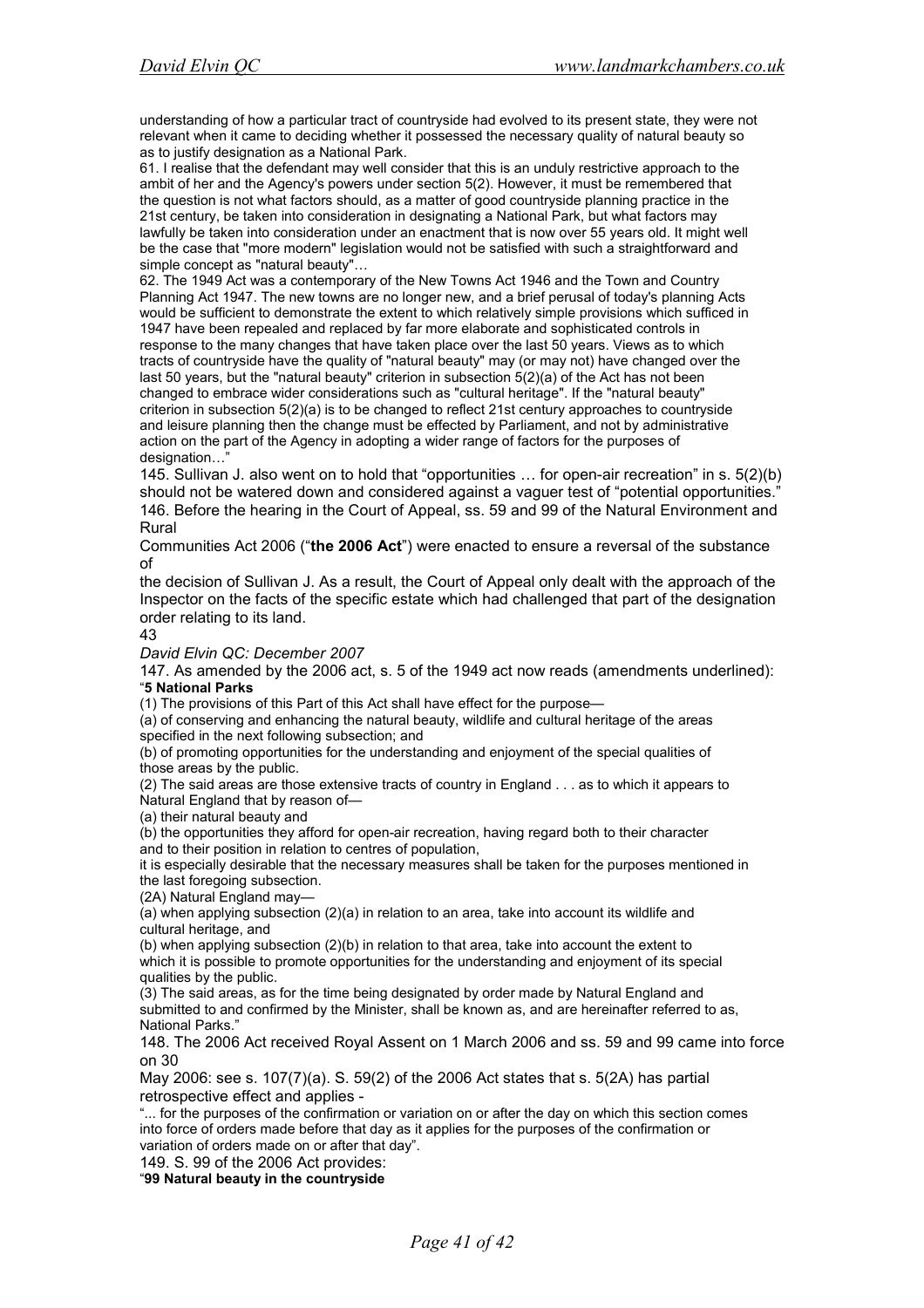understanding of how a particular tract of countryside had evolved to its present state, they were not relevant when it came to deciding whether it possessed the necessary quality of natural beauty so as to justify designation as a National Park.

61. I realise that the defendant may well consider that this is an unduly restrictive approach to the ambit of her and the Agency's powers under section 5(2). However, it must be remembered that the question is not what factors should, as a matter of good countryside planning practice in the 21st century, be taken into consideration in designating a National Park, but what factors may lawfully be taken into consideration under an enactment that is now over 55 years old. It might well be the case that "more modern" legislation would not be satisfied with such a straightforward and simple concept as "natural beauty"…

62. The 1949 Act was a contemporary of the New Towns Act 1946 and the Town and Country Planning Act 1947. The new towns are no longer new, and a brief perusal of today's planning Acts would be sufficient to demonstrate the extent to which relatively simple provisions which sufficed in 1947 have been repealed and replaced by far more elaborate and sophisticated controls in response to the many changes that have taken place over the last 50 years. Views as to which tracts of countryside have the quality of "natural beauty" may (or may not) have changed over the last 50 years, but the "natural beauty" criterion in subsection 5(2)(a) of the Act has not been changed to embrace wider considerations such as "cultural heritage". If the "natural beauty" criterion in subsection 5(2)(a) is to be changed to reflect 21st century approaches to countryside and leisure planning then the change must be effected by Parliament, and not by administrative action on the part of the Agency in adopting a wider range of factors for the purposes of designation…"

145. Sullivan J. also went on to hold that "opportunities … for open-air recreation" in s. 5(2)(b) should not be watered down and considered against a vaguer test of "potential opportunities."

146. Before the hearing in the Court of Appeal, ss. 59 and 99 of the Natural Environment and Rural Communities Act 2006 ("**the 2006 Act**") were enacted to ensure a reversal of the substance of the decision of Sullivan J. As a result, the Court of Appeal only dealt with the approach of the Inspector on the facts of the specific estate which had challenged that part of the designation order relating to its land.

147. As amended by the 2006 act, s. 5 of the 1949 act now reads (amendments underlined):

"**5 National Parks**

(1) The provisions of this Part of this Act shall have effect for the purpose—

(a) of conserving and enhancing the natural beauty, wildlife and cultural heritage of the areas specified in the next following subsection; and

(b) of promoting opportunities for the understanding and enjoyment of the special qualities of those areas by the public.

(2) The said areas are those extensive tracts of country in England . . . as to which it appears to Natural England that by reason of—

(a) their natural beauty and

(b) the opportunities they afford for open-air recreation, having regard both to their character and to their position in relation to centres of population,

it is especially desirable that the necessary measures shall be taken for the purposes mentioned in the last foregoing subsection.

(2A) Natural England may—

(a) when applying subsection (2)(a) in relation to an area, take into account its wildlife and cultural heritage, and

(b) when applying subsection (2)(b) in relation to that area, take into account the extent to which it is possible to promote opportunities for the understanding and enjoyment of its special qualities by the public.

(3) The said areas, as for the time being designated by order made by Natural England and submitted to and confirmed by the Minister, shall be known as, and are hereinafter referred to as, National Parks."

148. The 2006 Act received Royal Assent on 1 March 2006 and ss. 59 and 99 came into force on 30 May 2006: see s. 107(7)(a). S. 59(2) of the 2006 Act states that s. 5(2A) has partial retrospective effect and applies -

"... for the purposes of the confirmation or variation on or after the day on which this section comes into force of orders made before that day as it applies for the purposes of the confirmation or variation of orders made on or after that day".

149. S. 99 of the 2006 Act provides:

"**99 Natural beauty in the countryside**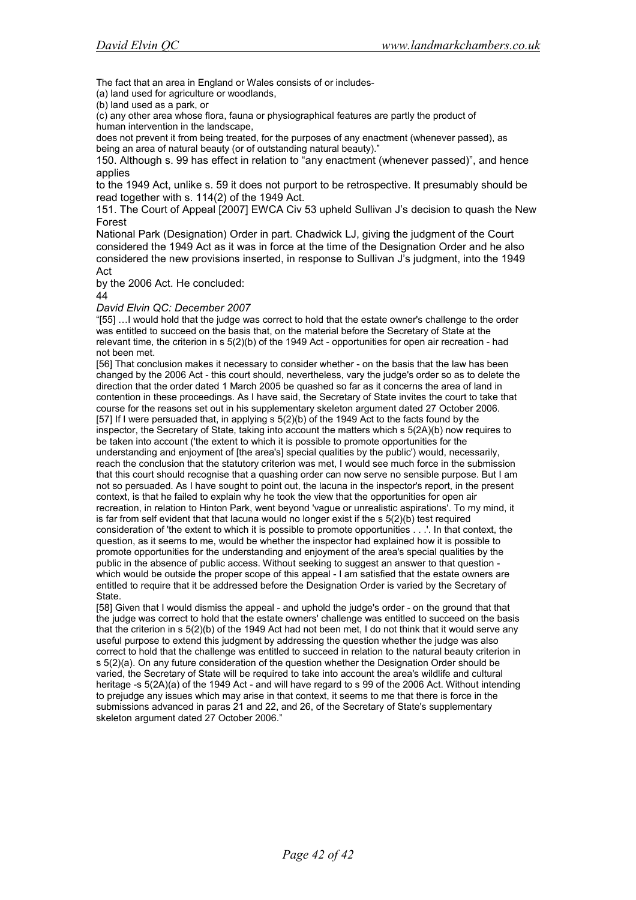The fact that an area in England or Wales consists of or includes-
(a) land used for agriculture or woodlands,
(b) land used as a park, or
(c) any other area whose flora, fauna or physiographical features are partly the product of human intervention in the landscape,
does not prevent it from being treated, for the purposes of any enactment (whenever passed), as being an area of natural beauty (or of outstanding natural beauty)."

150. Although s. 99 has effect in relation to "any enactment (whenever passed)", and hence applies to the 1949 Act, unlike s. 59 it does not purport to be retrospective. It presumably should be read together with s. 114(2) of the 1949 Act.

151. The Court of Appeal [2007] EWCA Civ 53 upheld Sullivan J's decision to quash the New Forest National Park (Designation) Order in part. Chadwick LJ, giving the judgment of the Court considered the 1949 Act as it was in force at the time of the Designation Order and he also considered the new provisions inserted, in response to Sullivan J's judgment, into the 1949 Act by the 2006 Act. He concluded:

"[55] …I would hold that the judge was correct to hold that the estate owner's challenge to the order was entitled to succeed on the basis that, on the material before the Secretary of State at the relevant time, the criterion in s 5(2)(b) of the 1949 Act - opportunities for open air recreation - had not been met.

[56] That conclusion makes it necessary to consider whether - on the basis that the law has been changed by the 2006 Act - this court should, nevertheless, vary the judge's order so as to delete the direction that the order dated 1 March 2005 be quashed so far as it concerns the area of land in contention in these proceedings. As I have said, the Secretary of State invites the court to take that course for the reasons set out in his supplementary skeleton argument dated 27 October 2006.

[57] If I were persuaded that, in applying s 5(2)(b) of the 1949 Act to the facts found by the inspector, the Secretary of State, taking into account the matters which s 5(2A)(b) now requires to be taken into account ('the extent to which it is possible to promote opportunities for the understanding and enjoyment of [the area's] special qualities by the public') would, necessarily, reach the conclusion that the statutory criterion was met, I would see much force in the submission that this court should recognise that a quashing order can now serve no sensible purpose. But I am not so persuaded. As I have sought to point out, the lacuna in the inspector's report, in the present context, is that he failed to explain why he took the view that the opportunities for open air recreation, in relation to Hinton Park, went beyond 'vague or unrealistic aspirations'. To my mind, it is far from self evident that that lacuna would no longer exist if the s 5(2)(b) test required consideration of 'the extent to which it is possible to promote opportunities . . .'. In that context, the question, as it seems to me, would be whether the inspector had explained how it is possible to promote opportunities for the understanding and enjoyment of the area's special qualities by the public in the absence of public access. Without seeking to suggest an answer to that question - which would be outside the proper scope of this appeal - I am satisfied that the estate owners are entitled to require that it be addressed before the Designation Order is varied by the Secretary of State.

[58] Given that I would dismiss the appeal - and uphold the judge's order - on the ground that that the judge was correct to hold that the estate owners' challenge was entitled to succeed on the basis that the criterion in s 5(2)(b) of the 1949 Act had not been met, I do not think that it would serve any useful purpose to extend this judgment by addressing the question whether the judge was also correct to hold that the challenge was entitled to succeed in relation to the natural beauty criterion in s 5(2)(a). On any future consideration of the question whether the Designation Order should be varied, the Secretary of State will be required to take into account the area's wildlife and cultural heritage -s 5(2A)(a) of the 1949 Act - and will have regard to s 99 of the 2006 Act. Without intending to prejudge any issues which may arise in that context, it seems to me that there is force in the submissions advanced in paras 21 and 22, and 26, of the Secretary of State's supplementary skeleton argument dated 27 October 2006."